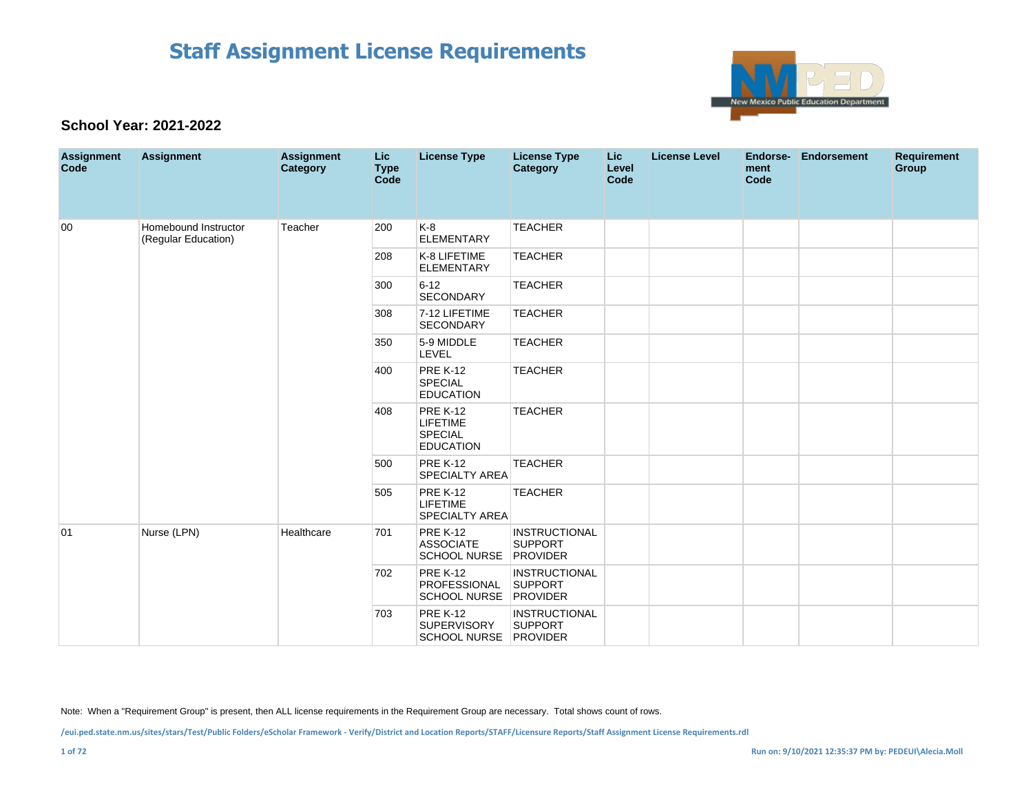# Staff Assignment License Requirements

**School Year: 2021-2022**

| Assignment Code | Assignment | Assignment Category | Lic Type Code | License Type | License Type Category | Lic Level Code | License Level | Endorse-ment Code | Endorsement | Requirement Group |
|---|---|---|---|---|---|---|---|---|---|---|
| 00 | Homebound Instructor (Regular Education) | Teacher | 200 | K-8 ELEMENTARY | TEACHER | | | | | |
| | | | 208 | K-8 LIFETIME ELEMENTARY | TEACHER | | | | | |
| | | | 300 | 6-12 SECONDARY | TEACHER | | | | | |
| | | | 308 | 7-12 LIFETIME SECONDARY | TEACHER | | | | | |
| | | | 350 | 5-9 MIDDLE LEVEL | TEACHER | | | | | |
| | | | 400 | PRE K-12 SPECIAL EDUCATION | TEACHER | | | | | |
| | | | 408 | PRE K-12 LIFETIME SPECIAL EDUCATION | TEACHER | | | | | |
| | | | 500 | PRE K-12 SPECIALTY AREA | TEACHER | | | | | |
| | | | 505 | PRE K-12 LIFETIME SPECIALTY AREA | TEACHER | | | | | |
| 01 | Nurse (LPN) | Healthcare | 701 | PRE K-12 ASSOCIATE SCHOOL NURSE | INSTRUCTIONAL SUPPORT PROVIDER | | | | | |
| | | | 702 | PRE K-12 PROFESSIONAL SCHOOL NURSE | INSTRUCTIONAL SUPPORT PROVIDER | | | | | |
| | | | 703 | PRE K-12 SUPERVISORY SCHOOL NURSE | INSTRUCTIONAL SUPPORT PROVIDER | | | | | |

Note: When a "Requirement Group" is present, then ALL license requirements in the Requirement Group are necessary. Total shows count of rows.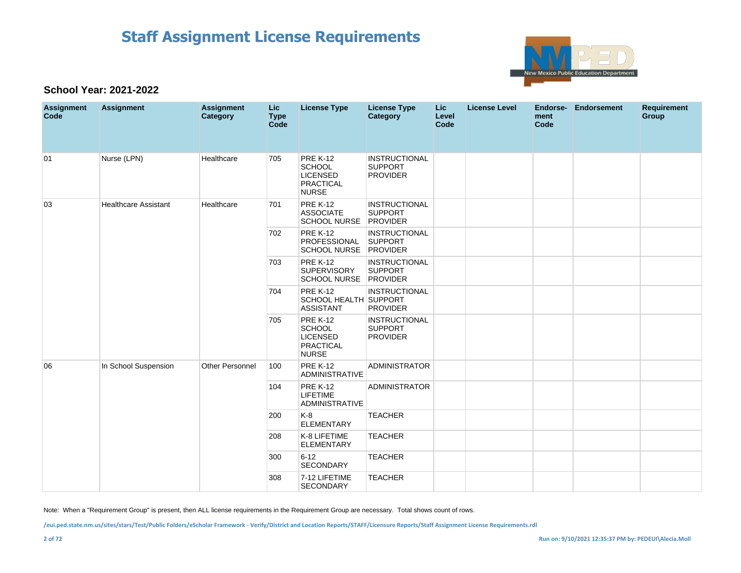# Staff Assignment License Requirements

### School Year: 2021-2022

| Assignment Code | Assignment | Assignment Category | Lic Type Code | License Type | License Type Category | Lic Level Code | License Level | Endorse-ment Code | Endorsement | Requirement Group |
|---|---|---|---|---|---|---|---|---|---|---|
| 01 | Nurse (LPN) | Healthcare | 705 | PRE K-12 SCHOOL LICENSED PRACTICAL NURSE | INSTRUCTIONAL SUPPORT PROVIDER | | | | | |
| 03 | Healthcare Assistant | Healthcare | 701 | PRE K-12 ASSOCIATE SCHOOL NURSE | INSTRUCTIONAL SUPPORT PROVIDER | | | | | |
| | | | 702 | PRE K-12 PROFESSIONAL SCHOOL NURSE | INSTRUCTIONAL SUPPORT PROVIDER | | | | | |
| | | | 703 | PRE K-12 SUPERVISORY SCHOOL NURSE | INSTRUCTIONAL SUPPORT PROVIDER | | | | | |
| | | | 704 | PRE K-12 SCHOOL HEALTH ASSISTANT | INSTRUCTIONAL SUPPORT PROVIDER | | | | | |
| | | | 705 | PRE K-12 SCHOOL LICENSED PRACTICAL NURSE | INSTRUCTIONAL SUPPORT PROVIDER | | | | | |
| 06 | In School Suspension | Other Personnel | 100 | PRE K-12 ADMINISTRATIVE | ADMINISTRATOR | | | | | |
| | | | 104 | PRE K-12 LIFETIME ADMINISTRATIVE | ADMINISTRATOR | | | | | |
| | | | 200 | K-8 ELEMENTARY | TEACHER | | | | | |
| | | | 208 | K-8 LIFETIME ELEMENTARY | TEACHER | | | | | |
| | | | 300 | 6-12 SECONDARY | TEACHER | | | | | |
| | | | 308 | 7-12 LIFETIME SECONDARY | TEACHER | | | | | |

Note: When a "Requirement Group" is present, then ALL license requirements in the Requirement Group are necessary. Total shows count of rows.

/eui.ped.state.nm.us/sites/stars/Test/Public Folders/eScholar Framework - Verify/District and Location Reports/STAFF/Licensure Reports/Staff Assignment License Requirements.rdl

Run on: 9/10/2021 12:35:37 PM by: PEDEUI\Alecia.Moll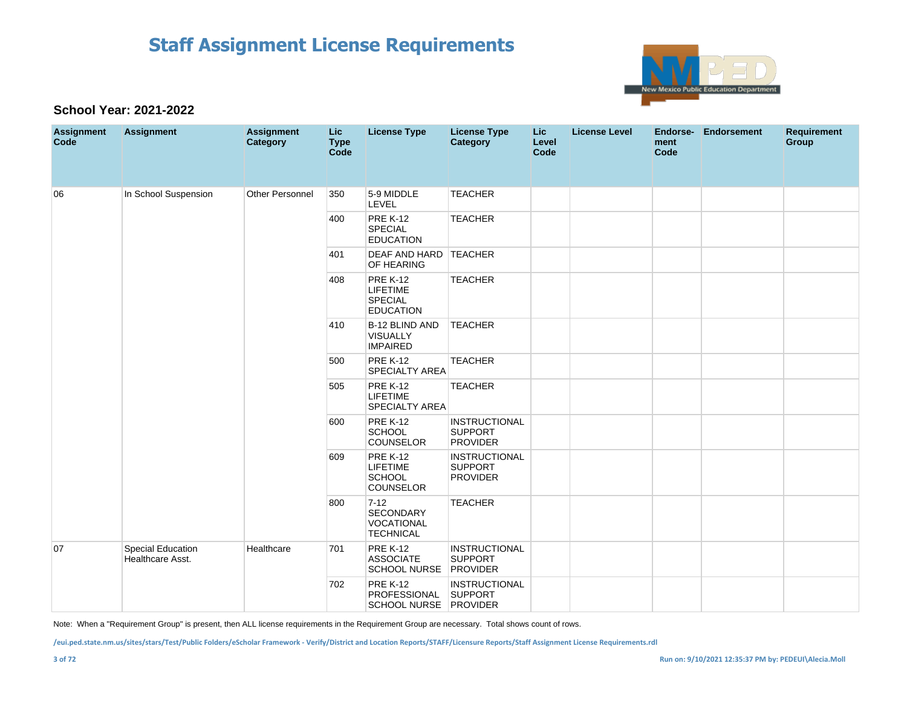# Staff Assignment License Requirements

### School Year: 2021-2022

| Assignment Code | Assignment | Assignment Category | Lic Type Code | License Type | License Type Category | Lic Level Code | License Level | Endorsement Code | Endorsement | Requirement Group |
|---|---|---|---|---|---|---|---|---|---|---|
| 06 | In School Suspension | Other Personnel | 350 | 5-9 MIDDLE LEVEL | TEACHER | | | | | |
| | | | 400 | PRE K-12 SPECIAL EDUCATION | TEACHER | | | | | |
| | | | 401 | DEAF AND HARD OF HEARING | TEACHER | | | | | |
| | | | 408 | PRE K-12 LIFETIME SPECIAL EDUCATION | TEACHER | | | | | |
| | | | 410 | B-12 BLIND AND VISUALLY IMPAIRED | TEACHER | | | | | |
| | | | 500 | PRE K-12 SPECIALTY AREA | TEACHER | | | | | |
| | | | 505 | PRE K-12 LIFETIME SPECIALTY AREA | TEACHER | | | | | |
| | | | 600 | PRE K-12 SCHOOL COUNSELOR | INSTRUCTIONAL SUPPORT PROVIDER | | | | | |
| | | | 609 | PRE K-12 LIFETIME SCHOOL COUNSELOR | INSTRUCTIONAL SUPPORT PROVIDER | | | | | |
| | | | 800 | 7-12 SECONDARY VOCATIONAL TECHNICAL | TEACHER | | | | | |
| 07 | Special Education Healthcare Asst. | Healthcare | 701 | PRE K-12 ASSOCIATE SCHOOL NURSE | INSTRUCTIONAL SUPPORT PROVIDER | | | | | |
| | | | 702 | PRE K-12 PROFESSIONAL SCHOOL NURSE | INSTRUCTIONAL SUPPORT PROVIDER | | | | | |

Note: When a "Requirement Group" is present, then ALL license requirements in the Requirement Group are necessary. Total shows count of rows.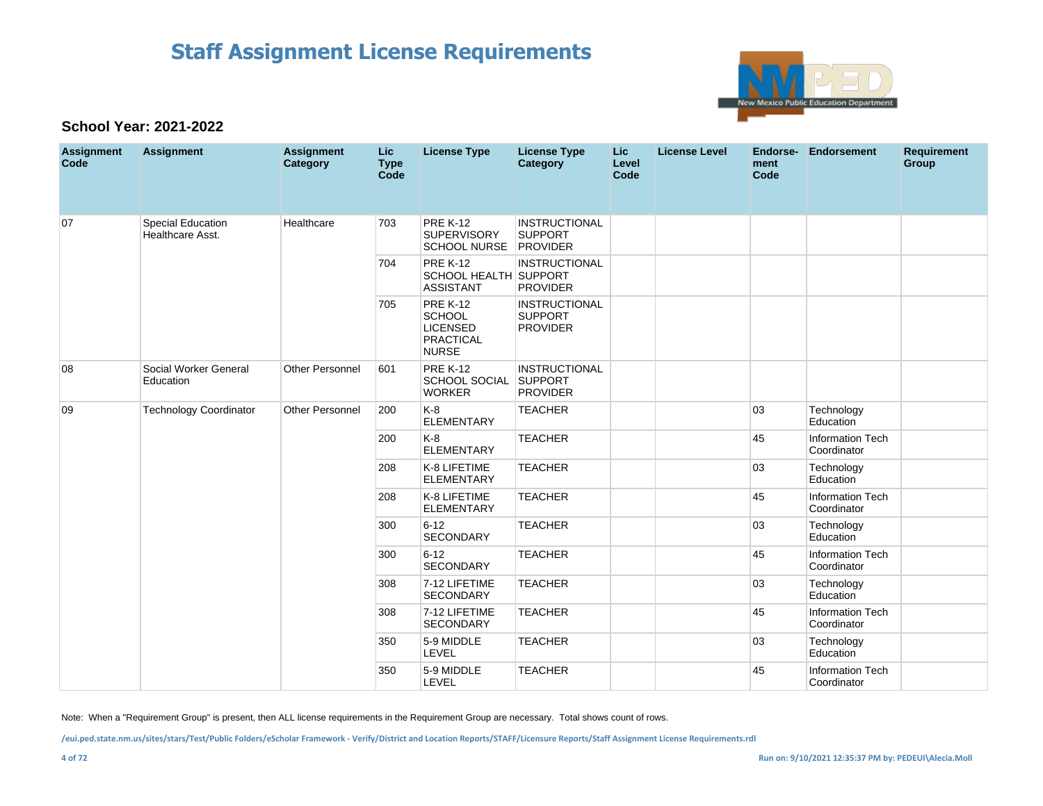# Staff Assignment License Requirements

**School Year: 2021-2022**

| Assignment Code | Assignment | Assignment Category | Lic Type Code | License Type | License Type Category | Lic Level Code | License Level | Endorse-ment Code | Endorsement | Requirement Group |
|---|---|---|---|---|---|---|---|---|---|---|
| 07 | Special Education Healthcare Asst. | Healthcare | 703 | PRE K-12 SUPERVISORY SCHOOL NURSE | INSTRUCTIONAL SUPPORT PROVIDER | | | | | |
| | | | 704 | PRE K-12 SCHOOL HEALTH ASSISTANT | INSTRUCTIONAL SUPPORT PROVIDER | | | | | |
| | | | 705 | PRE K-12 SCHOOL LICENSED PRACTICAL NURSE | INSTRUCTIONAL SUPPORT PROVIDER | | | | | |
| 08 | Social Worker General Education | Other Personnel | 601 | PRE K-12 SCHOOL SOCIAL WORKER | INSTRUCTIONAL SUPPORT PROVIDER | | | | | |
| 09 | Technology Coordinator | Other Personnel | 200 | K-8 ELEMENTARY | TEACHER | | | 03 | Technology Education | |
| | | | 200 | K-8 ELEMENTARY | TEACHER | | | 45 | Information Tech Coordinator | |
| | | | 208 | K-8 LIFETIME ELEMENTARY | TEACHER | | | 03 | Technology Education | |
| | | | 208 | K-8 LIFETIME ELEMENTARY | TEACHER | | | 45 | Information Tech Coordinator | |
| | | | 300 | 6-12 SECONDARY | TEACHER | | | 03 | Technology Education | |
| | | | 300 | 6-12 SECONDARY | TEACHER | | | 45 | Information Tech Coordinator | |
| | | | 308 | 7-12 LIFETIME SECONDARY | TEACHER | | | 03 | Technology Education | |
| | | | 308 | 7-12 LIFETIME SECONDARY | TEACHER | | | 45 | Information Tech Coordinator | |
| | | | 350 | 5-9 MIDDLE LEVEL | TEACHER | | | 03 | Technology Education | |
| | | | 350 | 5-9 MIDDLE LEVEL | TEACHER | | | 45 | Information Tech Coordinator | |

Note: When a "Requirement Group" is present, then ALL license requirements in the Requirement Group are necessary. Total shows count of rows.

/eui.ped.state.nm.us/sites/stars/Test/Public Folders/eScholar Framework - Verify/District and Location Reports/STAFF/Licensure Reports/Staff Assignment License Requirements.rdl

Run on: 9/10/2021 12:35:37 PM by: PEDEUI\Alecia.Moll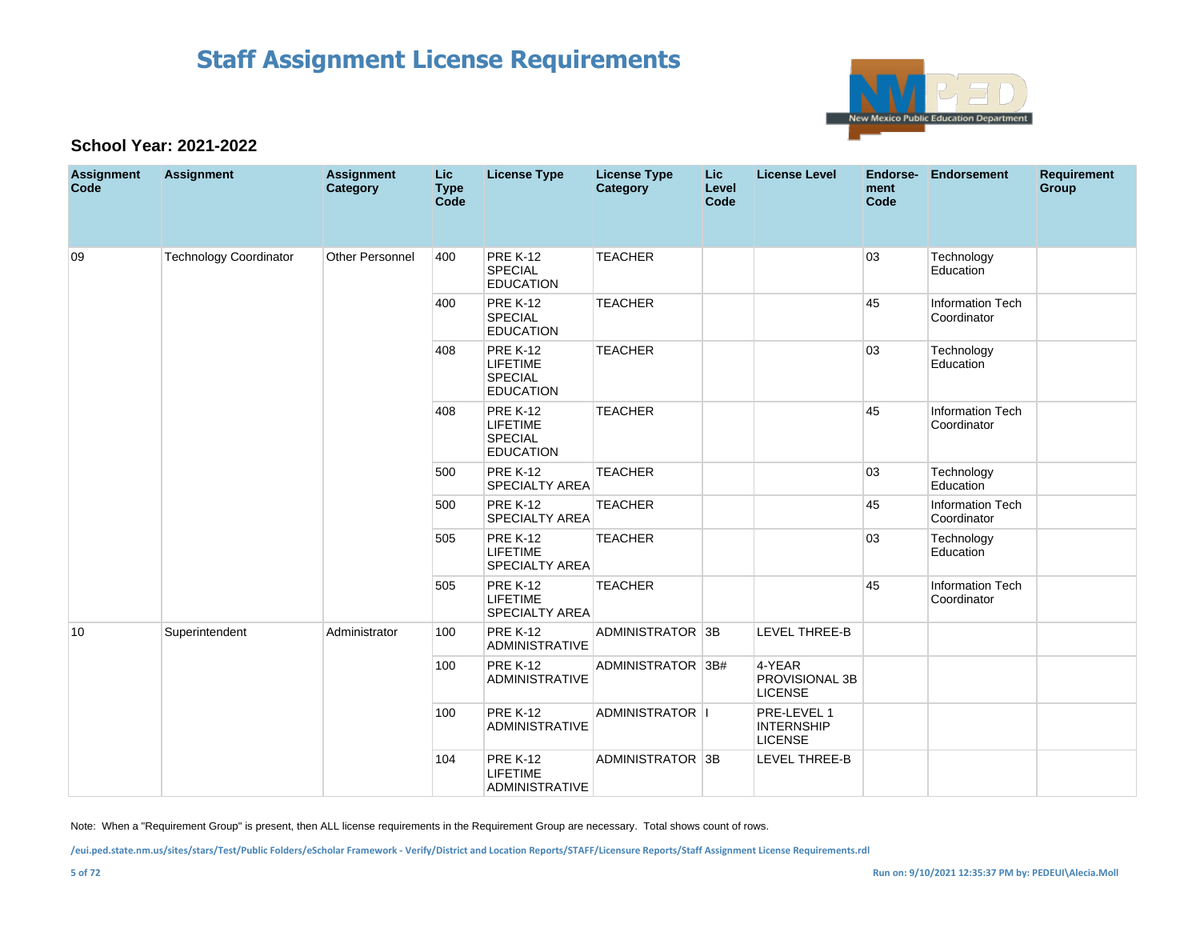# Staff Assignment License Requirements

**School Year: 2021-2022**

| Assignment Code | Assignment | Assignment Category | Lic Type Code | License Type | License Type Category | Lic Level Code | License Level | Endorse-ment Code | Endorsement | Requirement Group |
|---|---|---|---|---|---|---|---|---|---|---|
| 09 | Technology Coordinator | Other Personnel | 400 | PRE K-12 SPECIAL EDUCATION | TEACHER | | | 03 | Technology Education | |
| | | | 400 | PRE K-12 SPECIAL EDUCATION | TEACHER | | | 45 | Information Tech Coordinator | |
| | | | 408 | PRE K-12 LIFETIME SPECIAL EDUCATION | TEACHER | | | 03 | Technology Education | |
| | | | 408 | PRE K-12 LIFETIME SPECIAL EDUCATION | TEACHER | | | 45 | Information Tech Coordinator | |
| | | | 500 | PRE K-12 SPECIALTY AREA | TEACHER | | | 03 | Technology Education | |
| | | | 500 | PRE K-12 SPECIALTY AREA | TEACHER | | | 45 | Information Tech Coordinator | |
| | | | 505 | PRE K-12 LIFETIME SPECIALTY AREA | TEACHER | | | 03 | Technology Education | |
| | | | 505 | PRE K-12 LIFETIME SPECIALTY AREA | TEACHER | | | 45 | Information Tech Coordinator | |
| 10 | Superintendent | Administrator | 100 | PRE K-12 ADMINISTRATIVE | ADMINISTRATOR | 3B | LEVEL THREE-B | | | |
| | | | 100 | PRE K-12 ADMINISTRATIVE | ADMINISTRATOR | 3B# | 4-YEAR PROVISIONAL 3B LICENSE | | | |
| | | | 100 | PRE K-12 ADMINISTRATIVE | ADMINISTRATOR | I | PRE-LEVEL 1 INTERNSHIP LICENSE | | | |
| | | | 104 | PRE K-12 LIFETIME ADMINISTRATIVE | ADMINISTRATOR | 3B | LEVEL THREE-B | | | |

Note: When a "Requirement Group" is present, then ALL license requirements in the Requirement Group are necessary. Total shows count of rows.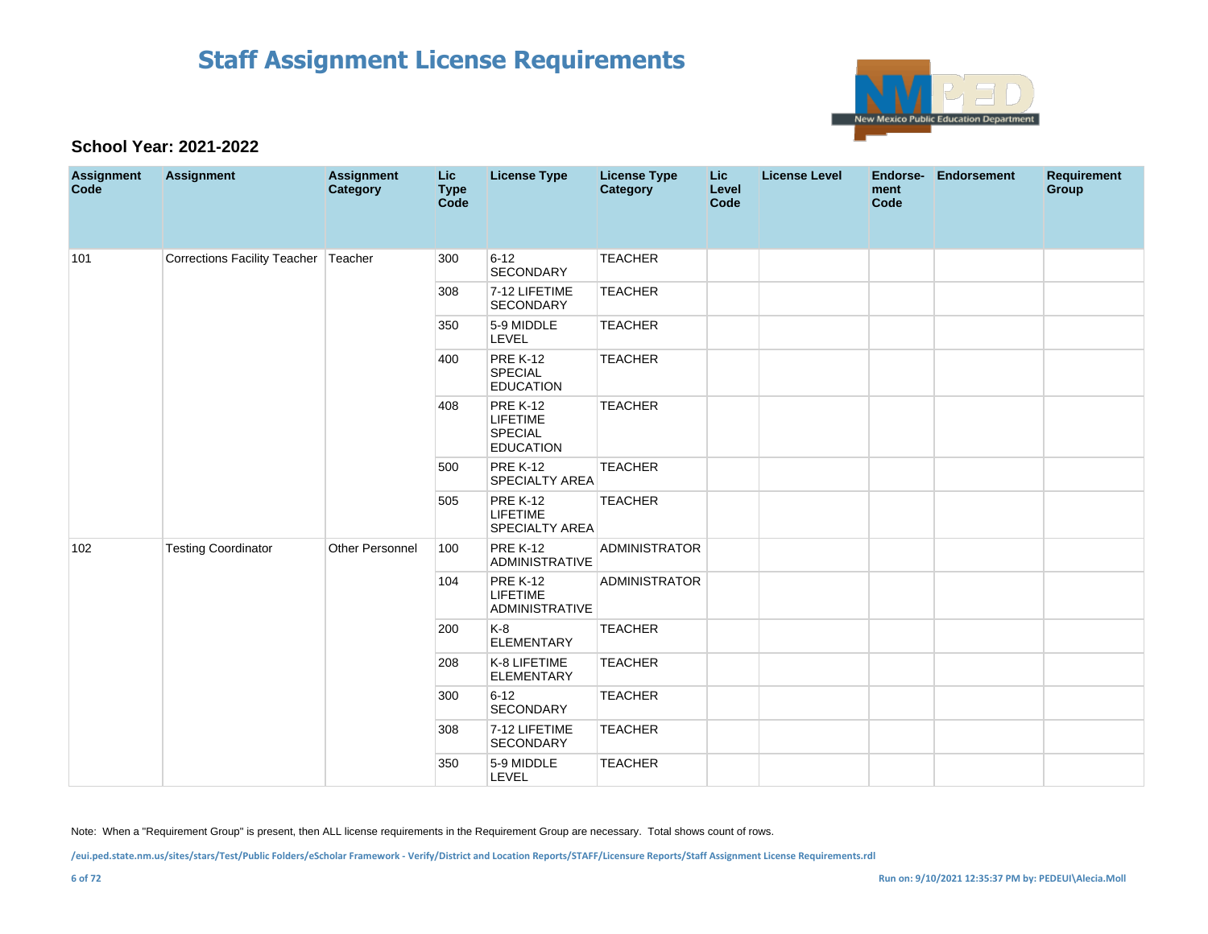# Staff Assignment License Requirements

### School Year: 2021-2022

| Assignment Code | Assignment | Assignment Category | Lic Type Code | License Type | License Type Category | Lic Level Code | License Level | Endorse-ment Code | Endorsement | Requirement Group |
|---|---|---|---|---|---|---|---|---|---|---|
| 101 | Corrections Facility Teacher | Teacher | 300 | 6-12 SECONDARY | TEACHER | | | | | |
| | | | 308 | 7-12 LIFETIME SECONDARY | TEACHER | | | | | |
| | | | 350 | 5-9 MIDDLE LEVEL | TEACHER | | | | | |
| | | | 400 | PRE K-12 SPECIAL EDUCATION | TEACHER | | | | | |
| | | | 408 | PRE K-12 LIFETIME SPECIAL EDUCATION | TEACHER | | | | | |
| | | | 500 | PRE K-12 SPECIALTY AREA | TEACHER | | | | | |
| | | | 505 | PRE K-12 LIFETIME SPECIALTY AREA | TEACHER | | | | | |
| 102 | Testing Coordinator | Other Personnel | 100 | PRE K-12 ADMINISTRATIVE | ADMINISTRATOR | | | | | |
| | | | 104 | PRE K-12 LIFETIME ADMINISTRATIVE | ADMINISTRATOR | | | | | |
| | | | 200 | K-8 ELEMENTARY | TEACHER | | | | | |
| | | | 208 | K-8 LIFETIME ELEMENTARY | TEACHER | | | | | |
| | | | 300 | 6-12 SECONDARY | TEACHER | | | | | |
| | | | 308 | 7-12 LIFETIME SECONDARY | TEACHER | | | | | |
| | | | 350 | 5-9 MIDDLE LEVEL | TEACHER | | | | | |

Note: When a "Requirement Group" is present, then ALL license requirements in the Requirement Group are necessary. Total shows count of rows.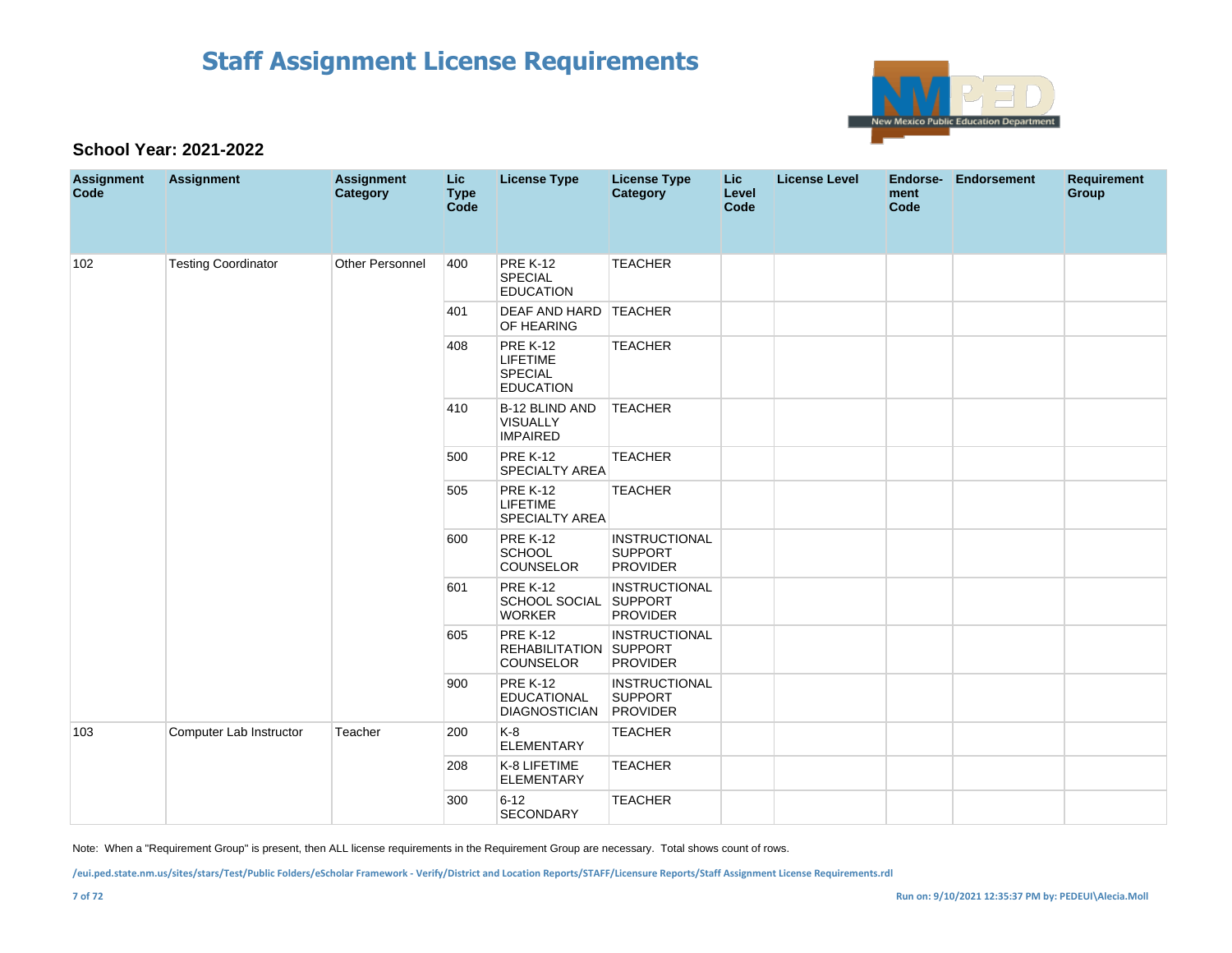# Staff Assignment License Requirements

**School Year: 2021-2022**

| Assignment Code | Assignment | Assignment Category | Lic Type Code | License Type | License Type Category | Lic Level Code | License Level | Endorse-ment Code | Endorsement | Requirement Group |
|---|---|---|---|---|---|---|---|---|---|---|
| 102 | Testing Coordinator | Other Personnel | 400 | PRE K-12 SPECIAL EDUCATION | TEACHER | | | | | |
| | | | 401 | DEAF AND HARD OF HEARING | TEACHER | | | | | |
| | | | 408 | PRE K-12 LIFETIME SPECIAL EDUCATION | TEACHER | | | | | |
| | | | 410 | B-12 BLIND AND VISUALLY IMPAIRED | TEACHER | | | | | |
| | | | 500 | PRE K-12 SPECIALTY AREA | TEACHER | | | | | |
| | | | 505 | PRE K-12 LIFETIME SPECIALTY AREA | TEACHER | | | | | |
| | | | 600 | PRE K-12 SCHOOL COUNSELOR | INSTRUCTIONAL SUPPORT PROVIDER | | | | | |
| | | | 601 | PRE K-12 SCHOOL SOCIAL WORKER | INSTRUCTIONAL SUPPORT PROVIDER | | | | | |
| | | | 605 | PRE K-12 REHABILITATION COUNSELOR | INSTRUCTIONAL SUPPORT PROVIDER | | | | | |
| | | | 900 | PRE K-12 EDUCATIONAL DIAGNOSTICIAN | INSTRUCTIONAL SUPPORT PROVIDER | | | | | |
| 103 | Computer Lab Instructor | Teacher | 200 | K-8 ELEMENTARY | TEACHER | | | | | |
| | | | 208 | K-8 LIFETIME ELEMENTARY | TEACHER | | | | | |
| | | | 300 | 6-12 SECONDARY | TEACHER | | | | | |

Note: When a "Requirement Group" is present, then ALL license requirements in the Requirement Group are necessary. Total shows count of rows.

/eui.ped.state.nm.us/sites/stars/Test/Public Folders/eScholar Framework - Verify/District and Location Reports/STAFF/Licensure Reports/Staff Assignment License Requirements.rdl

Run on: 9/10/2021 12:35:37 PM by: PEDEUI\Alecia.Moll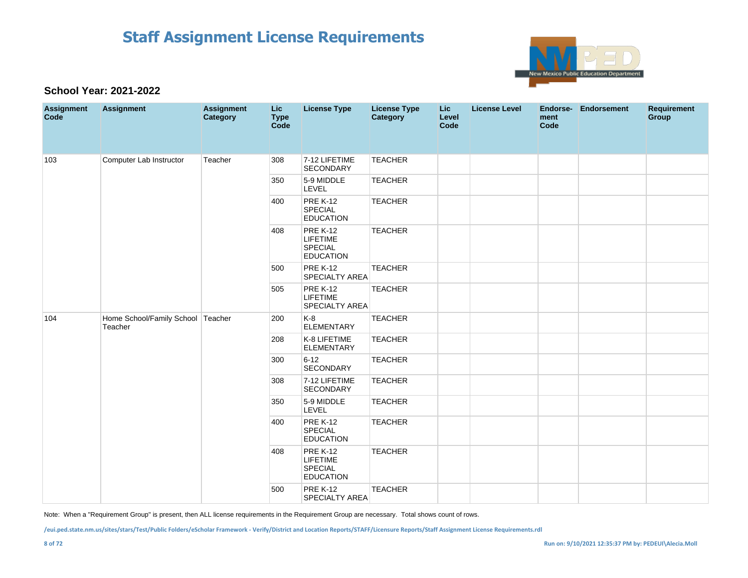# Staff Assignment License Requirements

### School Year: 2021-2022

| Assignment Code | Assignment | Assignment Category | Lic Type Code | License Type | License Type Category | Lic Level Code | License Level | Endorse-ment Code | Endorsement | Requirement Group |
|---|---|---|---|---|---|---|---|---|---|---|
| 103 | Computer Lab Instructor | Teacher | 308 | 7-12 LIFETIME SECONDARY | TEACHER | | | | | |
| | | | 350 | 5-9 MIDDLE LEVEL | TEACHER | | | | | |
| | | | 400 | PRE K-12 SPECIAL EDUCATION | TEACHER | | | | | |
| | | | 408 | PRE K-12 LIFETIME SPECIAL EDUCATION | TEACHER | | | | | |
| | | | 500 | PRE K-12 SPECIALTY AREA | TEACHER | | | | | |
| | | | 505 | PRE K-12 LIFETIME SPECIALTY AREA | TEACHER | | | | | |
| 104 | Home School/Family School Teacher | Teacher | 200 | K-8 ELEMENTARY | TEACHER | | | | | |
| | | | 208 | K-8 LIFETIME ELEMENTARY | TEACHER | | | | | |
| | | | 300 | 6-12 SECONDARY | TEACHER | | | | | |
| | | | 308 | 7-12 LIFETIME SECONDARY | TEACHER | | | | | |
| | | | 350 | 5-9 MIDDLE LEVEL | TEACHER | | | | | |
| | | | 400 | PRE K-12 SPECIAL EDUCATION | TEACHER | | | | | |
| | | | 408 | PRE K-12 LIFETIME SPECIAL EDUCATION | TEACHER | | | | | |
| | | | 500 | PRE K-12 SPECIALTY AREA | TEACHER | | | | | |

Note: When a "Requirement Group" is present, then ALL license requirements in the Requirement Group are necessary. Total shows count of rows.

/eui.ped.state.nm.us/sites/stars/Test/Public Folders/eScholar Framework - Verify/District and Location Reports/STAFF/Licensure Reports/Staff Assignment License Requirements.rdl

Run on: 9/10/2021 12:35:37 PM by: PEDEUI\Alecia.Moll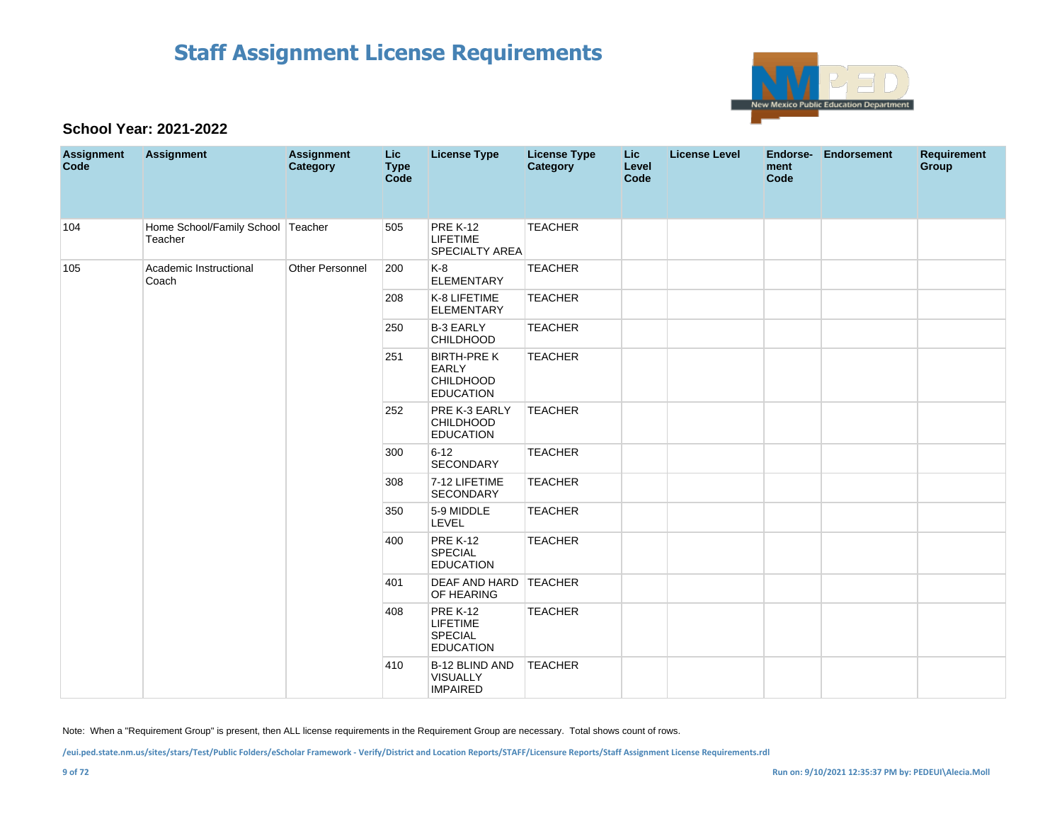# Staff Assignment License Requirements

### School Year: 2021-2022

| Assignment Code | Assignment | Assignment Category | Lic Type Code | License Type | License Type Category | Lic Level Code | License Level | Endorse-ment Code | Endorsement | Requirement Group |
|---|---|---|---|---|---|---|---|---|---|---|
| 104 | Home School/Family School Teacher | Teacher | 505 | PRE K-12 LIFETIME SPECIALTY AREA | TEACHER | | | | | |
| 105 | Academic Instructional Coach | Other Personnel | 200 | K-8 ELEMENTARY | TEACHER | | | | | |
| | | | 208 | K-8 LIFETIME ELEMENTARY | TEACHER | | | | | |
| | | | 250 | B-3 EARLY CHILDHOOD | TEACHER | | | | | |
| | | | 251 | BIRTH-PRE K EARLY CHILDHOOD EDUCATION | TEACHER | | | | | |
| | | | 252 | PRE K-3 EARLY CHILDHOOD EDUCATION | TEACHER | | | | | |
| | | | 300 | 6-12 SECONDARY | TEACHER | | | | | |
| | | | 308 | 7-12 LIFETIME SECONDARY | TEACHER | | | | | |
| | | | 350 | 5-9 MIDDLE LEVEL | TEACHER | | | | | |
| | | | 400 | PRE K-12 SPECIAL EDUCATION | TEACHER | | | | | |
| | | | 401 | DEAF AND HARD OF HEARING | TEACHER | | | | | |
| | | | 408 | PRE K-12 LIFETIME SPECIAL EDUCATION | TEACHER | | | | | |
| | | | 410 | B-12 BLIND AND VISUALLY IMPAIRED | TEACHER | | | | | |

Note: When a "Requirement Group" is present, then ALL license requirements in the Requirement Group are necessary. Total shows count of rows.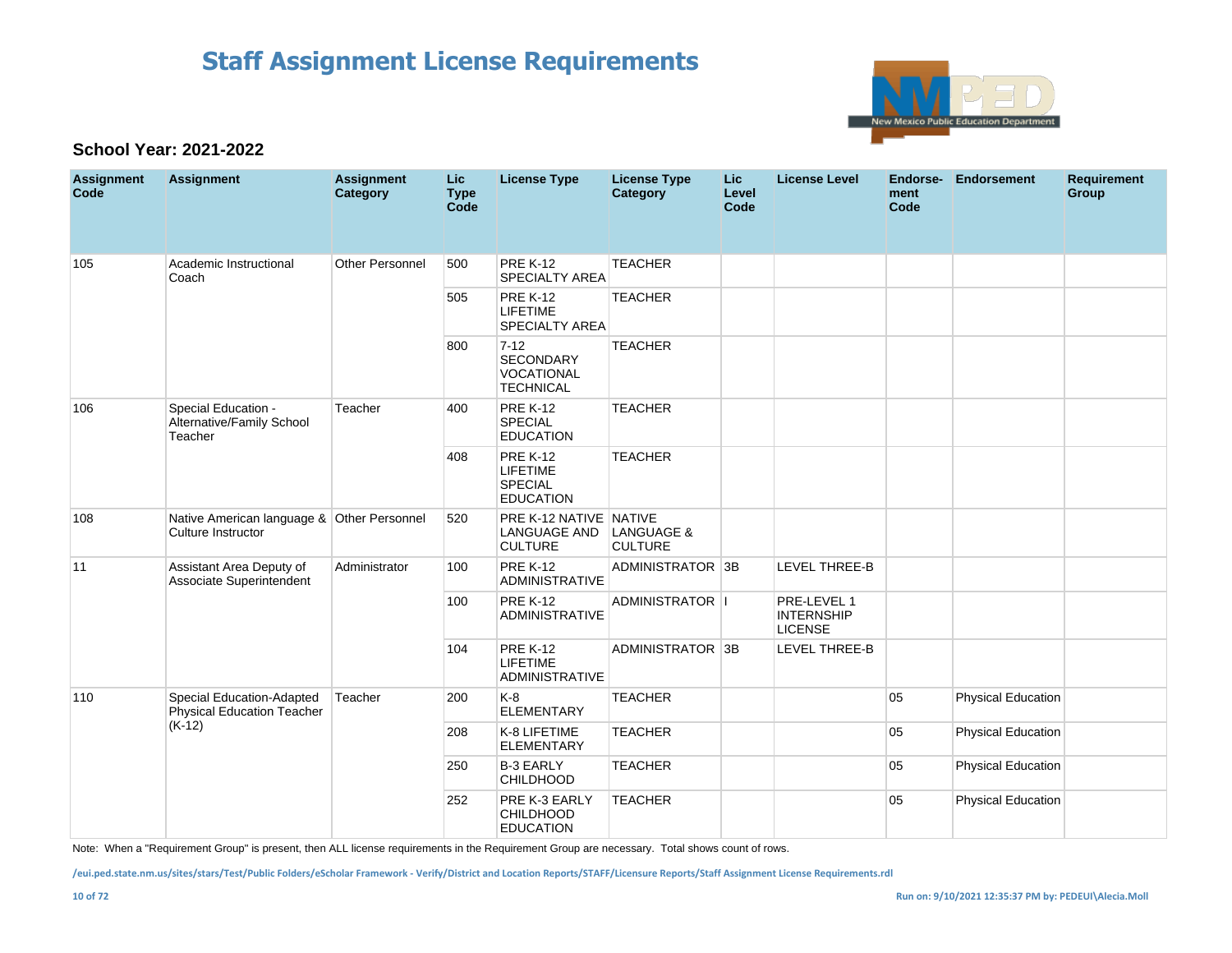# Staff Assignment License Requirements

**School Year: 2021-2022**

| Assignment Code | Assignment | Assignment Category | Lic Type Code | License Type | License Type Category | Lic Level Code | License Level | Endorse-ment Code | Endorsement | Requirement Group |
|---|---|---|---|---|---|---|---|---|---|---|
| 105 | Academic Instructional Coach | Other Personnel | 500 | PRE K-12 SPECIALTY AREA | TEACHER | | | | | |
| | | | 505 | PRE K-12 LIFETIME SPECIALTY AREA | TEACHER | | | | | |
| | | | 800 | 7-12 SECONDARY VOCATIONAL TECHNICAL | TEACHER | | | | | |
| 106 | Special Education - Alternative/Family School Teacher | Teacher | 400 | PRE K-12 SPECIAL EDUCATION | TEACHER | | | | | |
| | | | 408 | PRE K-12 LIFETIME SPECIAL EDUCATION | TEACHER | | | | | |
| 108 | Native American language & Culture Instructor | Other Personnel | 520 | PRE K-12 NATIVE LANGUAGE AND CULTURE | NATIVE LANGUAGE & CULTURE | | | | | |
| 11 | Assistant Area Deputy of Associate Superintendent | Administrator | 100 | PRE K-12 ADMINISTRATIVE | ADMINISTRATOR | 3B | LEVEL THREE-B | | | |
| | | | 100 | PRE K-12 ADMINISTRATIVE | ADMINISTRATOR | I | PRE-LEVEL 1 INTERNSHIP LICENSE | | | |
| | | | 104 | PRE K-12 LIFETIME ADMINISTRATIVE | ADMINISTRATOR | 3B | LEVEL THREE-B | | | |
| 110 | Special Education-Adapted Physical Education Teacher (K-12) | Teacher | 200 | K-8 ELEMENTARY | TEACHER | | | 05 | Physical Education | |
| | | | 208 | K-8 LIFETIME ELEMENTARY | TEACHER | | | 05 | Physical Education | |
| | | | 250 | B-3 EARLY CHILDHOOD | TEACHER | | | 05 | Physical Education | |
| | | | 252 | PRE K-3 EARLY CHILDHOOD EDUCATION | TEACHER | | | 05 | Physical Education | |

Note: When a "Requirement Group" is present, then ALL license requirements in the Requirement Group are necessary. Total shows count of rows.

/eui.ped.state.nm.us/sites/stars/Test/Public Folders/eScholar Framework - Verify/District and Location Reports/STAFF/Licensure Reports/Staff Assignment License Requirements.rdl

Run on: 9/10/2021 12:35:37 PM by: PEDEUI\Alecia.Moll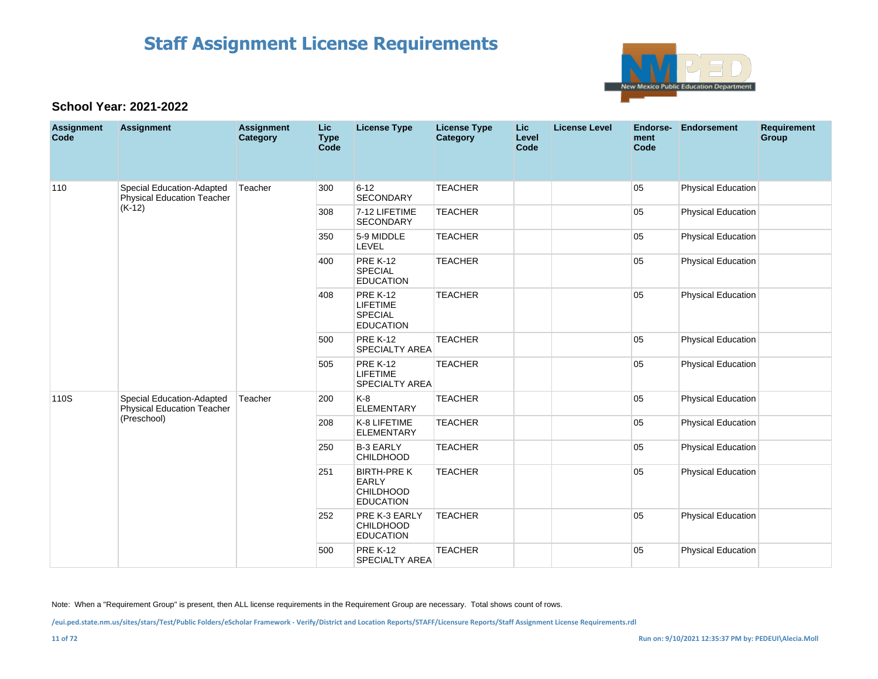# Staff Assignment License Requirements

### School Year: 2021-2022

| Assignment Code | Assignment | Assignment Category | Lic Type Code | License Type | License Type Category | Lic Level Code | License Level | Endorse-ment Code | Endorsement | Requirement Group |
|---|---|---|---|---|---|---|---|---|---|---|
| 110 | Special Education-Adapted Physical Education Teacher (K-12) | Teacher | 300 | 6-12 SECONDARY | TEACHER | | | 05 | Physical Education | |
| | | | 308 | 7-12 LIFETIME SECONDARY | TEACHER | | | 05 | Physical Education | |
| | | | 350 | 5-9 MIDDLE LEVEL | TEACHER | | | 05 | Physical Education | |
| | | | 400 | PRE K-12 SPECIAL EDUCATION | TEACHER | | | 05 | Physical Education | |
| | | | 408 | PRE K-12 LIFETIME SPECIAL EDUCATION | TEACHER | | | 05 | Physical Education | |
| | | | 500 | PRE K-12 SPECIALTY AREA | TEACHER | | | 05 | Physical Education | |
| | | | 505 | PRE K-12 LIFETIME SPECIALTY AREA | TEACHER | | | 05 | Physical Education | |
| 110S | Special Education-Adapted Physical Education Teacher (Preschool) | Teacher | 200 | K-8 ELEMENTARY | TEACHER | | | 05 | Physical Education | |
| | | | 208 | K-8 LIFETIME ELEMENTARY | TEACHER | | | 05 | Physical Education | |
| | | | 250 | B-3 EARLY CHILDHOOD | TEACHER | | | 05 | Physical Education | |
| | | | 251 | BIRTH-PRE K EARLY CHILDHOOD EDUCATION | TEACHER | | | 05 | Physical Education | |
| | | | 252 | PRE K-3 EARLY CHILDHOOD EDUCATION | TEACHER | | | 05 | Physical Education | |
| | | | 500 | PRE K-12 SPECIALTY AREA | TEACHER | | | 05 | Physical Education | |

Note: When a "Requirement Group" is present, then ALL license requirements in the Requirement Group are necessary. Total shows count of rows.

/eui.ped.state.nm.us/sites/stars/Test/Public Folders/eScholar Framework - Verify/District and Location Reports/STAFF/Licensure Reports/Staff Assignment License Requirements.rdl

Run on: 9/10/2021 12:35:37 PM by: PEDEUI\Alecia.Moll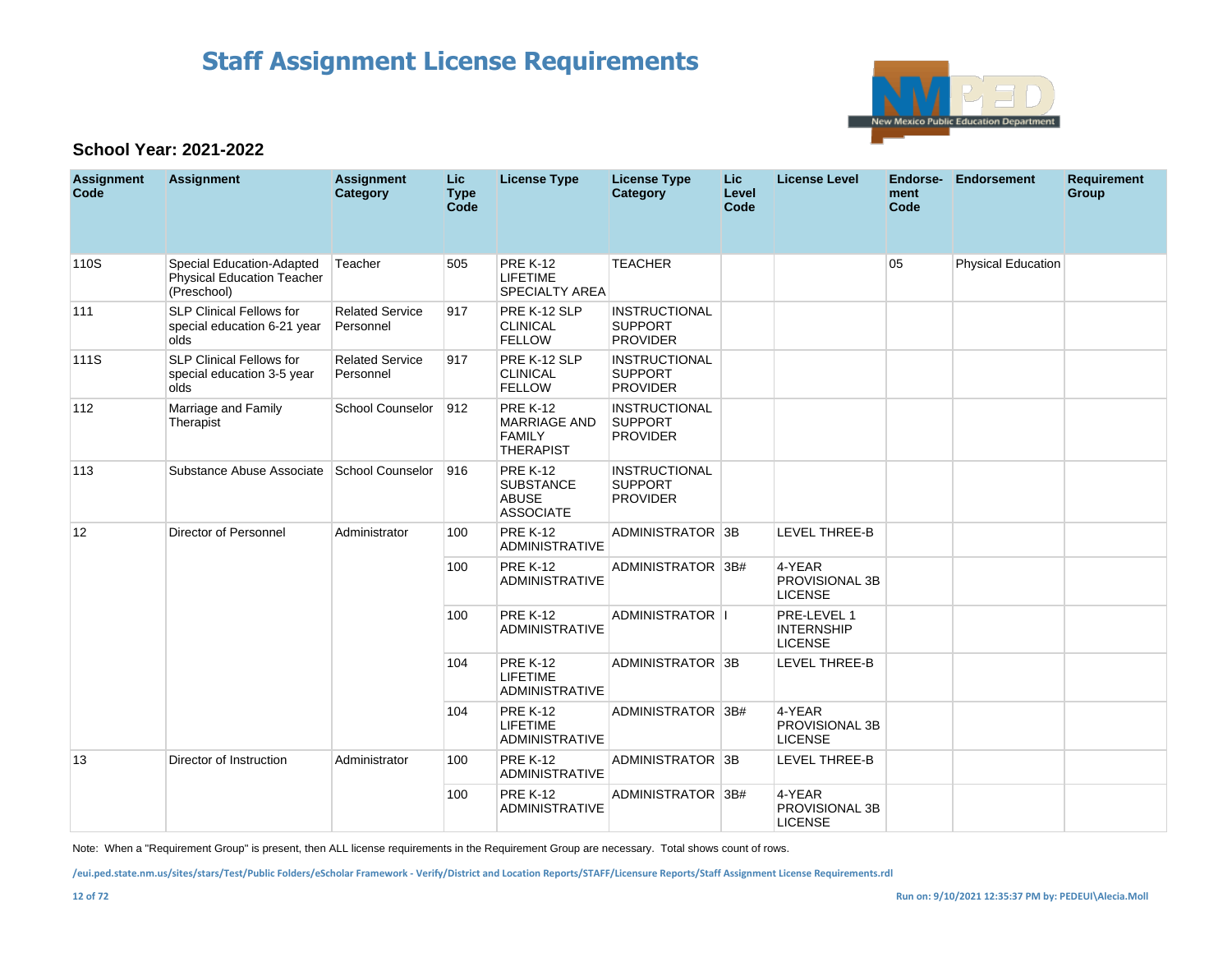# Staff Assignment License Requirements

**School Year: 2021-2022**

| Assignment Code | Assignment | Assignment Category | Lic Type Code | License Type | License Type Category | Lic Level Code | License Level | Endorse-ment Code | Endorsement | Requirement Group |
|---|---|---|---|---|---|---|---|---|---|---|
| 110S | Special Education-Adapted Physical Education Teacher (Preschool) | Teacher | 505 | PRE K-12 LIFETIME SPECIALTY AREA | TEACHER | | | 05 | Physical Education | |
| 111 | SLP Clinical Fellows for special education 6-21 year olds | Related Service Personnel | 917 | PRE K-12 SLP CLINICAL FELLOW | INSTRUCTIONAL SUPPORT PROVIDER | | | | | |
| 111S | SLP Clinical Fellows for special education 3-5 year olds | Related Service Personnel | 917 | PRE K-12 SLP CLINICAL FELLOW | INSTRUCTIONAL SUPPORT PROVIDER | | | | | |
| 112 | Marriage and Family Therapist | School Counselor | 912 | PRE K-12 MARRIAGE AND FAMILY THERAPIST | INSTRUCTIONAL SUPPORT PROVIDER | | | | | |
| 113 | Substance Abuse Associate | School Counselor | 916 | PRE K-12 SUBSTANCE ABUSE ASSOCIATE | INSTRUCTIONAL SUPPORT PROVIDER | | | | | |
| 12 | Director of Personnel | Administrator | 100 | PRE K-12 ADMINISTRATIVE | ADMINISTRATOR | 3B | LEVEL THREE-B | | | |
| | | | 100 | PRE K-12 ADMINISTRATIVE | ADMINISTRATOR | 3B# | 4-YEAR PROVISIONAL 3B LICENSE | | | |
| | | | 100 | PRE K-12 ADMINISTRATIVE | ADMINISTRATOR | I | PRE-LEVEL 1 INTERNSHIP LICENSE | | | |
| | | | 104 | PRE K-12 LIFETIME ADMINISTRATIVE | ADMINISTRATOR | 3B | LEVEL THREE-B | | | |
| | | | 104 | PRE K-12 LIFETIME ADMINISTRATIVE | ADMINISTRATOR | 3B# | 4-YEAR PROVISIONAL 3B LICENSE | | | |
| 13 | Director of Instruction | Administrator | 100 | PRE K-12 ADMINISTRATIVE | ADMINISTRATOR | 3B | LEVEL THREE-B | | | |
| | | | 100 | PRE K-12 ADMINISTRATIVE | ADMINISTRATOR | 3B# | 4-YEAR PROVISIONAL 3B LICENSE | | | |

Note: When a "Requirement Group" is present, then ALL license requirements in the Requirement Group are necessary. Total shows count of rows.

/eui.ped.state.nm.us/sites/stars/Test/Public Folders/eScholar Framework - Verify/District and Location Reports/STAFF/Licensure Reports/Staff Assignment License Requirements.rdl

Run on: 9/10/2021 12:35:37 PM by: PEDEUI\Alecia.Moll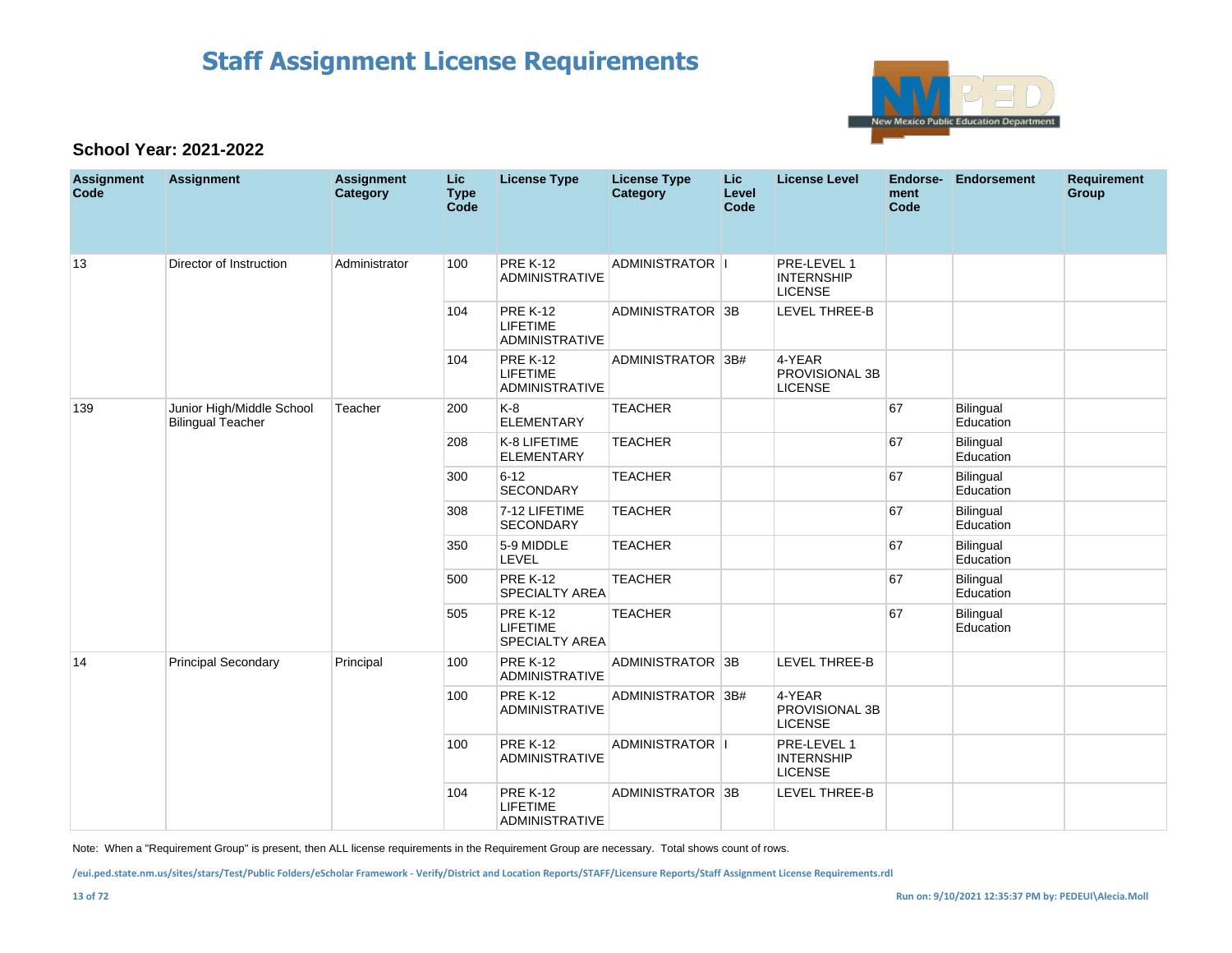# Staff Assignment License Requirements

**School Year: 2021-2022**

| Assignment Code | Assignment | Assignment Category | Lic Type Code | License Type | License Type Category | Lic Level Code | License Level | Endorse-ment Code | Endorsement | Requirement Group |
|---|---|---|---|---|---|---|---|---|---|---|
| 13 | Director of Instruction | Administrator | 100 | PRE K-12 ADMINISTRATIVE | ADMINISTRATOR | I | PRE-LEVEL 1 INTERNSHIP LICENSE | | | |
| | | | 104 | PRE K-12 LIFETIME ADMINISTRATIVE | ADMINISTRATOR | 3B | LEVEL THREE-B | | | |
| | | | 104 | PRE K-12 LIFETIME ADMINISTRATIVE | ADMINISTRATOR | 3B# | 4-YEAR PROVISIONAL 3B LICENSE | | | |
| 139 | Junior High/Middle School Bilingual Teacher | Teacher | 200 | K-8 ELEMENTARY | TEACHER | | | 67 | Bilingual Education | |
| | | | 208 | K-8 LIFETIME ELEMENTARY | TEACHER | | | 67 | Bilingual Education | |
| | | | 300 | 6-12 SECONDARY | TEACHER | | | 67 | Bilingual Education | |
| | | | 308 | 7-12 LIFETIME SECONDARY | TEACHER | | | 67 | Bilingual Education | |
| | | | 350 | 5-9 MIDDLE LEVEL | TEACHER | | | 67 | Bilingual Education | |
| | | | 500 | PRE K-12 SPECIALTY AREA | TEACHER | | | 67 | Bilingual Education | |
| | | | 505 | PRE K-12 LIFETIME SPECIALTY AREA | TEACHER | | | 67 | Bilingual Education | |
| 14 | Principal Secondary | Principal | 100 | PRE K-12 ADMINISTRATIVE | ADMINISTRATOR | 3B | LEVEL THREE-B | | | |
| | | | 100 | PRE K-12 ADMINISTRATIVE | ADMINISTRATOR | 3B# | 4-YEAR PROVISIONAL 3B LICENSE | | | |
| | | | 100 | PRE K-12 ADMINISTRATIVE | ADMINISTRATOR | I | PRE-LEVEL 1 INTERNSHIP LICENSE | | | |
| | | | 104 | PRE K-12 LIFETIME ADMINISTRATIVE | ADMINISTRATOR | 3B | LEVEL THREE-B | | | |

Note: When a "Requirement Group" is present, then ALL license requirements in the Requirement Group are necessary. Total shows count of rows.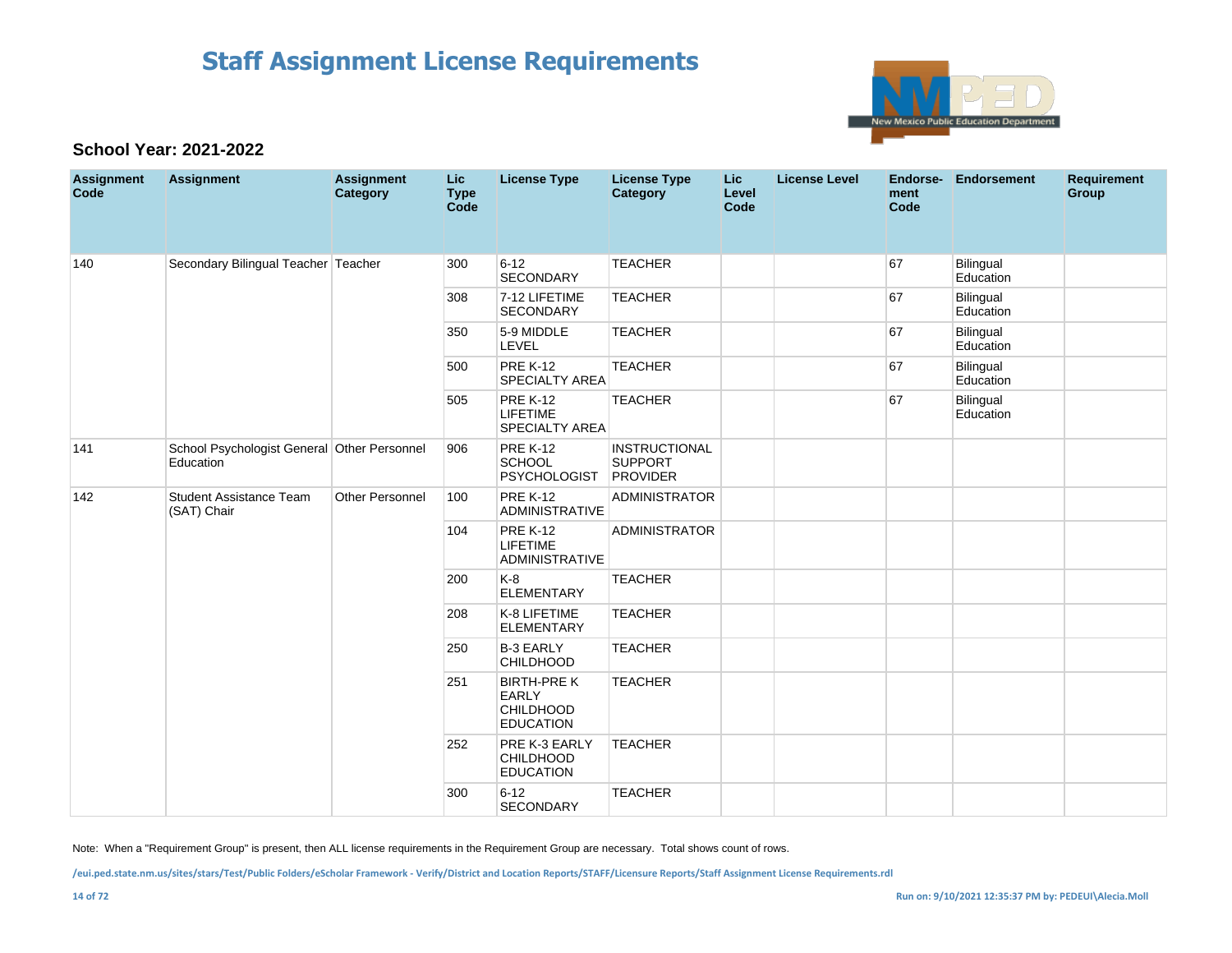# Staff Assignment License Requirements

### School Year: 2021-2022

| Assignment Code | Assignment | Assignment Category | Lic Type Code | License Type | License Type Category | Lic Level Code | License Level | Endorse-ment Code | Endorsement | Requirement Group |
|---|---|---|---|---|---|---|---|---|---|---|
| 140 | Secondary Bilingual Teacher | Teacher | 300 | 6-12 SECONDARY | TEACHER | | | 67 | Bilingual Education | |
| | | | 308 | 7-12 LIFETIME SECONDARY | TEACHER | | | 67 | Bilingual Education | |
| | | | 350 | 5-9 MIDDLE LEVEL | TEACHER | | | 67 | Bilingual Education | |
| | | | 500 | PRE K-12 SPECIALTY AREA | TEACHER | | | 67 | Bilingual Education | |
| | | | 505 | PRE K-12 LIFETIME SPECIALTY AREA | TEACHER | | | 67 | Bilingual Education | |
| 141 | School Psychologist General Education | Other Personnel | 906 | PRE K-12 SCHOOL PSYCHOLOGIST | INSTRUCTIONAL SUPPORT PROVIDER | | | | | |
| 142 | Student Assistance Team (SAT) Chair | Other Personnel | 100 | PRE K-12 ADMINISTRATIVE | ADMINISTRATOR | | | | | |
| | | | 104 | PRE K-12 LIFETIME ADMINISTRATIVE | ADMINISTRATOR | | | | | |
| | | | 200 | K-8 ELEMENTARY | TEACHER | | | | | |
| | | | 208 | K-8 LIFETIME ELEMENTARY | TEACHER | | | | | |
| | | | 250 | B-3 EARLY CHILDHOOD | TEACHER | | | | | |
| | | | 251 | BIRTH-PRE K EARLY CHILDHOOD EDUCATION | TEACHER | | | | | |
| | | | 252 | PRE K-3 EARLY CHILDHOOD EDUCATION | TEACHER | | | | | |
| | | | 300 | 6-12 SECONDARY | TEACHER | | | | | |

Note: When a "Requirement Group" is present, then ALL license requirements in the Requirement Group are necessary. Total shows count of rows.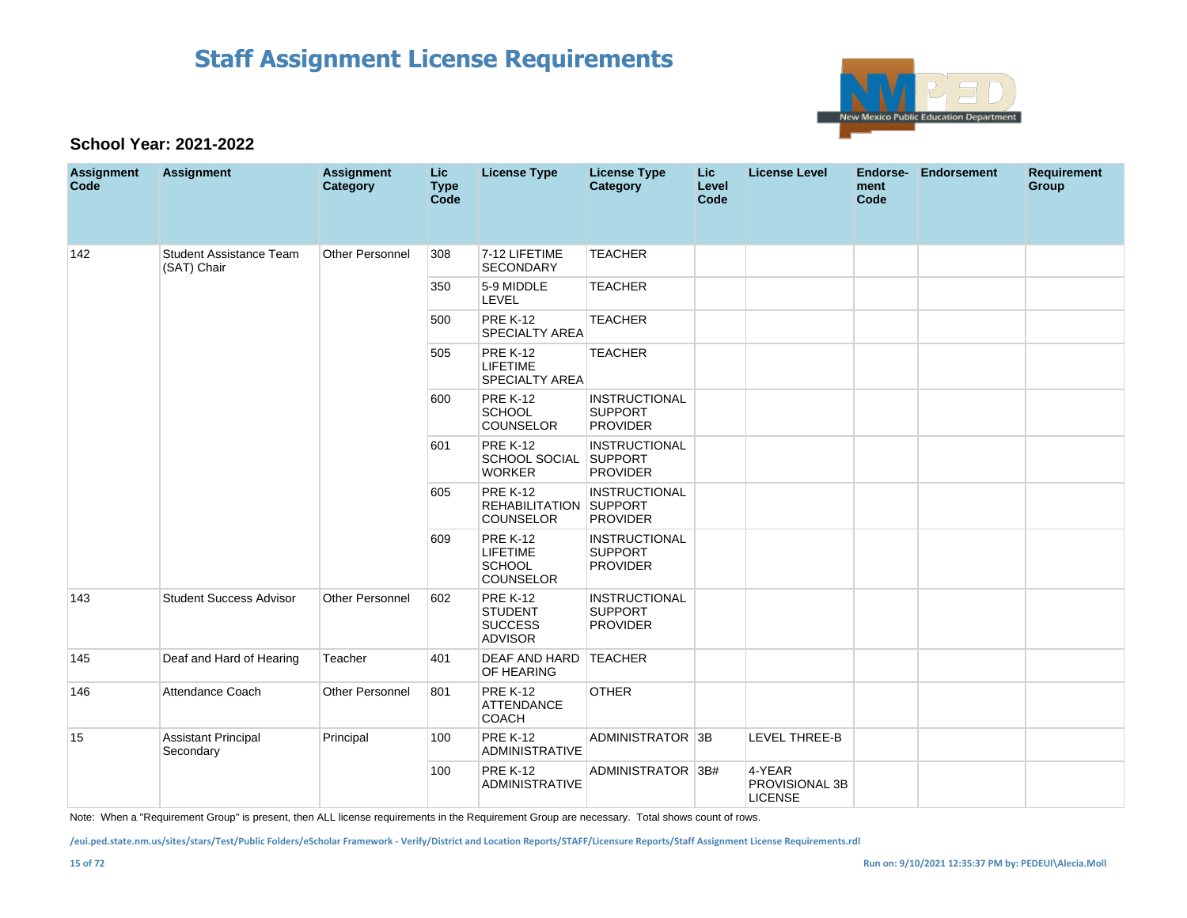# Staff Assignment License Requirements

**School Year: 2021-2022**

| Assignment Code | Assignment | Assignment Category | Lic Type Code | License Type | License Type Category | Lic Level Code | License Level | Endorse-ment Code | Endorsement | Requirement Group |
|---|---|---|---|---|---|---|---|---|---|---|
| 142 | Student Assistance Team (SAT) Chair | Other Personnel | 308 | 7-12 LIFETIME SECONDARY | TEACHER | | | | | |
| | | | 350 | 5-9 MIDDLE LEVEL | TEACHER | | | | | |
| | | | 500 | PRE K-12 SPECIALTY AREA | TEACHER | | | | | |
| | | | 505 | PRE K-12 LIFETIME SPECIALTY AREA | TEACHER | | | | | |
| | | | 600 | PRE K-12 SCHOOL COUNSELOR | INSTRUCTIONAL SUPPORT PROVIDER | | | | | |
| | | | 601 | PRE K-12 SCHOOL SOCIAL WORKER | INSTRUCTIONAL SUPPORT PROVIDER | | | | | |
| | | | 605 | PRE K-12 REHABILITATION COUNSELOR | INSTRUCTIONAL SUPPORT PROVIDER | | | | | |
| | | | 609 | PRE K-12 LIFETIME SCHOOL COUNSELOR | INSTRUCTIONAL SUPPORT PROVIDER | | | | | |
| 143 | Student Success Advisor | Other Personnel | 602 | PRE K-12 STUDENT SUCCESS ADVISOR | INSTRUCTIONAL SUPPORT PROVIDER | | | | | |
| 145 | Deaf and Hard of Hearing | Teacher | 401 | DEAF AND HARD OF HEARING | TEACHER | | | | | |
| 146 | Attendance Coach | Other Personnel | 801 | PRE K-12 ATTENDANCE COACH | OTHER | | | | | |
| 15 | Assistant Principal Secondary | Principal | 100 | PRE K-12 ADMINISTRATIVE | ADMINISTRATOR | 3B | LEVEL THREE-B | | | |
| | | | 100 | PRE K-12 ADMINISTRATIVE | ADMINISTRATOR | 3B# | 4-YEAR PROVISIONAL 3B LICENSE | | | |

Note: When a "Requirement Group" is present, then ALL license requirements in the Requirement Group are necessary. Total shows count of rows.

/eui.ped.state.nm.us/sites/stars/Test/Public Folders/eScholar Framework - Verify/District and Location Reports/STAFF/Licensure Reports/Staff Assignment License Requirements.rdl

Run on: 9/10/2021 12:35:37 PM by: PEDEUI\Alecia.Moll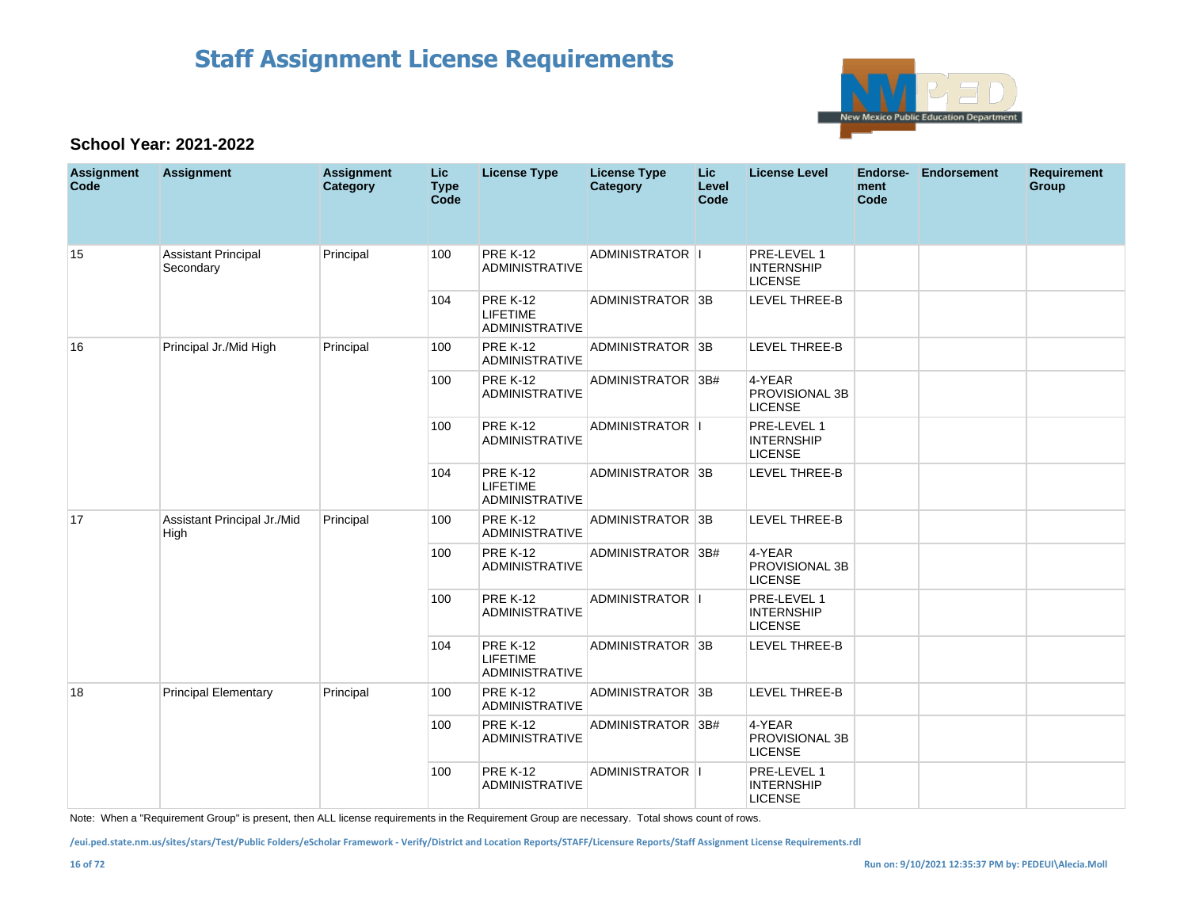# Staff Assignment License Requirements

### School Year: 2021-2022

| Assignment Code | Assignment | Assignment Category | Lic Type Code | License Type | License Type Category | Lic Level Code | License Level | Endorsement Code | Endorsement | Requirement Group |
|---|---|---|---|---|---|---|---|---|---|---|
| 15 | Assistant Principal Secondary | Principal | 100 | PRE K-12 ADMINISTRATIVE | ADMINISTRATOR | I | PRE-LEVEL 1 INTERNSHIP LICENSE | | | |
| | | | 104 | PRE K-12 LIFETIME ADMINISTRATIVE | ADMINISTRATOR | 3B | LEVEL THREE-B | | | |
| 16 | Principal Jr./Mid High | Principal | 100 | PRE K-12 ADMINISTRATIVE | ADMINISTRATOR | 3B | LEVEL THREE-B | | | |
| | | | 100 | PRE K-12 ADMINISTRATIVE | ADMINISTRATOR | 3B# | 4-YEAR PROVISIONAL 3B LICENSE | | | |
| | | | 100 | PRE K-12 ADMINISTRATIVE | ADMINISTRATOR | I | PRE-LEVEL 1 INTERNSHIP LICENSE | | | |
| | | | 104 | PRE K-12 LIFETIME ADMINISTRATIVE | ADMINISTRATOR | 3B | LEVEL THREE-B | | | |
| 17 | Assistant Principal Jr./Mid High | Principal | 100 | PRE K-12 ADMINISTRATIVE | ADMINISTRATOR | 3B | LEVEL THREE-B | | | |
| | | | 100 | PRE K-12 ADMINISTRATIVE | ADMINISTRATOR | 3B# | 4-YEAR PROVISIONAL 3B LICENSE | | | |
| | | | 100 | PRE K-12 ADMINISTRATIVE | ADMINISTRATOR | I | PRE-LEVEL 1 INTERNSHIP LICENSE | | | |
| | | | 104 | PRE K-12 LIFETIME ADMINISTRATIVE | ADMINISTRATOR | 3B | LEVEL THREE-B | | | |
| 18 | Principal Elementary | Principal | 100 | PRE K-12 ADMINISTRATIVE | ADMINISTRATOR | 3B | LEVEL THREE-B | | | |
| | | | 100 | PRE K-12 ADMINISTRATIVE | ADMINISTRATOR | 3B# | 4-YEAR PROVISIONAL 3B LICENSE | | | |
| | | | 100 | PRE K-12 ADMINISTRATIVE | ADMINISTRATOR | I | PRE-LEVEL 1 INTERNSHIP LICENSE | | | |

Note: When a "Requirement Group" is present, then ALL license requirements in the Requirement Group are necessary. Total shows count of rows.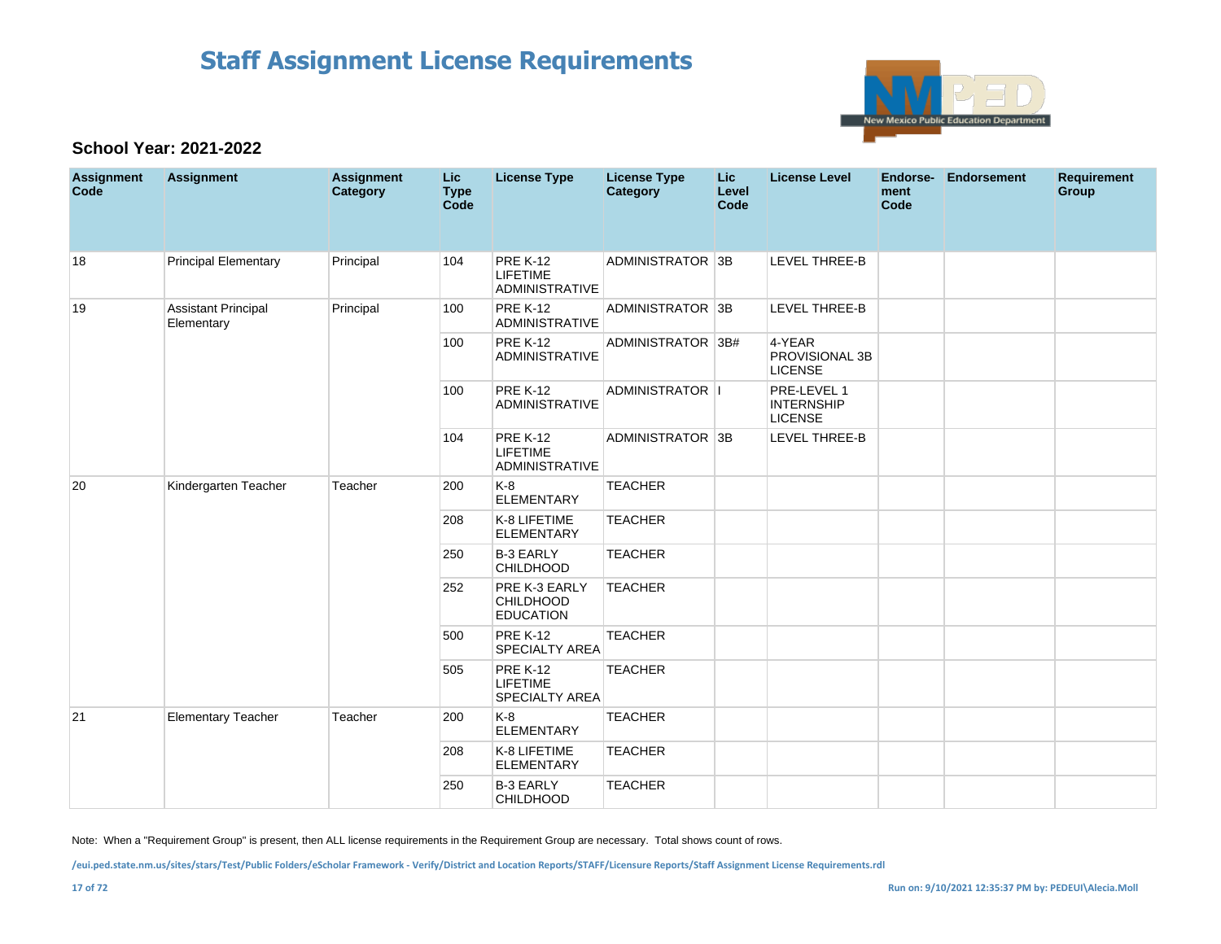# Staff Assignment License Requirements

### School Year: 2021-2022

| Assignment Code | Assignment | Assignment Category | Lic Type Code | License Type | License Type Category | Lic Level Code | License Level | Endorse-ment Code | Endorsement | Requirement Group |
|---|---|---|---|---|---|---|---|---|---|---|
| 18 | Principal Elementary | Principal | 104 | PRE K-12 LIFETIME ADMINISTRATIVE | ADMINISTRATOR | 3B | LEVEL THREE-B | | | |
| 19 | Assistant Principal Elementary | Principal | 100 | PRE K-12 ADMINISTRATIVE | ADMINISTRATOR | 3B | LEVEL THREE-B | | | |
| | | | 100 | PRE K-12 ADMINISTRATIVE | ADMINISTRATOR | 3B# | 4-YEAR PROVISIONAL 3B LICENSE | | | |
| | | | 100 | PRE K-12 ADMINISTRATIVE | ADMINISTRATOR | I | PRE-LEVEL 1 INTERNSHIP LICENSE | | | |
| | | | 104 | PRE K-12 LIFETIME ADMINISTRATIVE | ADMINISTRATOR | 3B | LEVEL THREE-B | | | |
| 20 | Kindergarten Teacher | Teacher | 200 | K-8 ELEMENTARY | TEACHER | | | | | |
| | | | 208 | K-8 LIFETIME ELEMENTARY | TEACHER | | | | | |
| | | | 250 | B-3 EARLY CHILDHOOD | TEACHER | | | | | |
| | | | 252 | PRE K-3 EARLY CHILDHOOD EDUCATION | TEACHER | | | | | |
| | | | 500 | PRE K-12 SPECIALTY AREA | TEACHER | | | | | |
| | | | 505 | PRE K-12 LIFETIME SPECIALTY AREA | TEACHER | | | | | |
| 21 | Elementary Teacher | Teacher | 200 | K-8 ELEMENTARY | TEACHER | | | | | |
| | | | 208 | K-8 LIFETIME ELEMENTARY | TEACHER | | | | | |
| | | | 250 | B-3 EARLY CHILDHOOD | TEACHER | | | | | |

Note: When a "Requirement Group" is present, then ALL license requirements in the Requirement Group are necessary. Total shows count of rows.

/eui.ped.state.nm.us/sites/stars/Test/Public Folders/eScholar Framework - Verify/District and Location Reports/STAFF/Licensure Reports/Staff Assignment License Requirements.rdl

Run on: 9/10/2021 12:35:37 PM by: PEDEUI\Alecia.Moll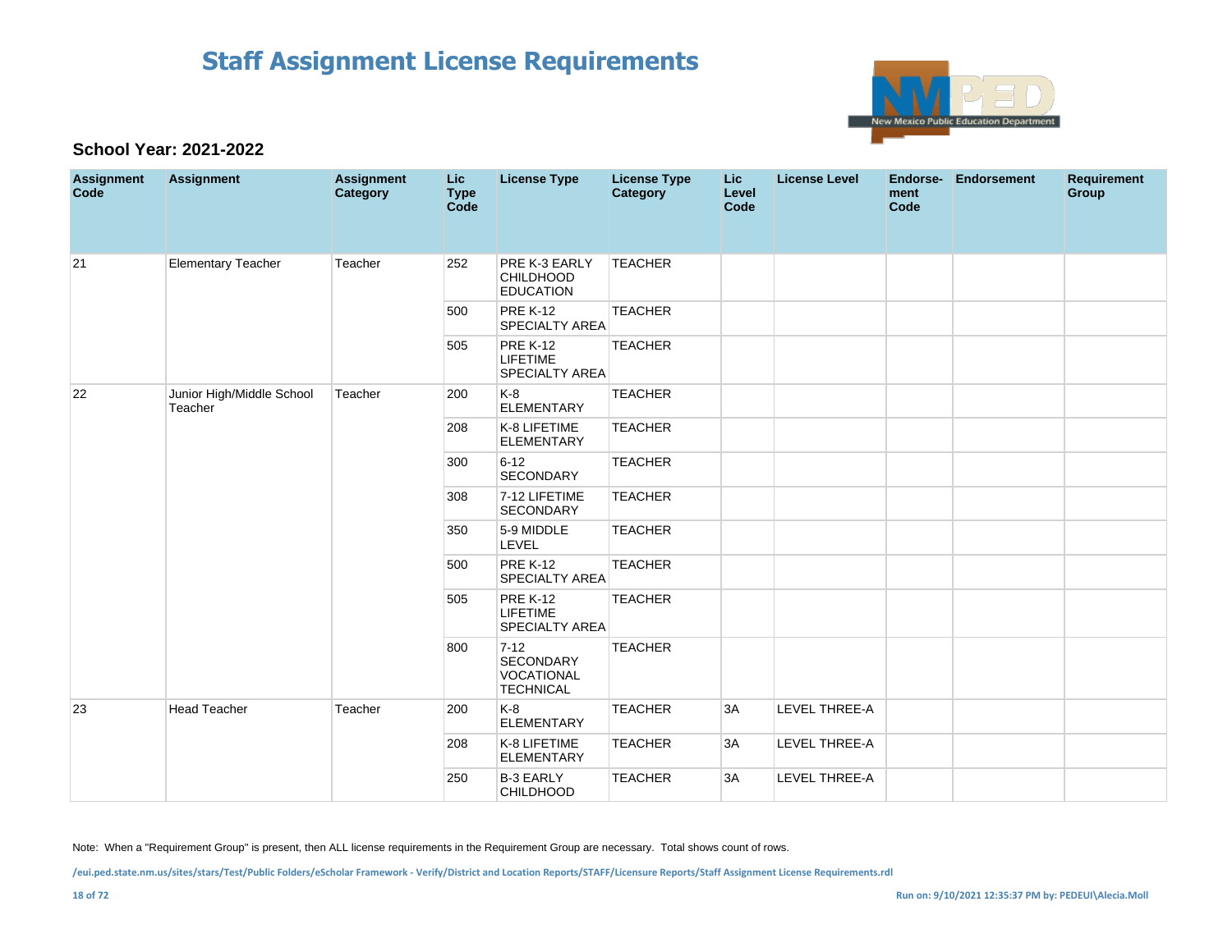# Staff Assignment License Requirements

**School Year: 2021-2022**

| Assignment Code | Assignment | Assignment Category | Lic Type Code | License Type | License Type Category | Lic Level Code | License Level | Endorse-ment Code | Endorsement | Requirement Group |
|---|---|---|---|---|---|---|---|---|---|---|
| 21 | Elementary Teacher | Teacher | 252 | PRE K-3 EARLY CHILDHOOD EDUCATION | TEACHER | | | | | |
| | | | 500 | PRE K-12 SPECIALTY AREA | TEACHER | | | | | |
| | | | 505 | PRE K-12 LIFETIME SPECIALTY AREA | TEACHER | | | | | |
| 22 | Junior High/Middle School Teacher | Teacher | 200 | K-8 ELEMENTARY | TEACHER | | | | | |
| | | | 208 | K-8 LIFETIME ELEMENTARY | TEACHER | | | | | |
| | | | 300 | 6-12 SECONDARY | TEACHER | | | | | |
| | | | 308 | 7-12 LIFETIME SECONDARY | TEACHER | | | | | |
| | | | 350 | 5-9 MIDDLE LEVEL | TEACHER | | | | | |
| | | | 500 | PRE K-12 SPECIALTY AREA | TEACHER | | | | | |
| | | | 505 | PRE K-12 LIFETIME SPECIALTY AREA | TEACHER | | | | | |
| | | | 800 | 7-12 SECONDARY VOCATIONAL TECHNICAL | TEACHER | | | | | |
| 23 | Head Teacher | Teacher | 200 | K-8 ELEMENTARY | TEACHER | 3A | LEVEL THREE-A | | | |
| | | | 208 | K-8 LIFETIME ELEMENTARY | TEACHER | 3A | LEVEL THREE-A | | | |
| | | | 250 | B-3 EARLY CHILDHOOD | TEACHER | 3A | LEVEL THREE-A | | | |

Note: When a "Requirement Group" is present, then ALL license requirements in the Requirement Group are necessary. Total shows count of rows.

/eui.ped.state.nm.us/sites/stars/Test/Public Folders/eScholar Framework - Verify/District and Location Reports/STAFF/Licensure Reports/Staff Assignment License Requirements.rdl

Run on: 9/10/2021 12:35:37 PM by: PEDEUI\Alecia.Moll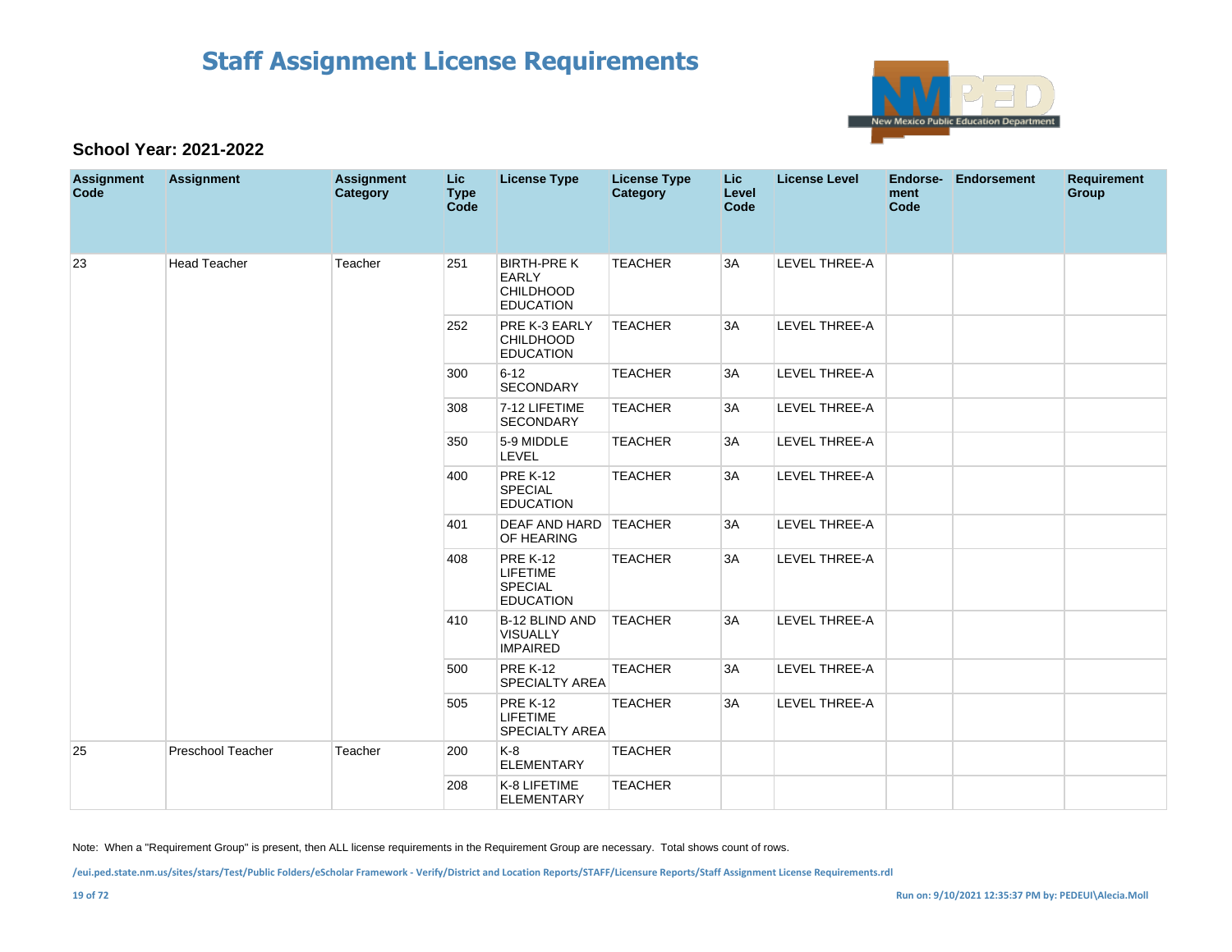# Staff Assignment License Requirements

**School Year: 2021-2022**

| Assignment Code | Assignment | Assignment Category | Lic Type Code | License Type | License Type Category | Lic Level Code | License Level | Endorse-ment Code | Endorsement | Requirement Group |
|---|---|---|---|---|---|---|---|---|---|---|
| 23 | Head Teacher | Teacher | 251 | BIRTH-PRE K EARLY CHILDHOOD EDUCATION | TEACHER | 3A | LEVEL THREE-A | | | |
| | | | 252 | PRE K-3 EARLY CHILDHOOD EDUCATION | TEACHER | 3A | LEVEL THREE-A | | | |
| | | | 300 | 6-12 SECONDARY | TEACHER | 3A | LEVEL THREE-A | | | |
| | | | 308 | 7-12 LIFETIME SECONDARY | TEACHER | 3A | LEVEL THREE-A | | | |
| | | | 350 | 5-9 MIDDLE LEVEL | TEACHER | 3A | LEVEL THREE-A | | | |
| | | | 400 | PRE K-12 SPECIAL EDUCATION | TEACHER | 3A | LEVEL THREE-A | | | |
| | | | 401 | DEAF AND HARD OF HEARING | TEACHER | 3A | LEVEL THREE-A | | | |
| | | | 408 | PRE K-12 LIFETIME SPECIAL EDUCATION | TEACHER | 3A | LEVEL THREE-A | | | |
| | | | 410 | B-12 BLIND AND VISUALLY IMPAIRED | TEACHER | 3A | LEVEL THREE-A | | | |
| | | | 500 | PRE K-12 SPECIALTY AREA | TEACHER | 3A | LEVEL THREE-A | | | |
| | | | 505 | PRE K-12 LIFETIME SPECIALTY AREA | TEACHER | 3A | LEVEL THREE-A | | | |
| 25 | Preschool Teacher | Teacher | 200 | K-8 ELEMENTARY | TEACHER | | | | | |
| | | | 208 | K-8 LIFETIME ELEMENTARY | TEACHER | | | | | |

Note: When a "Requirement Group" is present, then ALL license requirements in the Requirement Group are necessary. Total shows count of rows.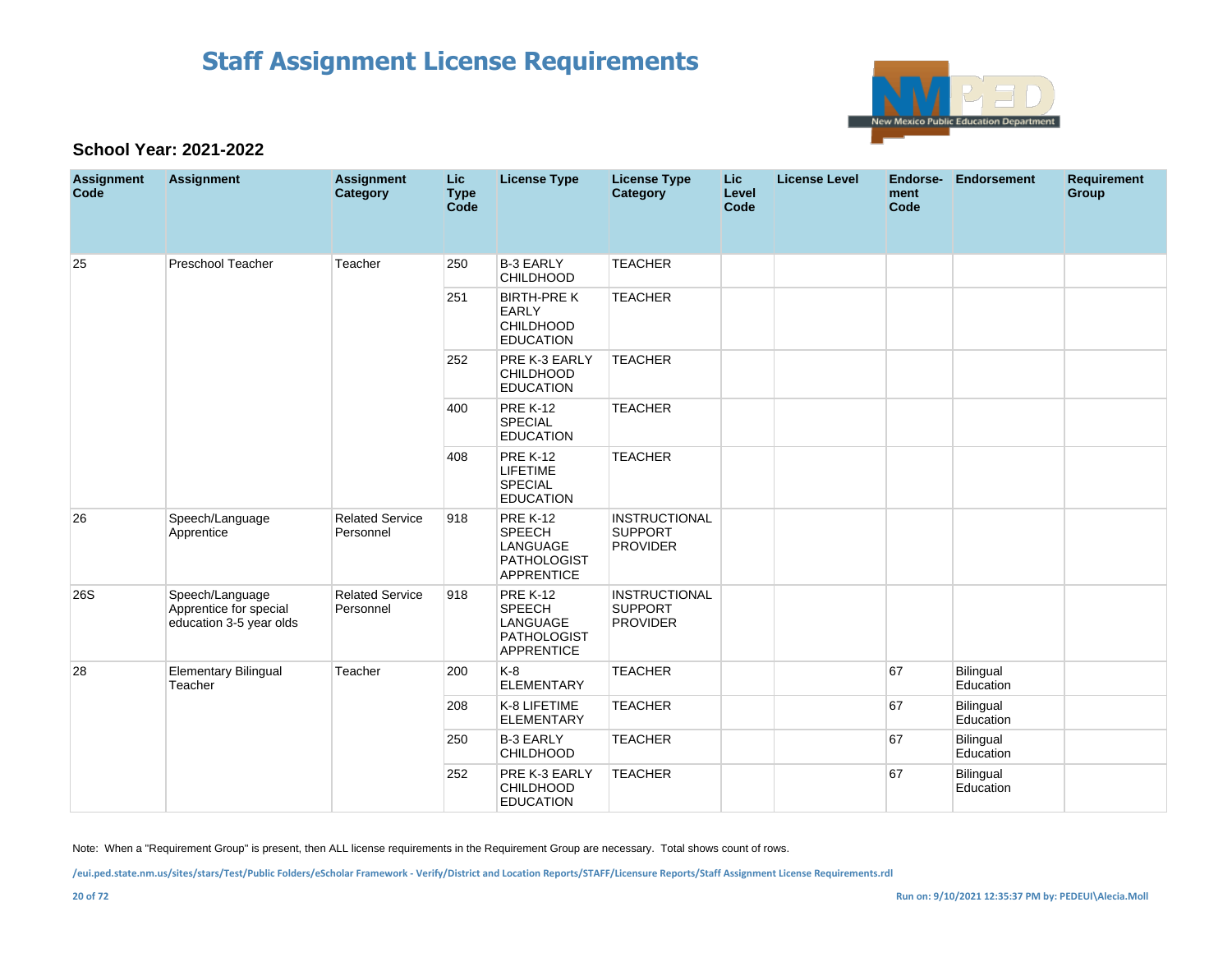# Staff Assignment License Requirements

**School Year: 2021-2022**

| Assignment Code | Assignment | Assignment Category | Lic Type Code | License Type | License Type Category | Lic Level Code | License Level | Endorse-ment Code | Endorsement | Requirement Group |
|---|---|---|---|---|---|---|---|---|---|---|
| 25 | Preschool Teacher | Teacher | 250 | B-3 EARLY CHILDHOOD | TEACHER | | | | | |
| | | | 251 | BIRTH-PRE K EARLY CHILDHOOD EDUCATION | TEACHER | | | | | |
| | | | 252 | PRE K-3 EARLY CHILDHOOD EDUCATION | TEACHER | | | | | |
| | | | 400 | PRE K-12 SPECIAL EDUCATION | TEACHER | | | | | |
| | | | 408 | PRE K-12 LIFETIME SPECIAL EDUCATION | TEACHER | | | | | |
| 26 | Speech/Language Apprentice | Related Service Personnel | 918 | PRE K-12 SPEECH LANGUAGE PATHOLOGIST APPRENTICE | INSTRUCTIONAL SUPPORT PROVIDER | | | | | |
| 26S | Speech/Language Apprentice for special education 3-5 year olds | Related Service Personnel | 918 | PRE K-12 SPEECH LANGUAGE PATHOLOGIST APPRENTICE | INSTRUCTIONAL SUPPORT PROVIDER | | | | | |
| 28 | Elementary Bilingual Teacher | Teacher | 200 | K-8 ELEMENTARY | TEACHER | | | 67 | Bilingual Education | |
| | | | 208 | K-8 LIFETIME ELEMENTARY | TEACHER | | | 67 | Bilingual Education | |
| | | | 250 | B-3 EARLY CHILDHOOD | TEACHER | | | 67 | Bilingual Education | |
| | | | 252 | PRE K-3 EARLY CHILDHOOD EDUCATION | TEACHER | | | 67 | Bilingual Education | |

Note: When a "Requirement Group" is present, then ALL license requirements in the Requirement Group are necessary. Total shows count of rows.

/eui.ped.state.nm.us/sites/stars/Test/Public Folders/eScholar Framework - Verify/District and Location Reports/STAFF/Licensure Reports/Staff Assignment License Requirements.rdl

Run on: 9/10/2021 12:35:37 PM by: PEDEUI\Alecia.Moll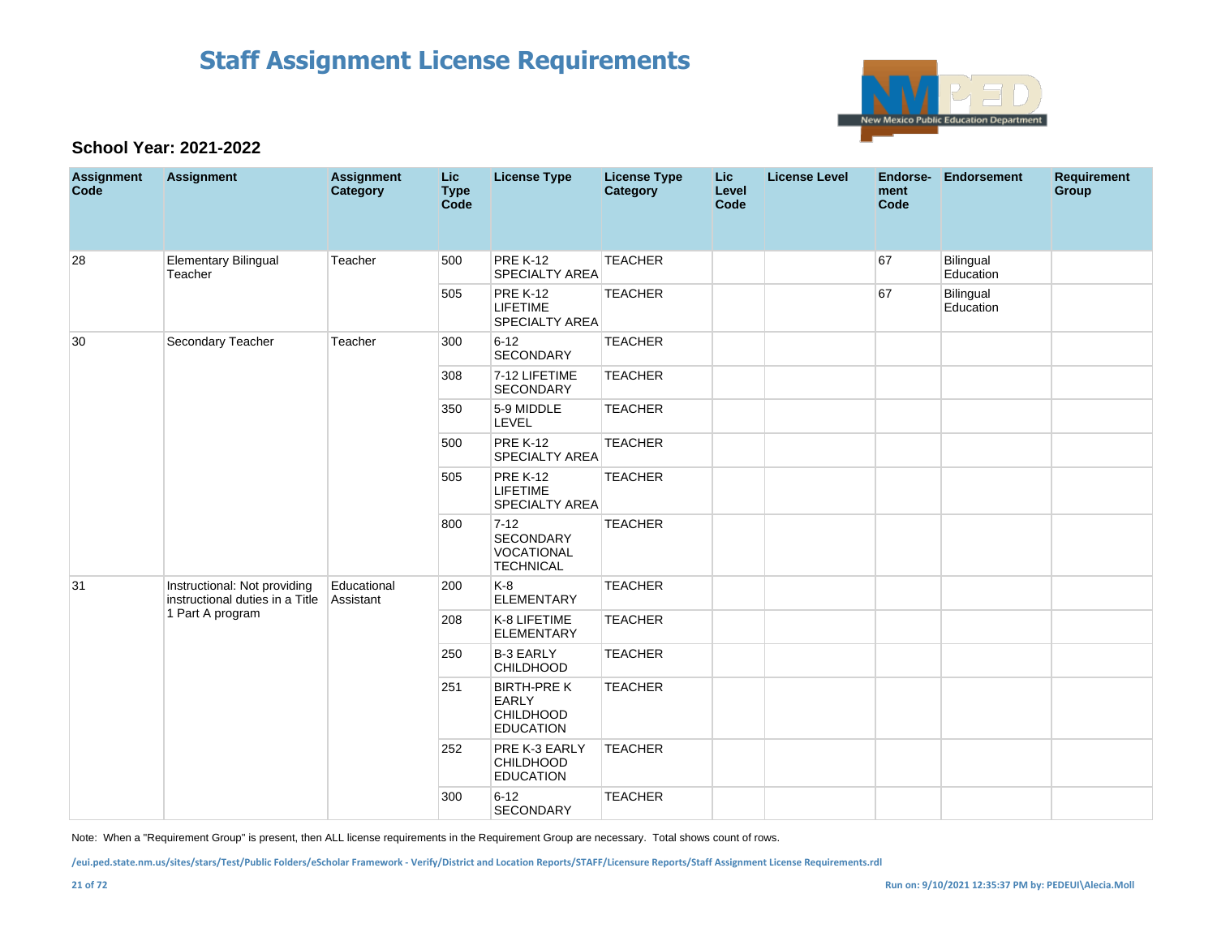# Staff Assignment License Requirements

### School Year: 2021-2022

| Assignment Code | Assignment | Assignment Category | Lic Type Code | License Type | License Type Category | Lic Level Code | License Level | Endorse-ment Code | Endorsement | Requirement Group |
|---|---|---|---|---|---|---|---|---|---|---|
| 28 | Elementary Bilingual Teacher | Teacher | 500 | PRE K-12 SPECIALTY AREA | TEACHER | | | 67 | Bilingual Education | |
| | | | 505 | PRE K-12 LIFETIME SPECIALTY AREA | TEACHER | | | 67 | Bilingual Education | |
| 30 | Secondary Teacher | Teacher | 300 | 6-12 SECONDARY | TEACHER | | | | | |
| | | | 308 | 7-12 LIFETIME SECONDARY | TEACHER | | | | | |
| | | | 350 | 5-9 MIDDLE LEVEL | TEACHER | | | | | |
| | | | 500 | PRE K-12 SPECIALTY AREA | TEACHER | | | | | |
| | | | 505 | PRE K-12 LIFETIME SPECIALTY AREA | TEACHER | | | | | |
| | | | 800 | 7-12 SECONDARY VOCATIONAL TECHNICAL | TEACHER | | | | | |
| 31 | Instructional: Not providing instructional duties in a Title 1 Part A program | Educational Assistant | 200 | K-8 ELEMENTARY | TEACHER | | | | | |
| | | | 208 | K-8 LIFETIME ELEMENTARY | TEACHER | | | | | |
| | | | 250 | B-3 EARLY CHILDHOOD | TEACHER | | | | | |
| | | | 251 | BIRTH-PRE K EARLY CHILDHOOD EDUCATION | TEACHER | | | | | |
| | | | 252 | PRE K-3 EARLY CHILDHOOD EDUCATION | TEACHER | | | | | |
| | | | 300 | 6-12 SECONDARY | TEACHER | | | | | |

Note: When a "Requirement Group" is present, then ALL license requirements in the Requirement Group are necessary. Total shows count of rows.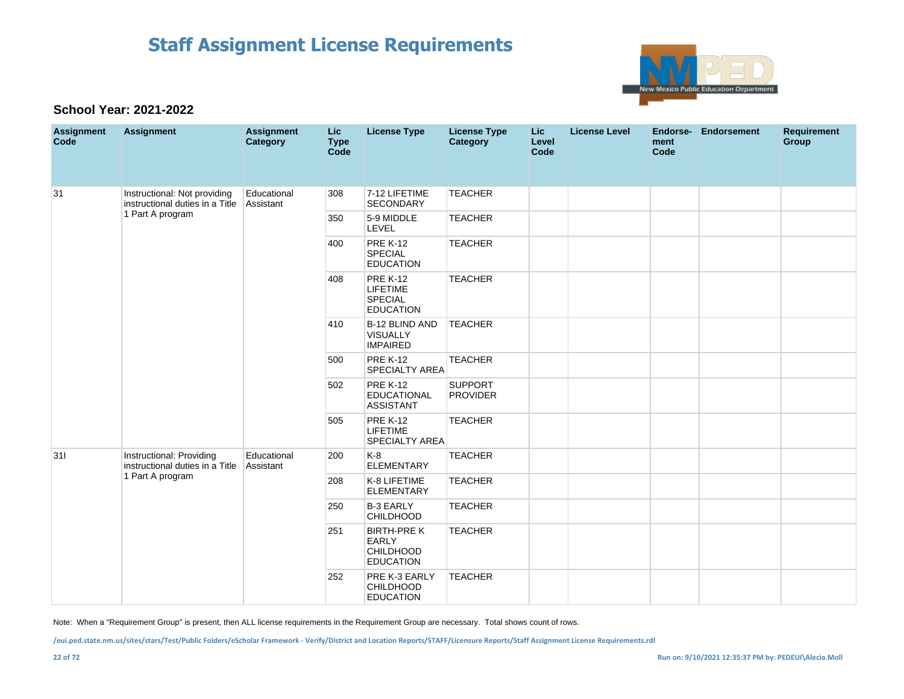# Staff Assignment License Requirements

**School Year: 2021-2022**

| Assignment Code | Assignment | Assignment Category | Lic Type Code | License Type | License Type Category | Lic Level Code | License Level | Endorse-ment Code | Endorsement | Requirement Group |
|---|---|---|---|---|---|---|---|---|---|---|
| 31 | Instructional: Not providing instructional duties in a Title 1 Part A program | Educational Assistant | 308 | 7-12 LIFETIME SECONDARY | TEACHER | | | | | |
| | | | 350 | 5-9 MIDDLE LEVEL | TEACHER | | | | | |
| | | | 400 | PRE K-12 SPECIAL EDUCATION | TEACHER | | | | | |
| | | | 408 | PRE K-12 LIFETIME SPECIAL EDUCATION | TEACHER | | | | | |
| | | | 410 | B-12 BLIND AND VISUALLY IMPAIRED | TEACHER | | | | | |
| | | | 500 | PRE K-12 SPECIALTY AREA | TEACHER | | | | | |
| | | | 502 | PRE K-12 EDUCATIONAL ASSISTANT | SUPPORT PROVIDER | | | | | |
| | | | 505 | PRE K-12 LIFETIME SPECIALTY AREA | TEACHER | | | | | |
| 31I | Instructional: Providing instructional duties in a Title 1 Part A program | Educational Assistant | 200 | K-8 ELEMENTARY | TEACHER | | | | | |
| | | | 208 | K-8 LIFETIME ELEMENTARY | TEACHER | | | | | |
| | | | 250 | B-3 EARLY CHILDHOOD | TEACHER | | | | | |
| | | | 251 | BIRTH-PRE K EARLY CHILDHOOD EDUCATION | TEACHER | | | | | |
| | | | 252 | PRE K-3 EARLY CHILDHOOD EDUCATION | TEACHER | | | | | |

Note: When a "Requirement Group" is present, then ALL license requirements in the Requirement Group are necessary. Total shows count of rows.

/eui.ped.state.nm.us/sites/stars/Test/Public Folders/eScholar Framework - Verify/District and Location Reports/STAFF/Licensure Reports/Staff Assignment License Requirements.rdl

Run on: 9/10/2021 12:35:37 PM by: PEDEUI\Alecia.Moll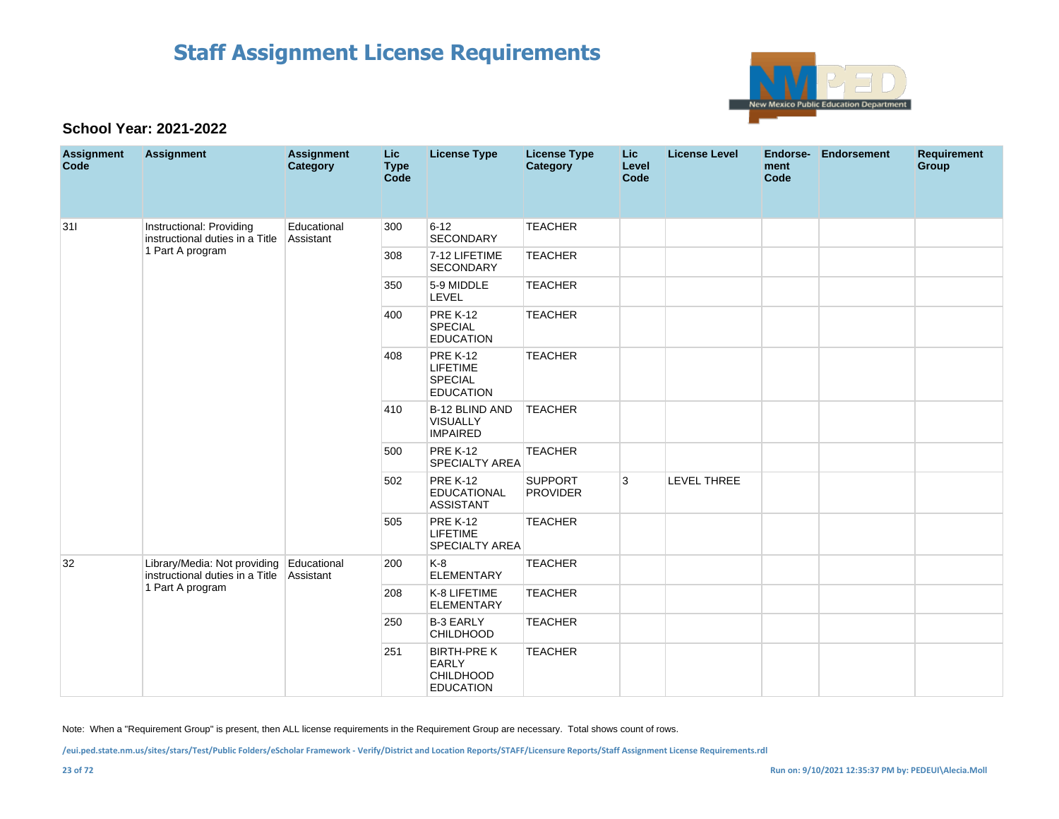# Staff Assignment License Requirements

### School Year: 2021-2022

| Assignment Code | Assignment | Assignment Category | Lic Type Code | License Type | License Type Category | Lic Level Code | License Level | Endorse-ment Code | Endorsement | Requirement Group |
|---|---|---|---|---|---|---|---|---|---|---|
| 31I | Instructional: Providing instructional duties in a Title 1 Part A program | Educational Assistant | 300 | 6-12 SECONDARY | TEACHER | | | | | |
| | | | 308 | 7-12 LIFETIME SECONDARY | TEACHER | | | | | |
| | | | 350 | 5-9 MIDDLE LEVEL | TEACHER | | | | | |
| | | | 400 | PRE K-12 SPECIAL EDUCATION | TEACHER | | | | | |
| | | | 408 | PRE K-12 LIFETIME SPECIAL EDUCATION | TEACHER | | | | | |
| | | | 410 | B-12 BLIND AND VISUALLY IMPAIRED | TEACHER | | | | | |
| | | | 500 | PRE K-12 SPECIALTY AREA | TEACHER | | | | | |
| | | | 502 | PRE K-12 EDUCATIONAL ASSISTANT | SUPPORT PROVIDER | 3 | LEVEL THREE | | | |
| | | | 505 | PRE K-12 LIFETIME SPECIALTY AREA | TEACHER | | | | | |
| 32 | Library/Media: Not providing instructional duties in a Title 1 Part A program | Educational Assistant | 200 | K-8 ELEMENTARY | TEACHER | | | | | |
| | | | 208 | K-8 LIFETIME ELEMENTARY | TEACHER | | | | | |
| | | | 250 | B-3 EARLY CHILDHOOD | TEACHER | | | | | |
| | | | 251 | BIRTH-PRE K EARLY CHILDHOOD EDUCATION | TEACHER | | | | | |

Note: When a "Requirement Group" is present, then ALL license requirements in the Requirement Group are necessary. Total shows count of rows.

/eui.ped.state.nm.us/sites/stars/Test/Public Folders/eScholar Framework - Verify/District and Location Reports/STAFF/Licensure Reports/Staff Assignment License Requirements.rdl

Run on: 9/10/2021 12:35:37 PM by: PEDEUI\Alecia.Moll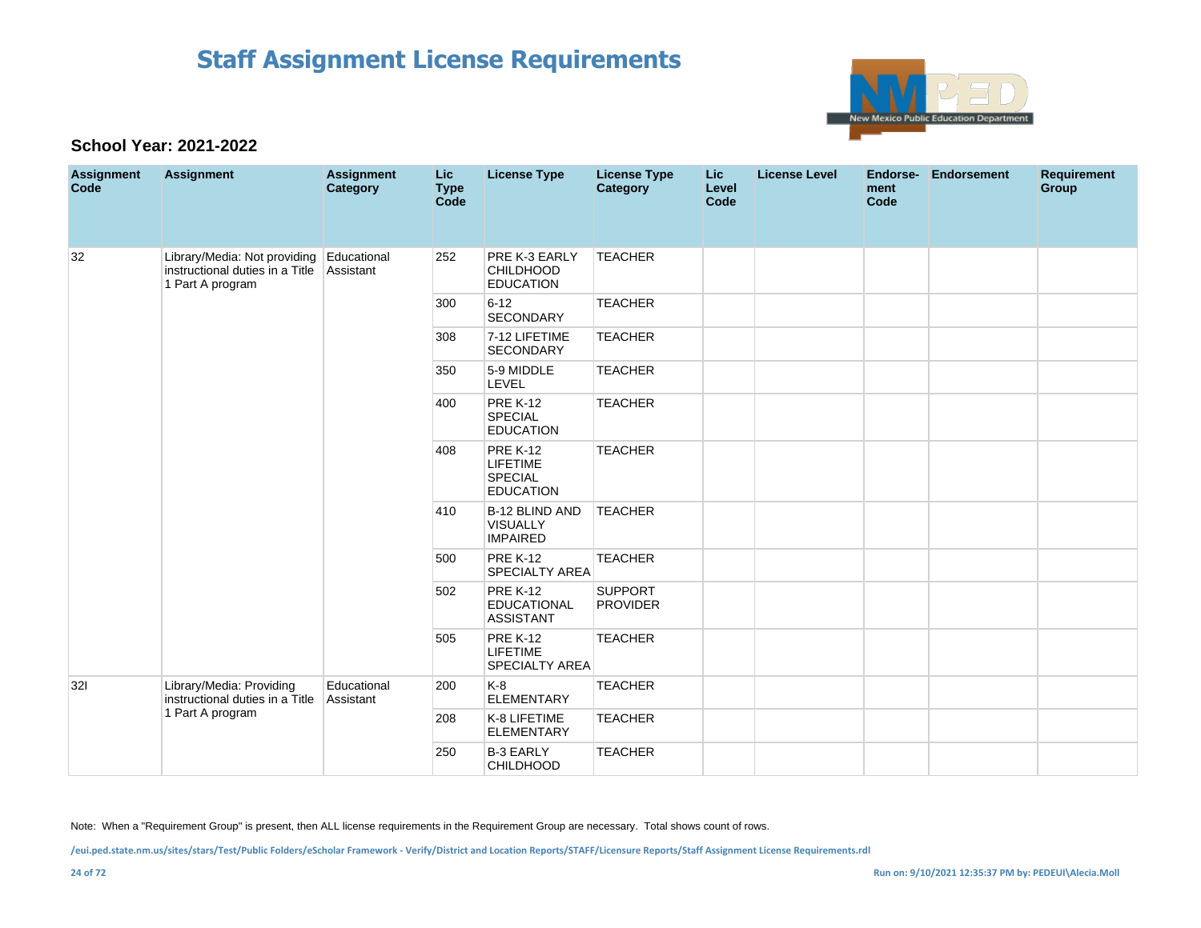# Staff Assignment License Requirements

**School Year: 2021-2022**

| Assignment Code | Assignment | Assignment Category | Lic Type Code | License Type | License Type Category | Lic Level Code | License Level | Endorse-ment Code | Endorsement | Requirement Group |
|---|---|---|---|---|---|---|---|---|---|---|
| 32 | Library/Media: Not providing instructional duties in a Title 1 Part A program | Educational Assistant | 252 | PRE K-3 EARLY CHILDHOOD EDUCATION | TEACHER | | | | | |
| | | | 300 | 6-12 SECONDARY | TEACHER | | | | | |
| | | | 308 | 7-12 LIFETIME SECONDARY | TEACHER | | | | | |
| | | | 350 | 5-9 MIDDLE LEVEL | TEACHER | | | | | |
| | | | 400 | PRE K-12 SPECIAL EDUCATION | TEACHER | | | | | |
| | | | 408 | PRE K-12 LIFETIME SPECIAL EDUCATION | TEACHER | | | | | |
| | | | 410 | B-12 BLIND AND VISUALLY IMPAIRED | TEACHER | | | | | |
| | | | 500 | PRE K-12 SPECIALTY AREA | TEACHER | | | | | |
| | | | 502 | PRE K-12 EDUCATIONAL ASSISTANT | SUPPORT PROVIDER | | | | | |
| | | | 505 | PRE K-12 LIFETIME SPECIALTY AREA | TEACHER | | | | | |
| 32I | Library/Media: Providing instructional duties in a Title 1 Part A program | Educational Assistant | 200 | K-8 ELEMENTARY | TEACHER | | | | | |
| | | | 208 | K-8 LIFETIME ELEMENTARY | TEACHER | | | | | |
| | | | 250 | B-3 EARLY CHILDHOOD | TEACHER | | | | | |

Note: When a "Requirement Group" is present, then ALL license requirements in the Requirement Group are necessary. Total shows count of rows.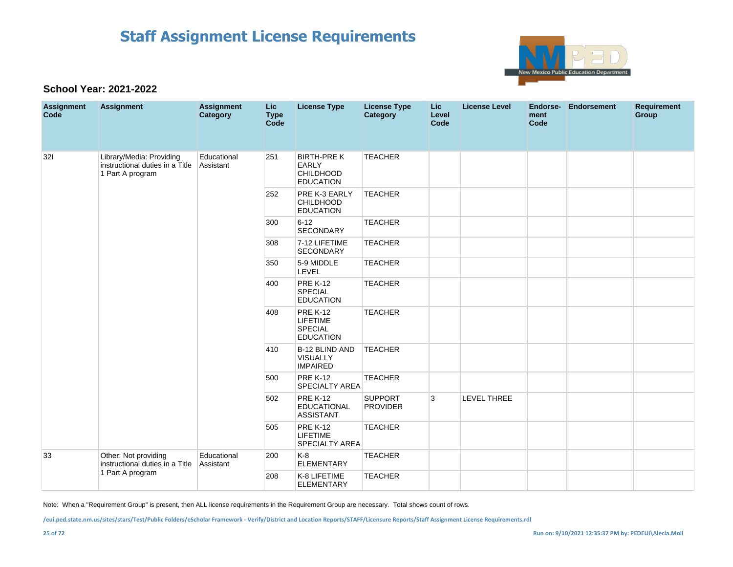# Staff Assignment License Requirements

### School Year: 2021-2022

| Assignment Code | Assignment | Assignment Category | Lic Type Code | License Type | License Type Category | Lic Level Code | License Level | Endorse-ment Code | Endorsement | Requirement Group |
|---|---|---|---|---|---|---|---|---|---|---|
| 32I | Library/Media: Providing instructional duties in a Title 1 Part A program | Educational Assistant | 251 | BIRTH-PRE K EARLY CHILDHOOD EDUCATION | TEACHER | | | | | |
| | | | 252 | PRE K-3 EARLY CHILDHOOD EDUCATION | TEACHER | | | | | |
| | | | 300 | 6-12 SECONDARY | TEACHER | | | | | |
| | | | 308 | 7-12 LIFETIME SECONDARY | TEACHER | | | | | |
| | | | 350 | 5-9 MIDDLE LEVEL | TEACHER | | | | | |
| | | | 400 | PRE K-12 SPECIAL EDUCATION | TEACHER | | | | | |
| | | | 408 | PRE K-12 LIFETIME SPECIAL EDUCATION | TEACHER | | | | | |
| | | | 410 | B-12 BLIND AND VISUALLY IMPAIRED | TEACHER | | | | | |
| | | | 500 | PRE K-12 SPECIALTY AREA | TEACHER | | | | | |
| | | | 502 | PRE K-12 EDUCATIONAL ASSISTANT | SUPPORT PROVIDER | 3 | LEVEL THREE | | | |
| | | | 505 | PRE K-12 LIFETIME SPECIALTY AREA | TEACHER | | | | | |
| 33 | Other: Not providing instructional duties in a Title 1 Part A program | Educational Assistant | 200 | K-8 ELEMENTARY | TEACHER | | | | | |
| | | | 208 | K-8 LIFETIME ELEMENTARY | TEACHER | | | | | |

Note: When a "Requirement Group" is present, then ALL license requirements in the Requirement Group are necessary. Total shows count of rows.

/eui.ped.state.nm.us/sites/stars/Test/Public Folders/eScholar Framework - Verify/District and Location Reports/STAFF/Licensure Reports/Staff Assignment License Requirements.rdl

Run on: 9/10/2021 12:35:37 PM by: PEDEUI\Alecia.Moll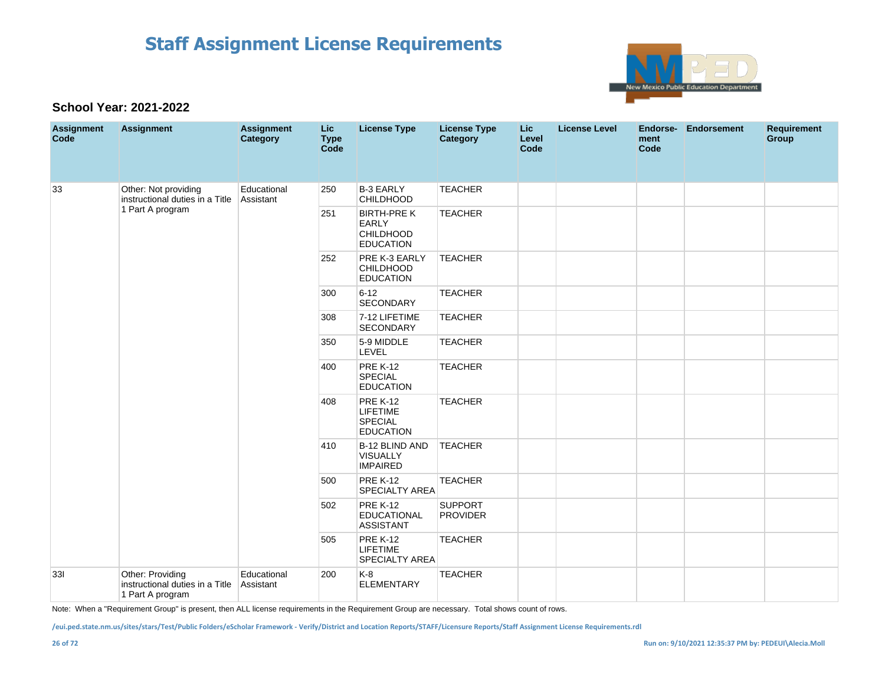# Staff Assignment License Requirements

### School Year: 2021-2022

| Assignment Code | Assignment | Assignment Category | Lic Type Code | License Type | License Type Category | Lic Level Code | License Level | Endorsement Code | Endorsement | Requirement Group |
|---|---|---|---|---|---|---|---|---|---|---|
| 33 | Other: Not providing instructional duties in a Title 1 Part A program | Educational Assistant | 250 | B-3 EARLY CHILDHOOD | TEACHER | | | | | |
| | | | 251 | BIRTH-PRE K EARLY CHILDHOOD EDUCATION | TEACHER | | | | | |
| | | | 252 | PRE K-3 EARLY CHILDHOOD EDUCATION | TEACHER | | | | | |
| | | | 300 | 6-12 SECONDARY | TEACHER | | | | | |
| | | | 308 | 7-12 LIFETIME SECONDARY | TEACHER | | | | | |
| | | | 350 | 5-9 MIDDLE LEVEL | TEACHER | | | | | |
| | | | 400 | PRE K-12 SPECIAL EDUCATION | TEACHER | | | | | |
| | | | 408 | PRE K-12 LIFETIME SPECIAL EDUCATION | TEACHER | | | | | |
| | | | 410 | B-12 BLIND AND VISUALLY IMPAIRED | TEACHER | | | | | |
| | | | 500 | PRE K-12 SPECIALTY AREA | TEACHER | | | | | |
| | | | 502 | PRE K-12 EDUCATIONAL ASSISTANT | SUPPORT PROVIDER | | | | | |
| | | | 505 | PRE K-12 LIFETIME SPECIALTY AREA | TEACHER | | | | | |
| 33I | Other: Providing instructional duties in a Title 1 Part A program | Educational Assistant | 200 | K-8 ELEMENTARY | TEACHER | | | | | |

Note: When a "Requirement Group" is present, then ALL license requirements in the Requirement Group are necessary. Total shows count of rows.

/eui.ped.state.nm.us/sites/stars/Test/Public Folders/eScholar Framework - Verify/District and Location Reports/STAFF/Licensure Reports/Staff Assignment License Requirements.rdl

Run on: 9/10/2021 12:35:37 PM by: PEDEUI\Alecia.Moll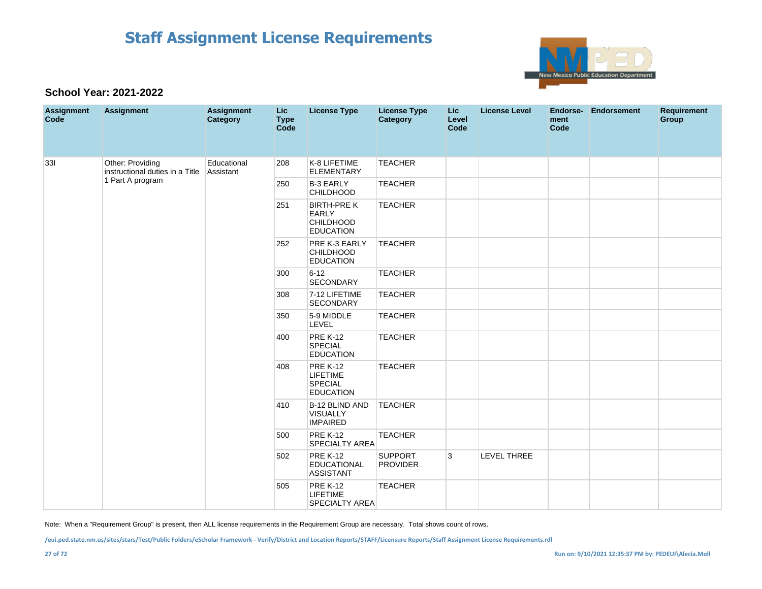# Staff Assignment License Requirements

**School Year: 2021-2022**

| Assignment Code | Assignment | Assignment Category | Lic Type Code | License Type | License Type Category | Lic Level Code | License Level | Endorse-ment Code | Endorsement | Requirement Group |
|---|---|---|---|---|---|---|---|---|---|---|
| 33I | Other: Providing instructional duties in a Title 1 Part A program | Educational Assistant | 208 | K-8 LIFETIME ELEMENTARY | TEACHER | | | | | |
| | | | 250 | B-3 EARLY CHILDHOOD | TEACHER | | | | | |
| | | | 251 | BIRTH-PRE K EARLY CHILDHOOD EDUCATION | TEACHER | | | | | |
| | | | 252 | PRE K-3 EARLY CHILDHOOD EDUCATION | TEACHER | | | | | |
| | | | 300 | 6-12 SECONDARY | TEACHER | | | | | |
| | | | 308 | 7-12 LIFETIME SECONDARY | TEACHER | | | | | |
| | | | 350 | 5-9 MIDDLE LEVEL | TEACHER | | | | | |
| | | | 400 | PRE K-12 SPECIAL EDUCATION | TEACHER | | | | | |
| | | | 408 | PRE K-12 LIFETIME SPECIAL EDUCATION | TEACHER | | | | | |
| | | | 410 | B-12 BLIND AND VISUALLY IMPAIRED | TEACHER | | | | | |
| | | | 500 | PRE K-12 SPECIALTY AREA | TEACHER | | | | | |
| | | | 502 | PRE K-12 EDUCATIONAL ASSISTANT | SUPPORT PROVIDER | 3 | LEVEL THREE | | | |
| | | | 505 | PRE K-12 LIFETIME SPECIALTY AREA | TEACHER | | | | | |

Note: When a "Requirement Group" is present, then ALL license requirements in the Requirement Group are necessary. Total shows count of rows.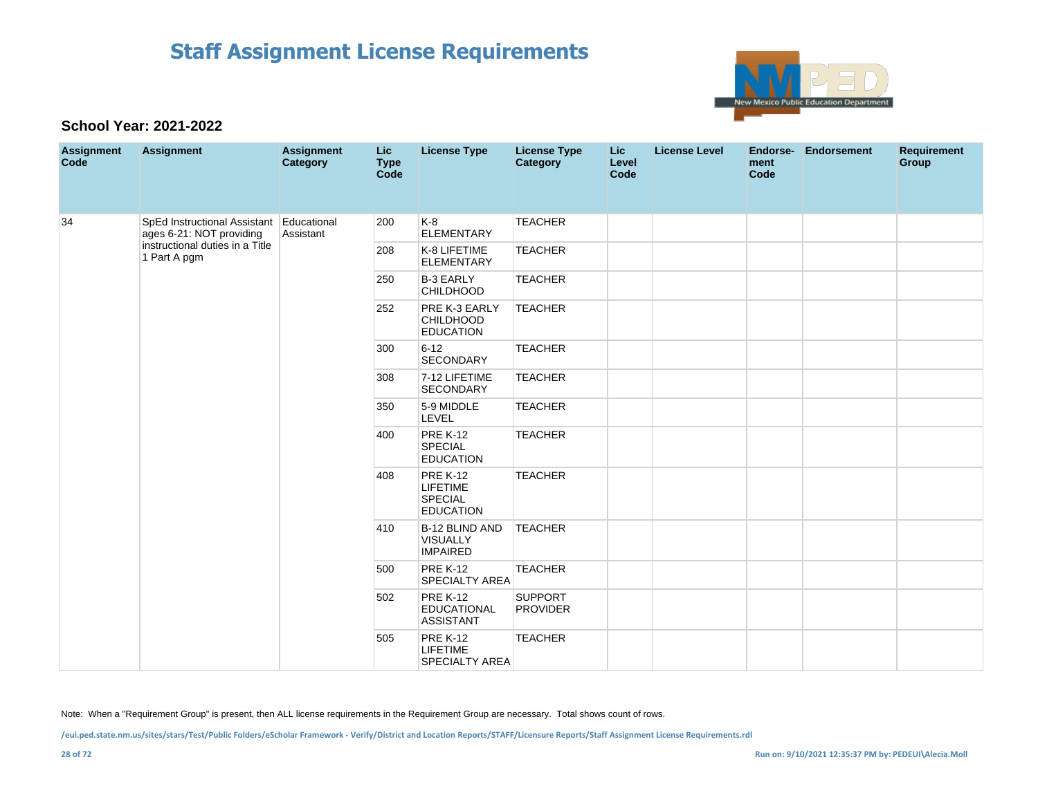# Staff Assignment License Requirements

### School Year: 2021-2022

| Assignment Code | Assignment | Assignment Category | Lic Type Code | License Type | License Type Category | Lic Level Code | License Level | Endorse-ment Code | Endorsement | Requirement Group |
|---|---|---|---|---|---|---|---|---|---|---|
| 34 | SpEd Instructional Assistant ages 6-21: NOT providing instructional duties in a Title 1 Part A pgm | Educational Assistant | 200 | K-8 ELEMENTARY | TEACHER | | | | | |
| | | | 208 | K-8 LIFETIME ELEMENTARY | TEACHER | | | | | |
| | | | 250 | B-3 EARLY CHILDHOOD | TEACHER | | | | | |
| | | | 252 | PRE K-3 EARLY CHILDHOOD EDUCATION | TEACHER | | | | | |
| | | | 300 | 6-12 SECONDARY | TEACHER | | | | | |
| | | | 308 | 7-12 LIFETIME SECONDARY | TEACHER | | | | | |
| | | | 350 | 5-9 MIDDLE LEVEL | TEACHER | | | | | |
| | | | 400 | PRE K-12 SPECIAL EDUCATION | TEACHER | | | | | |
| | | | 408 | PRE K-12 LIFETIME SPECIAL EDUCATION | TEACHER | | | | | |
| | | | 410 | B-12 BLIND AND VISUALLY IMPAIRED | TEACHER | | | | | |
| | | | 500 | PRE K-12 SPECIALTY AREA | TEACHER | | | | | |
| | | | 502 | PRE K-12 EDUCATIONAL ASSISTANT | SUPPORT PROVIDER | | | | | |
| | | | 505 | PRE K-12 LIFETIME SPECIALTY AREA | TEACHER | | | | | |

Note: When a "Requirement Group" is present, then ALL license requirements in the Requirement Group are necessary. Total shows count of rows.

/eui.ped.state.nm.us/sites/stars/Test/Public Folders/eScholar Framework - Verify/District and Location Reports/STAFF/Licensure Reports/Staff Assignment License Requirements.rdl

Run on: 9/10/2021 12:35:37 PM by: PEDEUI\Alecia.Moll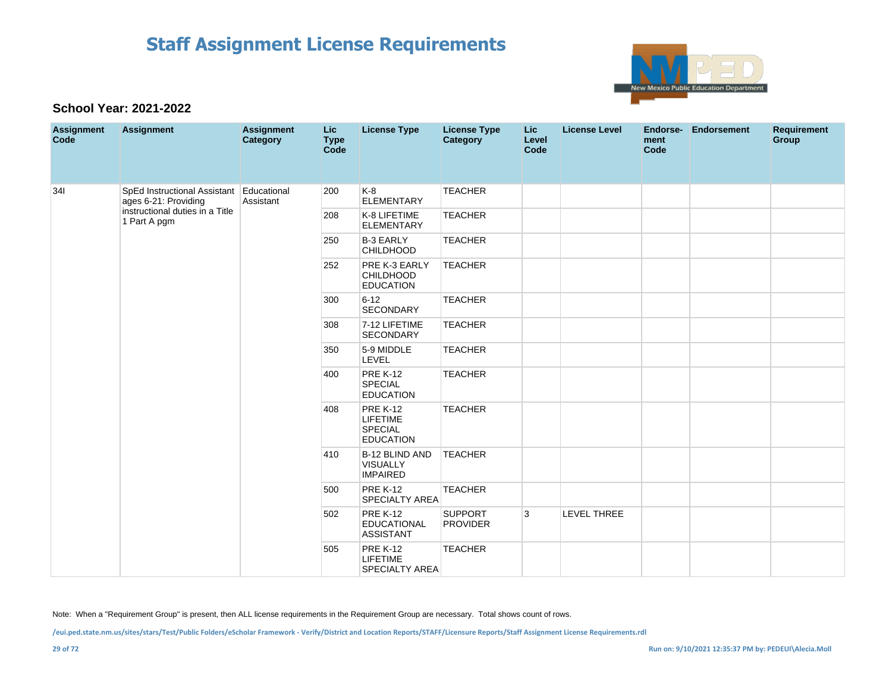# Staff Assignment License Requirements

**School Year: 2021-2022**

| Assignment Code | Assignment | Assignment Category | Lic Type Code | License Type | License Type Category | Lic Level Code | License Level | Endorse-ment Code | Endorsement | Requirement Group |
|---|---|---|---|---|---|---|---|---|---|---|
| 34I | SpEd Instructional Assistant ages 6-21: Providing instructional duties in a Title 1 Part A pgm | Educational Assistant | 200 | K-8 ELEMENTARY | TEACHER | | | | | |
| | | | 208 | K-8 LIFETIME ELEMENTARY | TEACHER | | | | | |
| | | | 250 | B-3 EARLY CHILDHOOD | TEACHER | | | | | |
| | | | 252 | PRE K-3 EARLY CHILDHOOD EDUCATION | TEACHER | | | | | |
| | | | 300 | 6-12 SECONDARY | TEACHER | | | | | |
| | | | 308 | 7-12 LIFETIME SECONDARY | TEACHER | | | | | |
| | | | 350 | 5-9 MIDDLE LEVEL | TEACHER | | | | | |
| | | | 400 | PRE K-12 SPECIAL EDUCATION | TEACHER | | | | | |
| | | | 408 | PRE K-12 LIFETIME SPECIAL EDUCATION | TEACHER | | | | | |
| | | | 410 | B-12 BLIND AND VISUALLY IMPAIRED | TEACHER | | | | | |
| | | | 500 | PRE K-12 SPECIALTY AREA | TEACHER | | | | | |
| | | | 502 | PRE K-12 EDUCATIONAL ASSISTANT | SUPPORT PROVIDER | 3 | LEVEL THREE | | | |
| | | | 505 | PRE K-12 LIFETIME SPECIALTY AREA | TEACHER | | | | | |

Note: When a "Requirement Group" is present, then ALL license requirements in the Requirement Group are necessary. Total shows count of rows.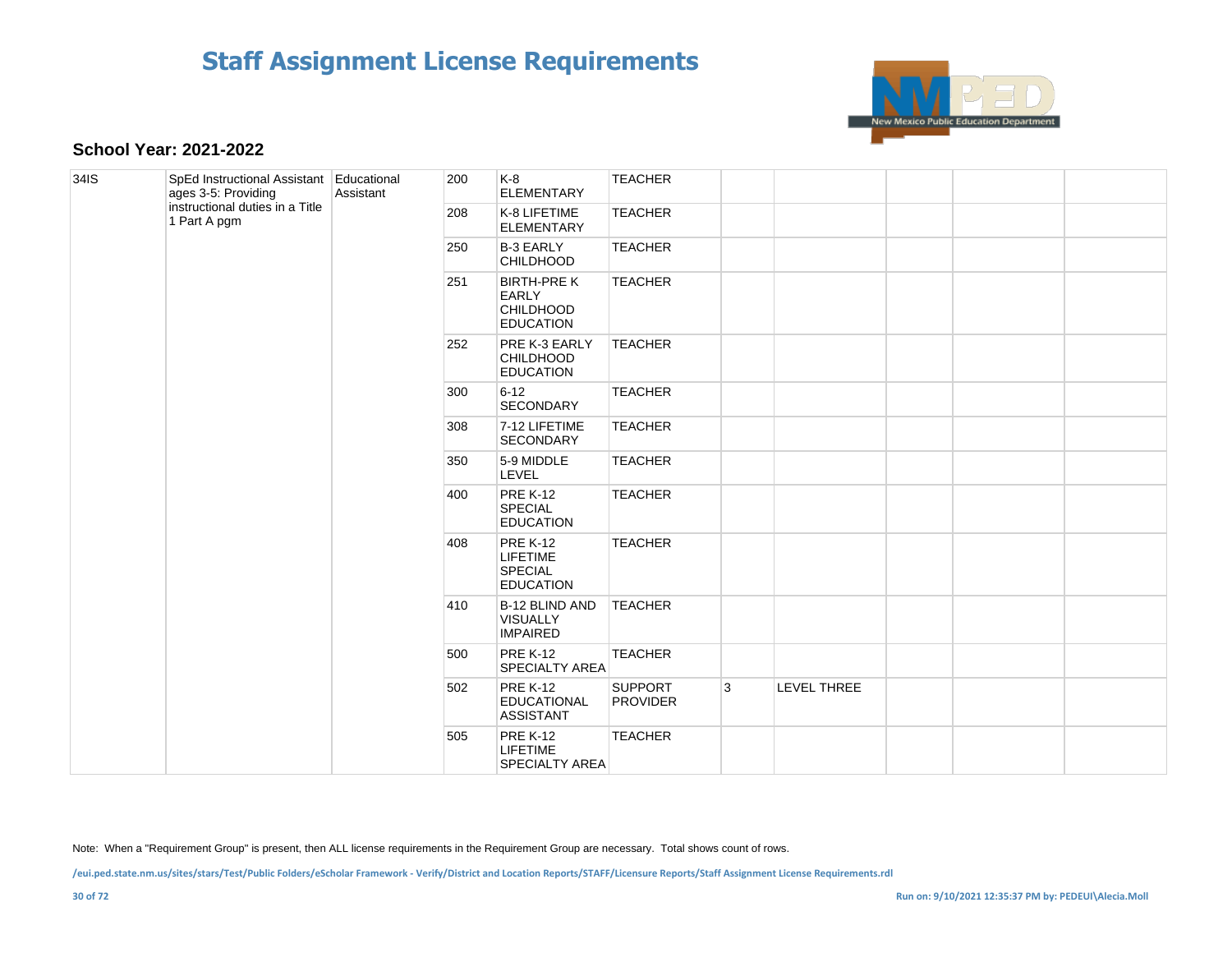# Staff Assignment License Requirements

### School Year: 2021-2022

| | | | | | | | | | | |
|---|---|---|---|---|---|---|---|---|---|---|
| 34IS | SpEd Instructional Assistant ages 3-5: Providing instructional duties in a Title 1 Part A pgm | Educational Assistant | 200 | K-8 ELEMENTARY | TEACHER | | | | | |
| | | | 208 | K-8 LIFETIME ELEMENTARY | TEACHER | | | | | |
| | | | 250 | B-3 EARLY CHILDHOOD | TEACHER | | | | | |
| | | | 251 | BIRTH-PRE K EARLY CHILDHOOD EDUCATION | TEACHER | | | | | |
| | | | 252 | PRE K-3 EARLY CHILDHOOD EDUCATION | TEACHER | | | | | |
| | | | 300 | 6-12 SECONDARY | TEACHER | | | | | |
| | | | 308 | 7-12 LIFETIME SECONDARY | TEACHER | | | | | |
| | | | 350 | 5-9 MIDDLE LEVEL | TEACHER | | | | | |
| | | | 400 | PRE K-12 SPECIAL EDUCATION | TEACHER | | | | | |
| | | | 408 | PRE K-12 LIFETIME SPECIAL EDUCATION | TEACHER | | | | | |
| | | | 410 | B-12 BLIND AND VISUALLY IMPAIRED | TEACHER | | | | | |
| | | | 500 | PRE K-12 SPECIALTY AREA | TEACHER | | | | | |
| | | | 502 | PRE K-12 EDUCATIONAL ASSISTANT | SUPPORT PROVIDER | 3 | LEVEL THREE | | | |
| | | | 505 | PRE K-12 LIFETIME SPECIALTY AREA | TEACHER | | | | | |

Note: When a "Requirement Group" is present, then ALL license requirements in the Requirement Group are necessary. Total shows count of rows.

/eui.ped.state.nm.us/sites/stars/Test/Public Folders/eScholar Framework - Verify/District and Location Reports/STAFF/Licensure Reports/Staff Assignment License Requirements.rdl

Run on: 9/10/2021 12:35:37 PM by: PEDEUI\Alecia.Moll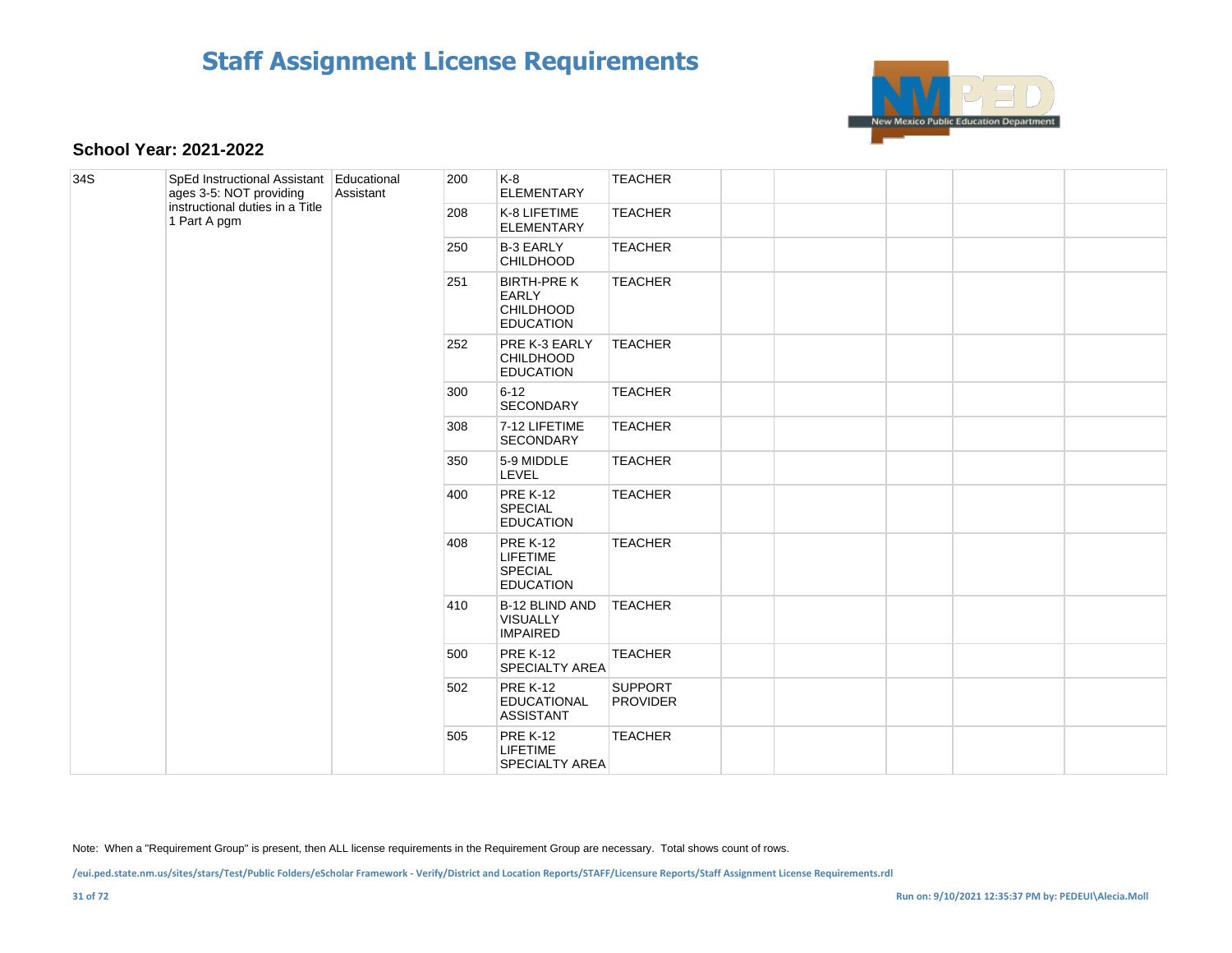# Staff Assignment License Requirements

**School Year: 2021-2022**

| | | | | | | | | | | |
|---|---|---|---|---|---|---|---|---|---|---|
| 34S | SpEd Instructional Assistant ages 3-5: NOT providing instructional duties in a Title 1 Part A pgm | Educational Assistant | 200 | K-8 ELEMENTARY | TEACHER | | | | | |
| | | | 208 | K-8 LIFETIME ELEMENTARY | TEACHER | | | | | |
| | | | 250 | B-3 EARLY CHILDHOOD | TEACHER | | | | | |
| | | | 251 | BIRTH-PRE K EARLY CHILDHOOD EDUCATION | TEACHER | | | | | |
| | | | 252 | PRE K-3 EARLY CHILDHOOD EDUCATION | TEACHER | | | | | |
| | | | 300 | 6-12 SECONDARY | TEACHER | | | | | |
| | | | 308 | 7-12 LIFETIME SECONDARY | TEACHER | | | | | |
| | | | 350 | 5-9 MIDDLE LEVEL | TEACHER | | | | | |
| | | | 400 | PRE K-12 SPECIAL EDUCATION | TEACHER | | | | | |
| | | | 408 | PRE K-12 LIFETIME SPECIAL EDUCATION | TEACHER | | | | | |
| | | | 410 | B-12 BLIND AND VISUALLY IMPAIRED | TEACHER | | | | | |
| | | | 500 | PRE K-12 SPECIALTY AREA | TEACHER | | | | | |
| | | | 502 | PRE K-12 EDUCATIONAL ASSISTANT | SUPPORT PROVIDER | | | | | |
| | | | 505 | PRE K-12 LIFETIME SPECIALTY AREA | TEACHER | | | | | |

Note: When a "Requirement Group" is present, then ALL license requirements in the Requirement Group are necessary. Total shows count of rows.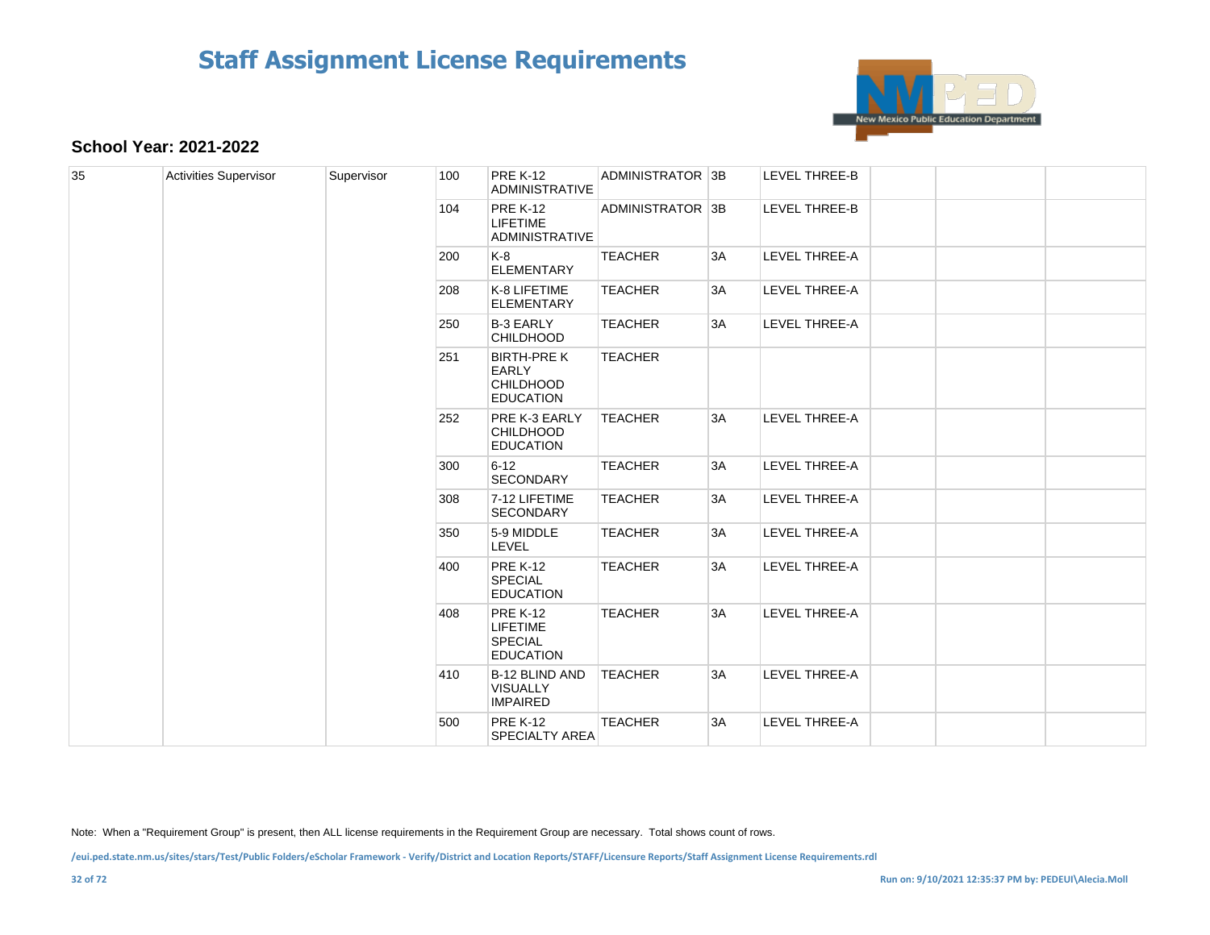# Staff Assignment License Requirements

**School Year: 2021-2022**

| | | | | | | | | | | |
|---|---|---|---|---|---|---|---|---|---|---|
| 35 | Activities Supervisor | Supervisor | 100 | PRE K-12 ADMINISTRATIVE | ADMINISTRATOR | 3B | LEVEL THREE-B | | | |
| | | | 104 | PRE K-12 LIFETIME ADMINISTRATIVE | ADMINISTRATOR | 3B | LEVEL THREE-B | | | |
| | | | 200 | K-8 ELEMENTARY | TEACHER | 3A | LEVEL THREE-A | | | |
| | | | 208 | K-8 LIFETIME ELEMENTARY | TEACHER | 3A | LEVEL THREE-A | | | |
| | | | 250 | B-3 EARLY CHILDHOOD | TEACHER | 3A | LEVEL THREE-A | | | |
| | | | 251 | BIRTH-PRE K EARLY CHILDHOOD EDUCATION | TEACHER | | | | | |
| | | | 252 | PRE K-3 EARLY CHILDHOOD EDUCATION | TEACHER | 3A | LEVEL THREE-A | | | |
| | | | 300 | 6-12 SECONDARY | TEACHER | 3A | LEVEL THREE-A | | | |
| | | | 308 | 7-12 LIFETIME SECONDARY | TEACHER | 3A | LEVEL THREE-A | | | |
| | | | 350 | 5-9 MIDDLE LEVEL | TEACHER | 3A | LEVEL THREE-A | | | |
| | | | 400 | PRE K-12 SPECIAL EDUCATION | TEACHER | 3A | LEVEL THREE-A | | | |
| | | | 408 | PRE K-12 LIFETIME SPECIAL EDUCATION | TEACHER | 3A | LEVEL THREE-A | | | |
| | | | 410 | B-12 BLIND AND VISUALLY IMPAIRED | TEACHER | 3A | LEVEL THREE-A | | | |
| | | | 500 | PRE K-12 SPECIALTY AREA | TEACHER | 3A | LEVEL THREE-A | | | |

Note: When a "Requirement Group" is present, then ALL license requirements in the Requirement Group are necessary. Total shows count of rows.

/eui.ped.state.nm.us/sites/stars/Test/Public Folders/eScholar Framework - Verify/District and Location Reports/STAFF/Licensure Reports/Staff Assignment License Requirements.rdl

Run on: 9/10/2021 12:35:37 PM by: PEDEUI\Alecia.Moll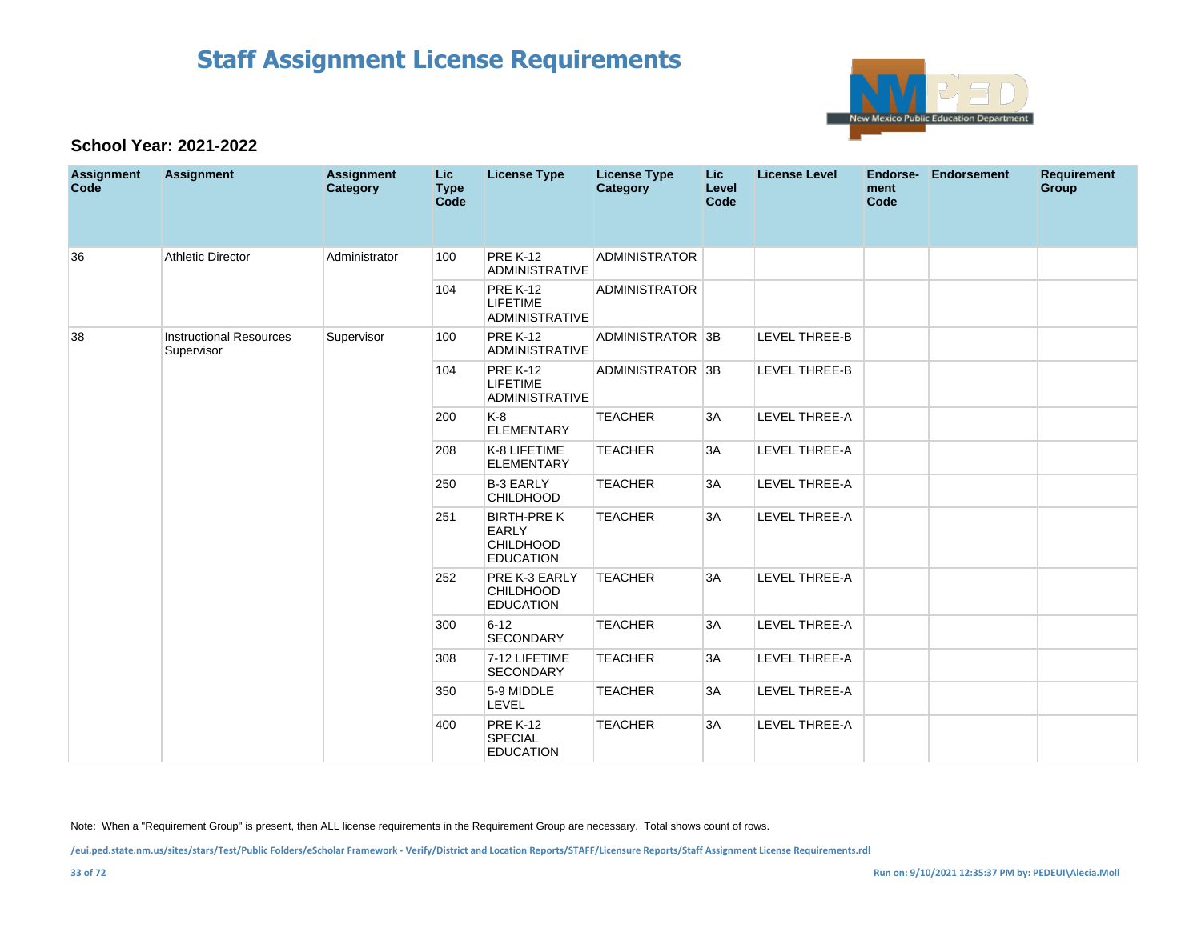# Staff Assignment License Requirements

**School Year: 2021-2022**

| Assignment Code | Assignment | Assignment Category | Lic Type Code | License Type | License Type Category | Lic Level Code | License Level | Endorse-ment Code | Endorsement | Requirement Group |
|---|---|---|---|---|---|---|---|---|---|---|
| 36 | Athletic Director | Administrator | 100 | PRE K-12 ADMINISTRATIVE | ADMINISTRATOR | | | | | |
| | | | 104 | PRE K-12 LIFETIME ADMINISTRATIVE | ADMINISTRATOR | | | | | |
| 38 | Instructional Resources Supervisor | Supervisor | 100 | PRE K-12 ADMINISTRATIVE | ADMINISTRATOR | 3B | LEVEL THREE-B | | | |
| | | | 104 | PRE K-12 LIFETIME ADMINISTRATIVE | ADMINISTRATOR | 3B | LEVEL THREE-B | | | |
| | | | 200 | K-8 ELEMENTARY | TEACHER | 3A | LEVEL THREE-A | | | |
| | | | 208 | K-8 LIFETIME ELEMENTARY | TEACHER | 3A | LEVEL THREE-A | | | |
| | | | 250 | B-3 EARLY CHILDHOOD | TEACHER | 3A | LEVEL THREE-A | | | |
| | | | 251 | BIRTH-PRE K EARLY CHILDHOOD EDUCATION | TEACHER | 3A | LEVEL THREE-A | | | |
| | | | 252 | PRE K-3 EARLY CHILDHOOD EDUCATION | TEACHER | 3A | LEVEL THREE-A | | | |
| | | | 300 | 6-12 SECONDARY | TEACHER | 3A | LEVEL THREE-A | | | |
| | | | 308 | 7-12 LIFETIME SECONDARY | TEACHER | 3A | LEVEL THREE-A | | | |
| | | | 350 | 5-9 MIDDLE LEVEL | TEACHER | 3A | LEVEL THREE-A | | | |
| | | | 400 | PRE K-12 SPECIAL EDUCATION | TEACHER | 3A | LEVEL THREE-A | | | |

Note: When a "Requirement Group" is present, then ALL license requirements in the Requirement Group are necessary. Total shows count of rows.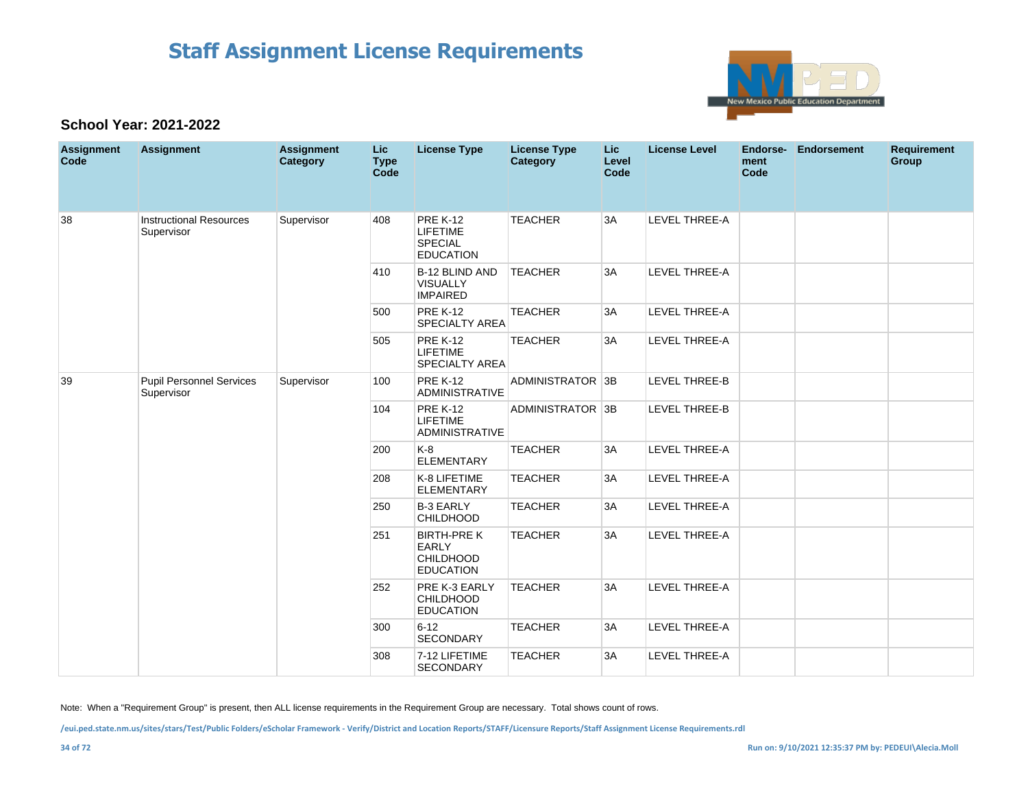# Staff Assignment License Requirements

**School Year: 2021-2022**

| Assignment Code | Assignment | Assignment Category | Lic Type Code | License Type | License Type Category | Lic Level Code | License Level | Endorse-ment Code | Endorsement | Requirement Group |
|---|---|---|---|---|---|---|---|---|---|---|
| 38 | Instructional Resources Supervisor | Supervisor | 408 | PRE K-12 LIFETIME SPECIAL EDUCATION | TEACHER | 3A | LEVEL THREE-A | | | |
| | | | 410 | B-12 BLIND AND VISUALLY IMPAIRED | TEACHER | 3A | LEVEL THREE-A | | | |
| | | | 500 | PRE K-12 SPECIALTY AREA | TEACHER | 3A | LEVEL THREE-A | | | |
| | | | 505 | PRE K-12 LIFETIME SPECIALTY AREA | TEACHER | 3A | LEVEL THREE-A | | | |
| 39 | Pupil Personnel Services Supervisor | Supervisor | 100 | PRE K-12 ADMINISTRATIVE | ADMINISTRATOR | 3B | LEVEL THREE-B | | | |
| | | | 104 | PRE K-12 LIFETIME ADMINISTRATIVE | ADMINISTRATOR | 3B | LEVEL THREE-B | | | |
| | | | 200 | K-8 ELEMENTARY | TEACHER | 3A | LEVEL THREE-A | | | |
| | | | 208 | K-8 LIFETIME ELEMENTARY | TEACHER | 3A | LEVEL THREE-A | | | |
| | | | 250 | B-3 EARLY CHILDHOOD | TEACHER | 3A | LEVEL THREE-A | | | |
| | | | 251 | BIRTH-PRE K EARLY CHILDHOOD EDUCATION | TEACHER | 3A | LEVEL THREE-A | | | |
| | | | 252 | PRE K-3 EARLY CHILDHOOD EDUCATION | TEACHER | 3A | LEVEL THREE-A | | | |
| | | | 300 | 6-12 SECONDARY | TEACHER | 3A | LEVEL THREE-A | | | |
| | | | 308 | 7-12 LIFETIME SECONDARY | TEACHER | 3A | LEVEL THREE-A | | | |

Note: When a "Requirement Group" is present, then ALL license requirements in the Requirement Group are necessary. Total shows count of rows.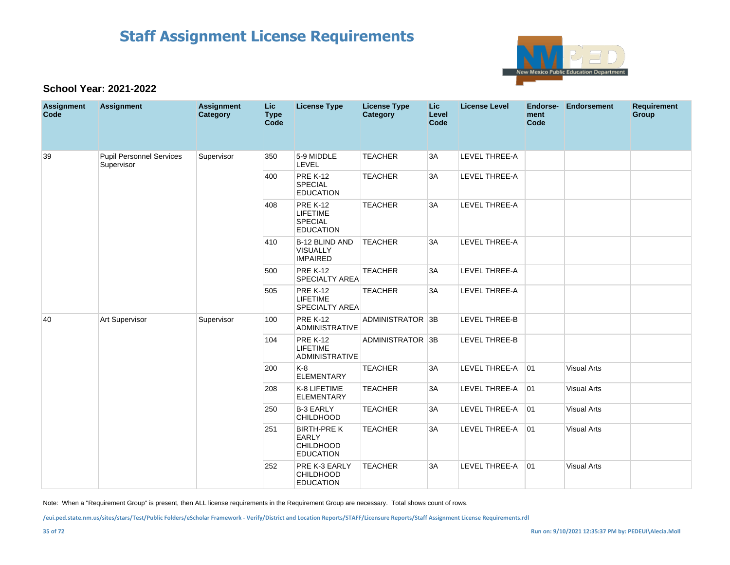# Staff Assignment License Requirements

### School Year: 2021-2022

| Assignment Code | Assignment | Assignment Category | Lic Type Code | License Type | License Type Category | Lic Level Code | License Level | Endorse-ment Code | Endorsement | Requirement Group |
|---|---|---|---|---|---|---|---|---|---|---|
| 39 | Pupil Personnel Services Supervisor | Supervisor | 350 | 5-9 MIDDLE LEVEL | TEACHER | 3A | LEVEL THREE-A | | | |
| | | | 400 | PRE K-12 SPECIAL EDUCATION | TEACHER | 3A | LEVEL THREE-A | | | |
| | | | 408 | PRE K-12 LIFETIME SPECIAL EDUCATION | TEACHER | 3A | LEVEL THREE-A | | | |
| | | | 410 | B-12 BLIND AND VISUALLY IMPAIRED | TEACHER | 3A | LEVEL THREE-A | | | |
| | | | 500 | PRE K-12 SPECIALTY AREA | TEACHER | 3A | LEVEL THREE-A | | | |
| | | | 505 | PRE K-12 LIFETIME SPECIALTY AREA | TEACHER | 3A | LEVEL THREE-A | | | |
| 40 | Art Supervisor | Supervisor | 100 | PRE K-12 ADMINISTRATIVE | ADMINISTRATOR | 3B | LEVEL THREE-B | | | |
| | | | 104 | PRE K-12 LIFETIME ADMINISTRATIVE | ADMINISTRATOR | 3B | LEVEL THREE-B | | | |
| | | | 200 | K-8 ELEMENTARY | TEACHER | 3A | LEVEL THREE-A | 01 | Visual Arts | |
| | | | 208 | K-8 LIFETIME ELEMENTARY | TEACHER | 3A | LEVEL THREE-A | 01 | Visual Arts | |
| | | | 250 | B-3 EARLY CHILDHOOD | TEACHER | 3A | LEVEL THREE-A | 01 | Visual Arts | |
| | | | 251 | BIRTH-PRE K EARLY CHILDHOOD EDUCATION | TEACHER | 3A | LEVEL THREE-A | 01 | Visual Arts | |
| | | | 252 | PRE K-3 EARLY CHILDHOOD EDUCATION | TEACHER | 3A | LEVEL THREE-A | 01 | Visual Arts | |

Note: When a "Requirement Group" is present, then ALL license requirements in the Requirement Group are necessary. Total shows count of rows.

/eui.ped.state.nm.us/sites/stars/Test/Public Folders/eScholar Framework - Verify/District and Location Reports/STAFF/Licensure Reports/Staff Assignment License Requirements.rdl

Run on: 9/10/2021 12:35:37 PM by: PEDEUI\Alecia.Moll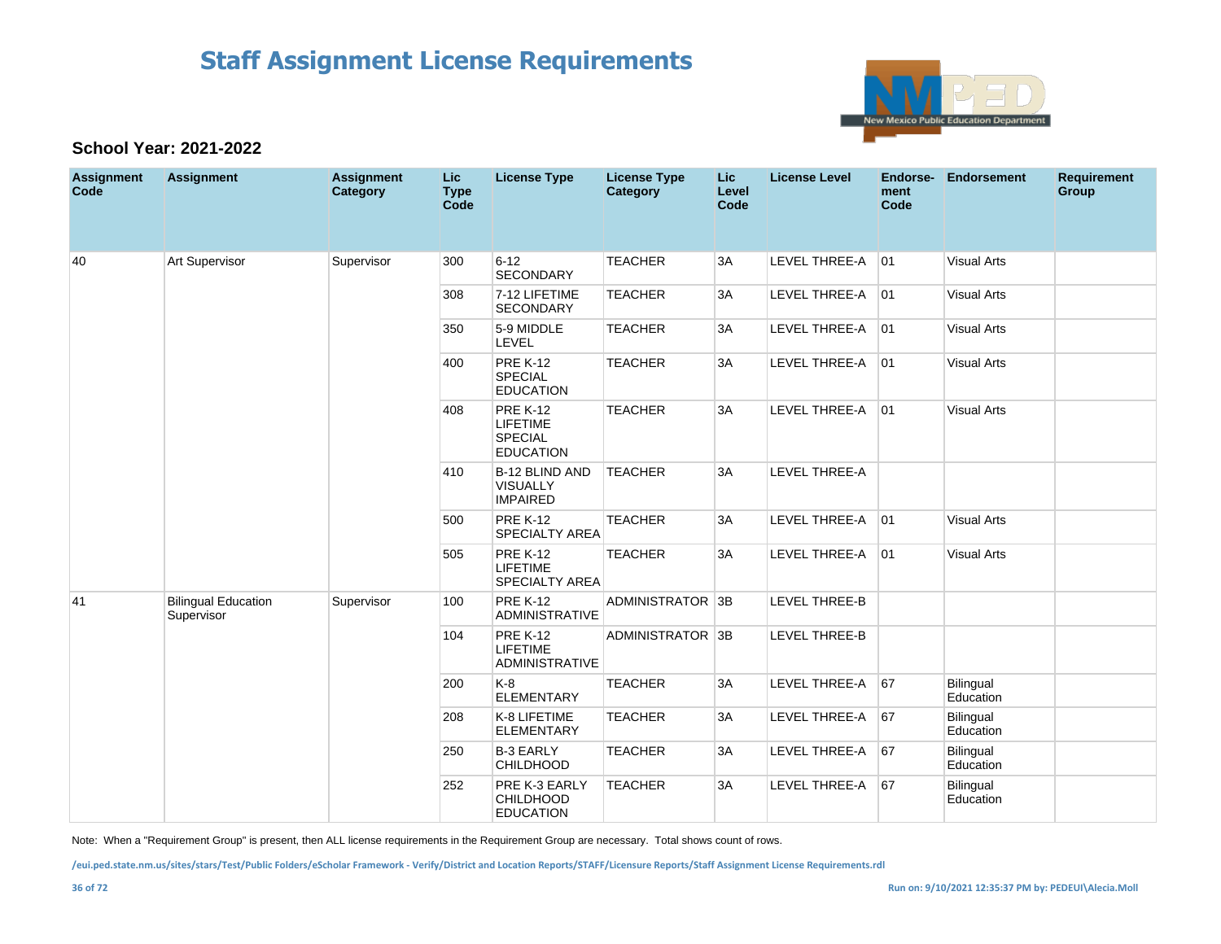# Staff Assignment License Requirements

**School Year: 2021-2022**

| Assignment Code | Assignment | Assignment Category | Lic Type Code | License Type | License Type Category | Lic Level Code | License Level | Endorse-ment Code | Endorsement | Requirement Group |
|---|---|---|---|---|---|---|---|---|---|---|
| 40 | Art Supervisor | Supervisor | 300 | 6-12 SECONDARY | TEACHER | 3A | LEVEL THREE-A | 01 | Visual Arts | |
| | | | 308 | 7-12 LIFETIME SECONDARY | TEACHER | 3A | LEVEL THREE-A | 01 | Visual Arts | |
| | | | 350 | 5-9 MIDDLE LEVEL | TEACHER | 3A | LEVEL THREE-A | 01 | Visual Arts | |
| | | | 400 | PRE K-12 SPECIAL EDUCATION | TEACHER | 3A | LEVEL THREE-A | 01 | Visual Arts | |
| | | | 408 | PRE K-12 LIFETIME SPECIAL EDUCATION | TEACHER | 3A | LEVEL THREE-A | 01 | Visual Arts | |
| | | | 410 | B-12 BLIND AND VISUALLY IMPAIRED | TEACHER | 3A | LEVEL THREE-A | | | |
| | | | 500 | PRE K-12 SPECIALTY AREA | TEACHER | 3A | LEVEL THREE-A | 01 | Visual Arts | |
| | | | 505 | PRE K-12 LIFETIME SPECIALTY AREA | TEACHER | 3A | LEVEL THREE-A | 01 | Visual Arts | |
| 41 | Bilingual Education Supervisor | Supervisor | 100 | PRE K-12 ADMINISTRATIVE | ADMINISTRATOR | 3B | LEVEL THREE-B | | | |
| | | | 104 | PRE K-12 LIFETIME ADMINISTRATIVE | ADMINISTRATOR | 3B | LEVEL THREE-B | | | |
| | | | 200 | K-8 ELEMENTARY | TEACHER | 3A | LEVEL THREE-A | 67 | Bilingual Education | |
| | | | 208 | K-8 LIFETIME ELEMENTARY | TEACHER | 3A | LEVEL THREE-A | 67 | Bilingual Education | |
| | | | 250 | B-3 EARLY CHILDHOOD | TEACHER | 3A | LEVEL THREE-A | 67 | Bilingual Education | |
| | | | 252 | PRE K-3 EARLY CHILDHOOD EDUCATION | TEACHER | 3A | LEVEL THREE-A | 67 | Bilingual Education | |

Note: When a "Requirement Group" is present, then ALL license requirements in the Requirement Group are necessary. Total shows count of rows.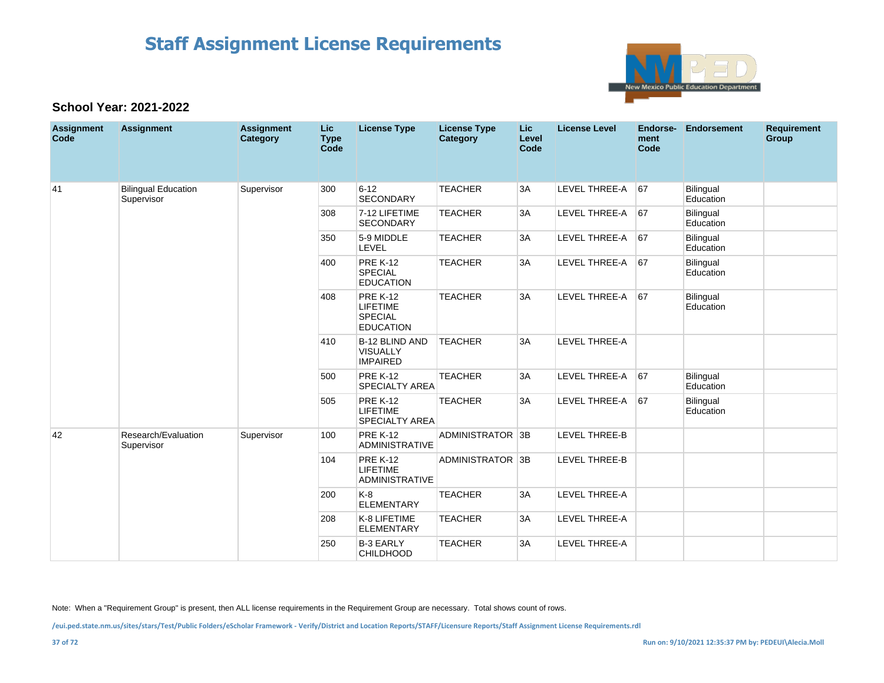# Staff Assignment License Requirements

### School Year: 2021-2022

| Assignment Code | Assignment | Assignment Category | Lic Type Code | License Type | License Type Category | Lic Level Code | License Level | Endorse-ment Code | Endorsement | Requirement Group |
|---|---|---|---|---|---|---|---|---|---|---|
| 41 | Bilingual Education Supervisor | Supervisor | 300 | 6-12 SECONDARY | TEACHER | 3A | LEVEL THREE-A | 67 | Bilingual Education | |
| | | | 308 | 7-12 LIFETIME SECONDARY | TEACHER | 3A | LEVEL THREE-A | 67 | Bilingual Education | |
| | | | 350 | 5-9 MIDDLE LEVEL | TEACHER | 3A | LEVEL THREE-A | 67 | Bilingual Education | |
| | | | 400 | PRE K-12 SPECIAL EDUCATION | TEACHER | 3A | LEVEL THREE-A | 67 | Bilingual Education | |
| | | | 408 | PRE K-12 LIFETIME SPECIAL EDUCATION | TEACHER | 3A | LEVEL THREE-A | 67 | Bilingual Education | |
| | | | 410 | B-12 BLIND AND VISUALLY IMPAIRED | TEACHER | 3A | LEVEL THREE-A | | | |
| | | | 500 | PRE K-12 SPECIALTY AREA | TEACHER | 3A | LEVEL THREE-A | 67 | Bilingual Education | |
| | | | 505 | PRE K-12 LIFETIME SPECIALTY AREA | TEACHER | 3A | LEVEL THREE-A | 67 | Bilingual Education | |
| 42 | Research/Evaluation Supervisor | Supervisor | 100 | PRE K-12 ADMINISTRATIVE | ADMINISTRATOR | 3B | LEVEL THREE-B | | | |
| | | | 104 | PRE K-12 LIFETIME ADMINISTRATIVE | ADMINISTRATOR | 3B | LEVEL THREE-B | | | |
| | | | 200 | K-8 ELEMENTARY | TEACHER | 3A | LEVEL THREE-A | | | |
| | | | 208 | K-8 LIFETIME ELEMENTARY | TEACHER | 3A | LEVEL THREE-A | | | |
| | | | 250 | B-3 EARLY CHILDHOOD | TEACHER | 3A | LEVEL THREE-A | | | |

Note: When a "Requirement Group" is present, then ALL license requirements in the Requirement Group are necessary. Total shows count of rows.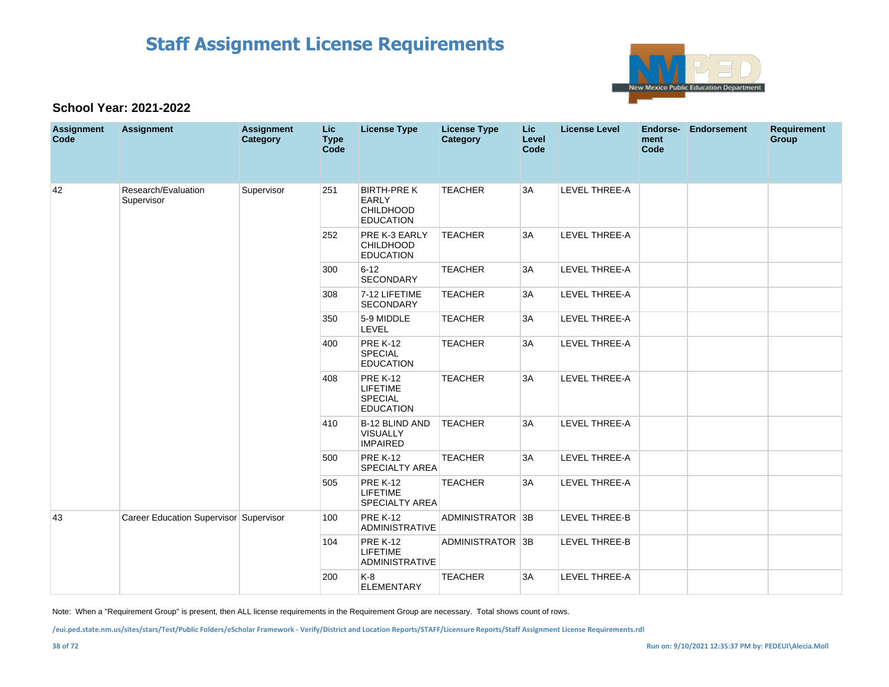# Staff Assignment License Requirements

**School Year: 2021-2022**

| Assignment Code | Assignment | Assignment Category | Lic Type Code | License Type | License Type Category | Lic Level Code | License Level | Endorse-ment Code | Endorsement | Requirement Group |
|---|---|---|---|---|---|---|---|---|---|---|
| 42 | Research/Evaluation Supervisor | Supervisor | 251 | BIRTH-PRE K EARLY CHILDHOOD EDUCATION | TEACHER | 3A | LEVEL THREE-A | | | |
| | | | 252 | PRE K-3 EARLY CHILDHOOD EDUCATION | TEACHER | 3A | LEVEL THREE-A | | | |
| | | | 300 | 6-12 SECONDARY | TEACHER | 3A | LEVEL THREE-A | | | |
| | | | 308 | 7-12 LIFETIME SECONDARY | TEACHER | 3A | LEVEL THREE-A | | | |
| | | | 350 | 5-9 MIDDLE LEVEL | TEACHER | 3A | LEVEL THREE-A | | | |
| | | | 400 | PRE K-12 SPECIAL EDUCATION | TEACHER | 3A | LEVEL THREE-A | | | |
| | | | 408 | PRE K-12 LIFETIME SPECIAL EDUCATION | TEACHER | 3A | LEVEL THREE-A | | | |
| | | | 410 | B-12 BLIND AND VISUALLY IMPAIRED | TEACHER | 3A | LEVEL THREE-A | | | |
| | | | 500 | PRE K-12 SPECIALTY AREA | TEACHER | 3A | LEVEL THREE-A | | | |
| | | | 505 | PRE K-12 LIFETIME SPECIALTY AREA | TEACHER | 3A | LEVEL THREE-A | | | |
| 43 | Career Education Supervisor | Supervisor | 100 | PRE K-12 ADMINISTRATIVE | ADMINISTRATOR | 3B | LEVEL THREE-B | | | |
| | | | 104 | PRE K-12 LIFETIME ADMINISTRATIVE | ADMINISTRATOR | 3B | LEVEL THREE-B | | | |
| | | | 200 | K-8 ELEMENTARY | TEACHER | 3A | LEVEL THREE-A | | | |

Note: When a "Requirement Group" is present, then ALL license requirements in the Requirement Group are necessary. Total shows count of rows.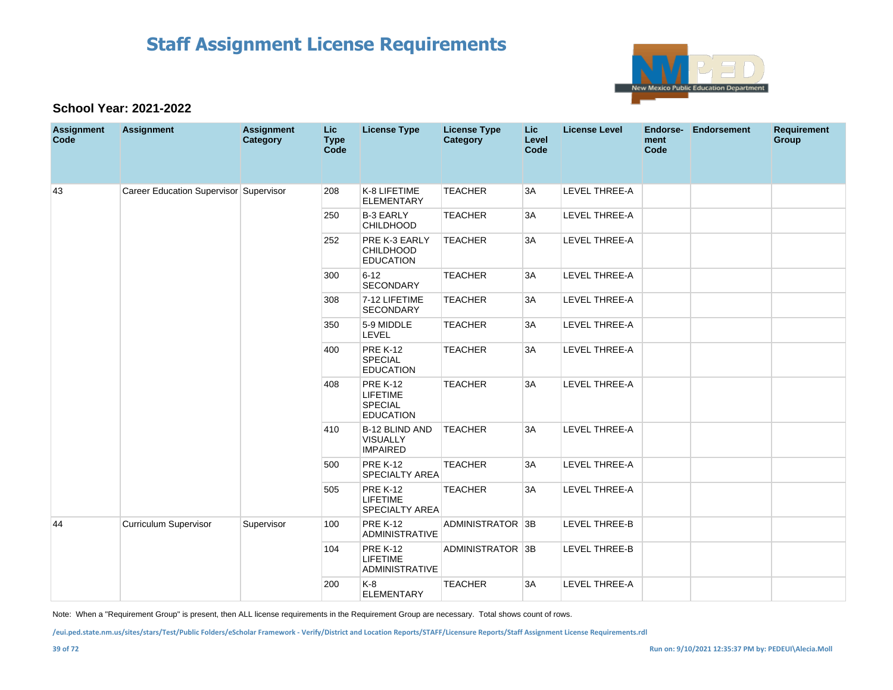# Staff Assignment License Requirements

**School Year: 2021-2022**

| Assignment Code | Assignment | Assignment Category | Lic Type Code | License Type | License Type Category | Lic Level Code | License Level | Endorse-ment Code | Endorsement | Requirement Group |
|---|---|---|---|---|---|---|---|---|---|---|
| 43 | Career Education Supervisor | Supervisor | 208 | K-8 LIFETIME ELEMENTARY | TEACHER | 3A | LEVEL THREE-A | | | |
| | | | 250 | B-3 EARLY CHILDHOOD | TEACHER | 3A | LEVEL THREE-A | | | |
| | | | 252 | PRE K-3 EARLY CHILDHOOD EDUCATION | TEACHER | 3A | LEVEL THREE-A | | | |
| | | | 300 | 6-12 SECONDARY | TEACHER | 3A | LEVEL THREE-A | | | |
| | | | 308 | 7-12 LIFETIME SECONDARY | TEACHER | 3A | LEVEL THREE-A | | | |
| | | | 350 | 5-9 MIDDLE LEVEL | TEACHER | 3A | LEVEL THREE-A | | | |
| | | | 400 | PRE K-12 SPECIAL EDUCATION | TEACHER | 3A | LEVEL THREE-A | | | |
| | | | 408 | PRE K-12 LIFETIME SPECIAL EDUCATION | TEACHER | 3A | LEVEL THREE-A | | | |
| | | | 410 | B-12 BLIND AND VISUALLY IMPAIRED | TEACHER | 3A | LEVEL THREE-A | | | |
| | | | 500 | PRE K-12 SPECIALTY AREA | TEACHER | 3A | LEVEL THREE-A | | | |
| | | | 505 | PRE K-12 LIFETIME SPECIALTY AREA | TEACHER | 3A | LEVEL THREE-A | | | |
| 44 | Curriculum Supervisor | Supervisor | 100 | PRE K-12 ADMINISTRATIVE | ADMINISTRATOR | 3B | LEVEL THREE-B | | | |
| | | | 104 | PRE K-12 LIFETIME ADMINISTRATIVE | ADMINISTRATOR | 3B | LEVEL THREE-B | | | |
| | | | 200 | K-8 ELEMENTARY | TEACHER | 3A | LEVEL THREE-A | | | |

Note: When a "Requirement Group" is present, then ALL license requirements in the Requirement Group are necessary. Total shows count of rows.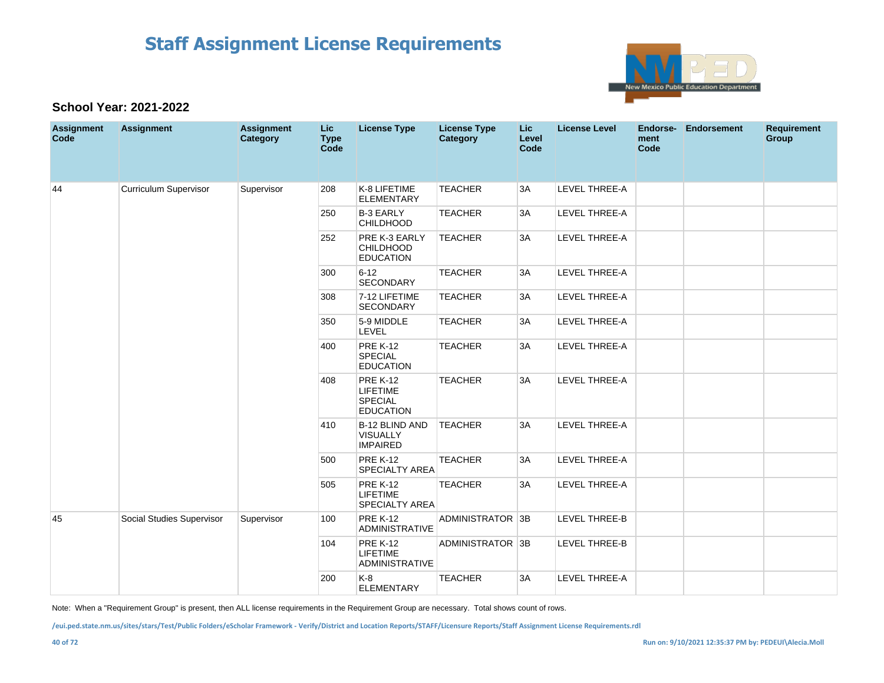# Staff Assignment License Requirements

### School Year: 2021-2022

| Assignment Code | Assignment | Assignment Category | Lic Type Code | License Type | License Type Category | Lic Level Code | License Level | Endorse-ment Code | Endorsement | Requirement Group |
|---|---|---|---|---|---|---|---|---|---|---|
| 44 | Curriculum Supervisor | Supervisor | 208 | K-8 LIFETIME ELEMENTARY | TEACHER | 3A | LEVEL THREE-A | | | |
| | | | 250 | B-3 EARLY CHILDHOOD | TEACHER | 3A | LEVEL THREE-A | | | |
| | | | 252 | PRE K-3 EARLY CHILDHOOD EDUCATION | TEACHER | 3A | LEVEL THREE-A | | | |
| | | | 300 | 6-12 SECONDARY | TEACHER | 3A | LEVEL THREE-A | | | |
| | | | 308 | 7-12 LIFETIME SECONDARY | TEACHER | 3A | LEVEL THREE-A | | | |
| | | | 350 | 5-9 MIDDLE LEVEL | TEACHER | 3A | LEVEL THREE-A | | | |
| | | | 400 | PRE K-12 SPECIAL EDUCATION | TEACHER | 3A | LEVEL THREE-A | | | |
| | | | 408 | PRE K-12 LIFETIME SPECIAL EDUCATION | TEACHER | 3A | LEVEL THREE-A | | | |
| | | | 410 | B-12 BLIND AND VISUALLY IMPAIRED | TEACHER | 3A | LEVEL THREE-A | | | |
| | | | 500 | PRE K-12 SPECIALTY AREA | TEACHER | 3A | LEVEL THREE-A | | | |
| | | | 505 | PRE K-12 LIFETIME SPECIALTY AREA | TEACHER | 3A | LEVEL THREE-A | | | |
| 45 | Social Studies Supervisor | Supervisor | 100 | PRE K-12 ADMINISTRATIVE | ADMINISTRATOR | 3B | LEVEL THREE-B | | | |
| | | | 104 | PRE K-12 LIFETIME ADMINISTRATIVE | ADMINISTRATOR | 3B | LEVEL THREE-B | | | |
| | | | 200 | K-8 ELEMENTARY | TEACHER | 3A | LEVEL THREE-A | | | |

Note: When a "Requirement Group" is present, then ALL license requirements in the Requirement Group are necessary. Total shows count of rows.

/eui.ped.state.nm.us/sites/stars/Test/Public Folders/eScholar Framework - Verify/District and Location Reports/STAFF/Licensure Reports/Staff Assignment License Requirements.rdl

Run on: 9/10/2021 12:35:37 PM by: PEDEUI\Alecia.Moll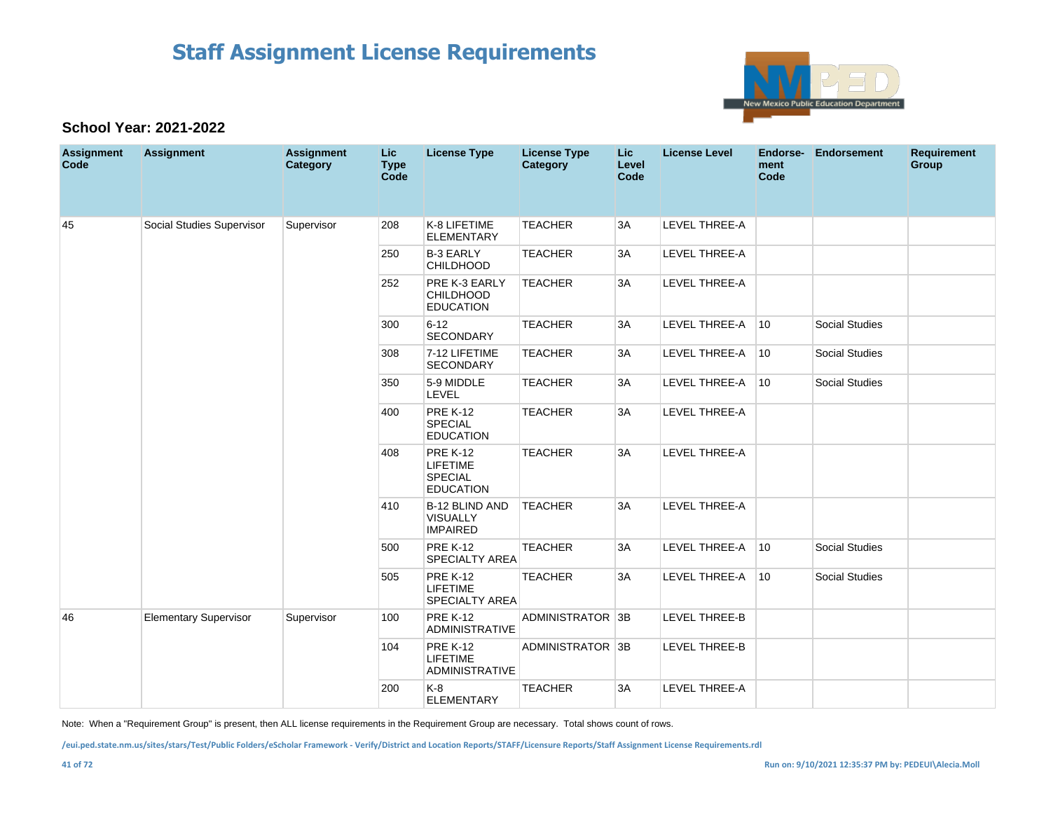# Staff Assignment License Requirements

**School Year: 2021-2022**

| Assignment Code | Assignment | Assignment Category | Lic Type Code | License Type | License Type Category | Lic Level Code | License Level | Endorse-ment Code | Endorsement | Requirement Group |
|---|---|---|---|---|---|---|---|---|---|---|
| 45 | Social Studies Supervisor | Supervisor | 208 | K-8 LIFETIME ELEMENTARY | TEACHER | 3A | LEVEL THREE-A | | | |
| | | | 250 | B-3 EARLY CHILDHOOD | TEACHER | 3A | LEVEL THREE-A | | | |
| | | | 252 | PRE K-3 EARLY CHILDHOOD EDUCATION | TEACHER | 3A | LEVEL THREE-A | | | |
| | | | 300 | 6-12 SECONDARY | TEACHER | 3A | LEVEL THREE-A | 10 | Social Studies | |
| | | | 308 | 7-12 LIFETIME SECONDARY | TEACHER | 3A | LEVEL THREE-A | 10 | Social Studies | |
| | | | 350 | 5-9 MIDDLE LEVEL | TEACHER | 3A | LEVEL THREE-A | 10 | Social Studies | |
| | | | 400 | PRE K-12 SPECIAL EDUCATION | TEACHER | 3A | LEVEL THREE-A | | | |
| | | | 408 | PRE K-12 LIFETIME SPECIAL EDUCATION | TEACHER | 3A | LEVEL THREE-A | | | |
| | | | 410 | B-12 BLIND AND VISUALLY IMPAIRED | TEACHER | 3A | LEVEL THREE-A | | | |
| | | | 500 | PRE K-12 SPECIALTY AREA | TEACHER | 3A | LEVEL THREE-A | 10 | Social Studies | |
| | | | 505 | PRE K-12 LIFETIME SPECIALTY AREA | TEACHER | 3A | LEVEL THREE-A | 10 | Social Studies | |
| 46 | Elementary Supervisor | Supervisor | 100 | PRE K-12 ADMINISTRATIVE | ADMINISTRATOR | 3B | LEVEL THREE-B | | | |
| | | | 104 | PRE K-12 LIFETIME ADMINISTRATIVE | ADMINISTRATOR | 3B | LEVEL THREE-B | | | |
| | | | 200 | K-8 ELEMENTARY | TEACHER | 3A | LEVEL THREE-A | | | |

Note: When a "Requirement Group" is present, then ALL license requirements in the Requirement Group are necessary. Total shows count of rows.

/eui.ped.state.nm.us/sites/stars/Test/Public Folders/eScholar Framework - Verify/District and Location Reports/STAFF/Licensure Reports/Staff Assignment License Requirements.rdl

Run on: 9/10/2021 12:35:37 PM by: PEDEUI\Alecia.Moll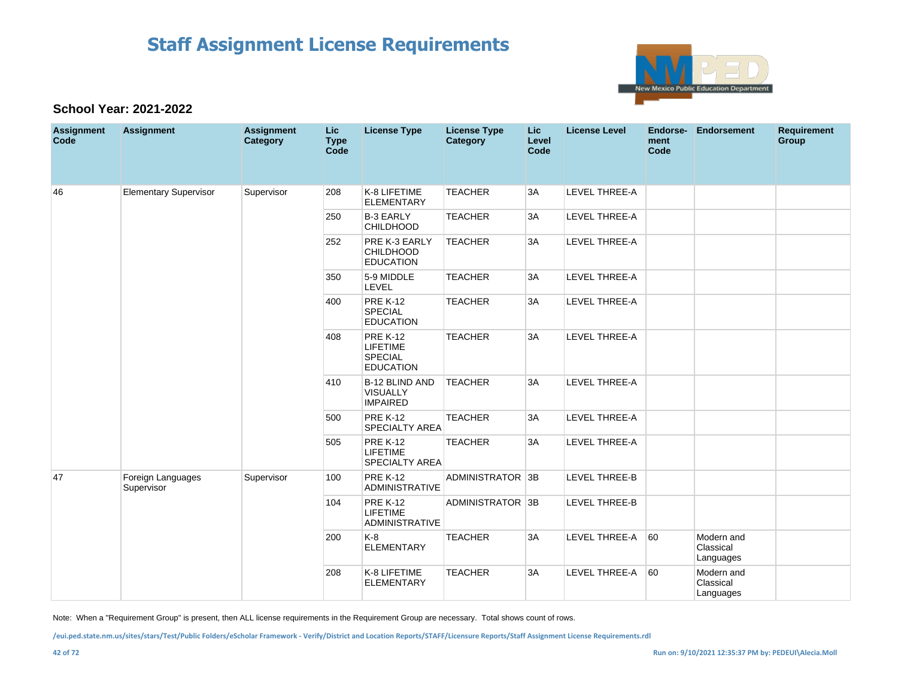# Staff Assignment License Requirements

New Mexico Public Education Department

**School Year: 2021-2022**

| Assignment Code | Assignment | Assignment Category | Lic Type Code | License Type | License Type Category | Lic Level Code | License Level | Endorse-ment Code | Endorsement | Requirement Group |
|---|---|---|---|---|---|---|---|---|---|---|
| 46 | Elementary Supervisor | Supervisor | 208 | K-8 LIFETIME ELEMENTARY | TEACHER | 3A | LEVEL THREE-A | | | |
| | | | 250 | B-3 EARLY CHILDHOOD | TEACHER | 3A | LEVEL THREE-A | | | |
| | | | 252 | PRE K-3 EARLY CHILDHOOD EDUCATION | TEACHER | 3A | LEVEL THREE-A | | | |
| | | | 350 | 5-9 MIDDLE LEVEL | TEACHER | 3A | LEVEL THREE-A | | | |
| | | | 400 | PRE K-12 SPECIAL EDUCATION | TEACHER | 3A | LEVEL THREE-A | | | |
| | | | 408 | PRE K-12 LIFETIME SPECIAL EDUCATION | TEACHER | 3A | LEVEL THREE-A | | | |
| | | | 410 | B-12 BLIND AND VISUALLY IMPAIRED | TEACHER | 3A | LEVEL THREE-A | | | |
| | | | 500 | PRE K-12 SPECIALTY AREA | TEACHER | 3A | LEVEL THREE-A | | | |
| | | | 505 | PRE K-12 LIFETIME SPECIALTY AREA | TEACHER | 3A | LEVEL THREE-A | | | |
| 47 | Foreign Languages Supervisor | Supervisor | 100 | PRE K-12 ADMINISTRATIVE | ADMINISTRATOR | 3B | LEVEL THREE-B | | | |
| | | | 104 | PRE K-12 LIFETIME ADMINISTRATIVE | ADMINISTRATOR | 3B | LEVEL THREE-B | | | |
| | | | 200 | K-8 ELEMENTARY | TEACHER | 3A | LEVEL THREE-A | 60 | Modern and Classical Languages | |
| | | | 208 | K-8 LIFETIME ELEMENTARY | TEACHER | 3A | LEVEL THREE-A | 60 | Modern and Classical Languages | |

Note: When a "Requirement Group" is present, then ALL license requirements in the Requirement Group are necessary. Total shows count of rows.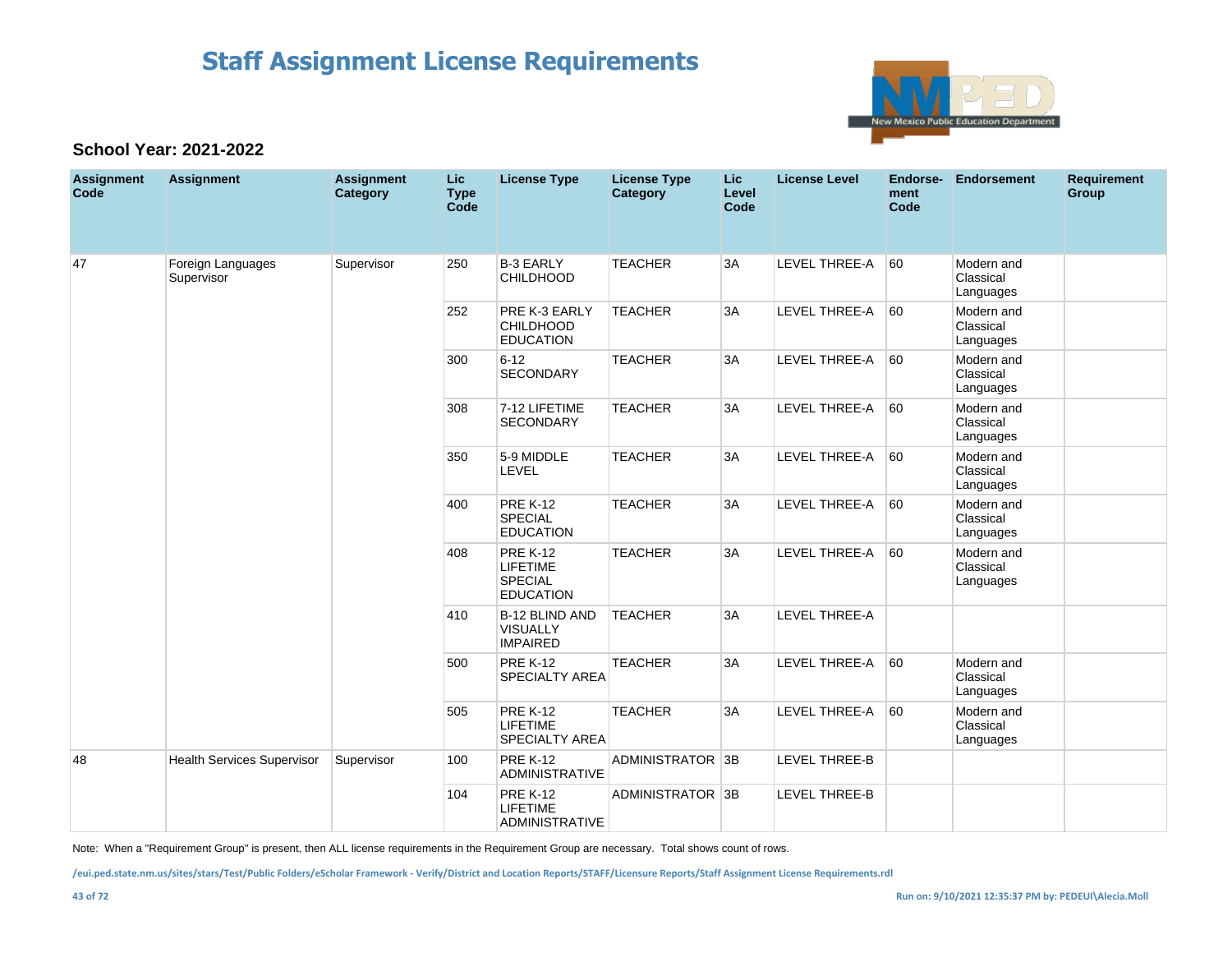# Staff Assignment License Requirements

**School Year: 2021-2022**

| Assignment Code | Assignment | Assignment Category | Lic Type Code | License Type | License Type Category | Lic Level Code | License Level | Endorse-ment Code | Endorsement | Requirement Group |
|---|---|---|---|---|---|---|---|---|---|---|
| 47 | Foreign Languages Supervisor | Supervisor | 250 | B-3 EARLY CHILDHOOD | TEACHER | 3A | LEVEL THREE-A | 60 | Modern and Classical Languages | |
| | | | 252 | PRE K-3 EARLY CHILDHOOD EDUCATION | TEACHER | 3A | LEVEL THREE-A | 60 | Modern and Classical Languages | |
| | | | 300 | 6-12 SECONDARY | TEACHER | 3A | LEVEL THREE-A | 60 | Modern and Classical Languages | |
| | | | 308 | 7-12 LIFETIME SECONDARY | TEACHER | 3A | LEVEL THREE-A | 60 | Modern and Classical Languages | |
| | | | 350 | 5-9 MIDDLE LEVEL | TEACHER | 3A | LEVEL THREE-A | 60 | Modern and Classical Languages | |
| | | | 400 | PRE K-12 SPECIAL EDUCATION | TEACHER | 3A | LEVEL THREE-A | 60 | Modern and Classical Languages | |
| | | | 408 | PRE K-12 LIFETIME SPECIAL EDUCATION | TEACHER | 3A | LEVEL THREE-A | 60 | Modern and Classical Languages | |
| | | | 410 | B-12 BLIND AND VISUALLY IMPAIRED | TEACHER | 3A | LEVEL THREE-A | | | |
| | | | 500 | PRE K-12 SPECIALTY AREA | TEACHER | 3A | LEVEL THREE-A | 60 | Modern and Classical Languages | |
| | | | 505 | PRE K-12 LIFETIME SPECIALTY AREA | TEACHER | 3A | LEVEL THREE-A | 60 | Modern and Classical Languages | |
| 48 | Health Services Supervisor | Supervisor | 100 | PRE K-12 ADMINISTRATIVE | ADMINISTRATOR | 3B | LEVEL THREE-B | | | |
| | | | 104 | PRE K-12 LIFETIME ADMINISTRATIVE | ADMINISTRATOR | 3B | LEVEL THREE-B | | | |

Note: When a "Requirement Group" is present, then ALL license requirements in the Requirement Group are necessary. Total shows count of rows.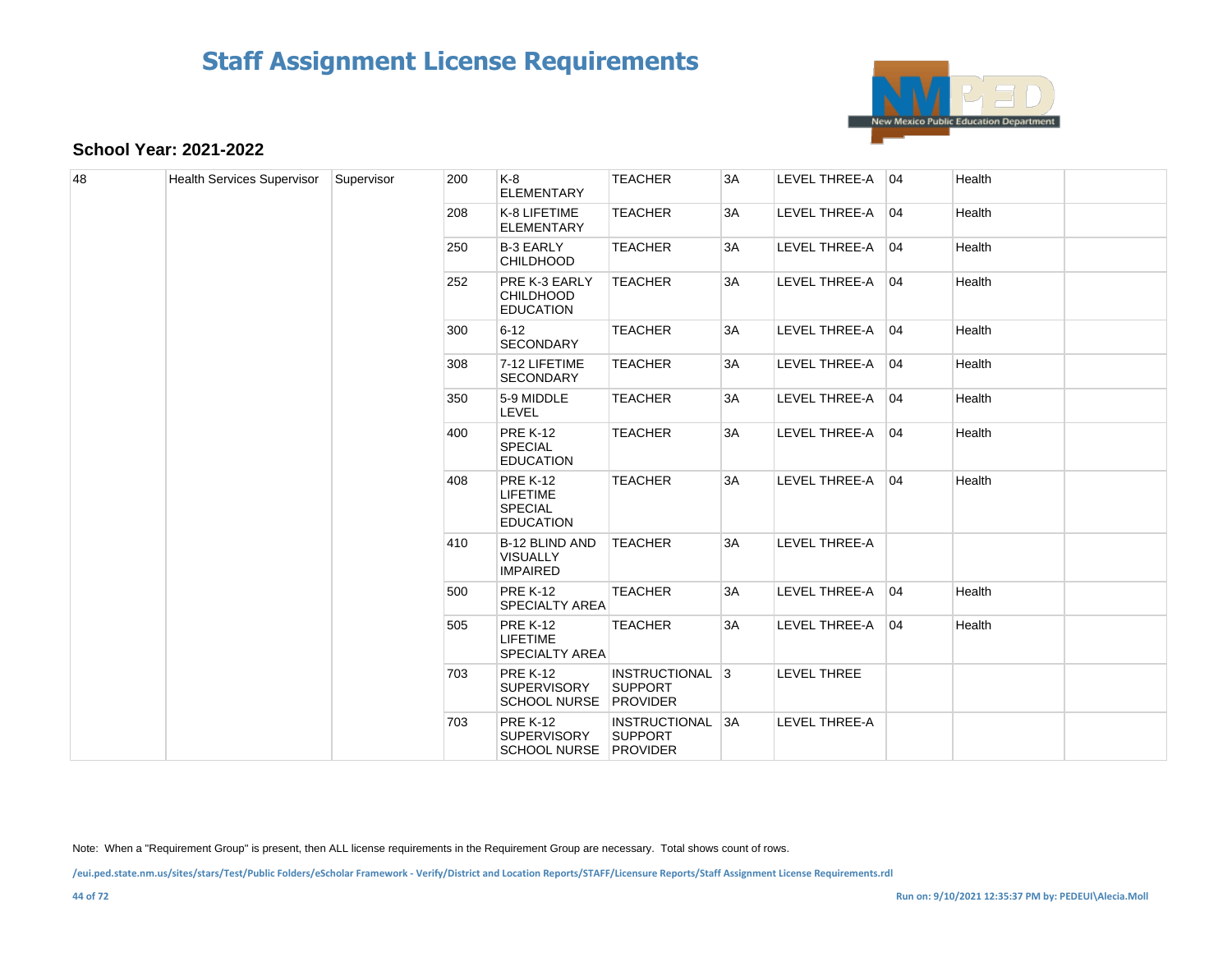# Staff Assignment License Requirements

**School Year: 2021-2022**

| | | | | | | | | | | |
|---|---|---|---|---|---|---|---|---|---|---|
| 48 | Health Services Supervisor | Supervisor | 200 | K-8 ELEMENTARY | TEACHER | 3A | LEVEL THREE-A | 04 | Health | |
| | | | 208 | K-8 LIFETIME ELEMENTARY | TEACHER | 3A | LEVEL THREE-A | 04 | Health | |
| | | | 250 | B-3 EARLY CHILDHOOD | TEACHER | 3A | LEVEL THREE-A | 04 | Health | |
| | | | 252 | PRE K-3 EARLY CHILDHOOD EDUCATION | TEACHER | 3A | LEVEL THREE-A | 04 | Health | |
| | | | 300 | 6-12 SECONDARY | TEACHER | 3A | LEVEL THREE-A | 04 | Health | |
| | | | 308 | 7-12 LIFETIME SECONDARY | TEACHER | 3A | LEVEL THREE-A | 04 | Health | |
| | | | 350 | 5-9 MIDDLE LEVEL | TEACHER | 3A | LEVEL THREE-A | 04 | Health | |
| | | | 400 | PRE K-12 SPECIAL EDUCATION | TEACHER | 3A | LEVEL THREE-A | 04 | Health | |
| | | | 408 | PRE K-12 LIFETIME SPECIAL EDUCATION | TEACHER | 3A | LEVEL THREE-A | 04 | Health | |
| | | | 410 | B-12 BLIND AND VISUALLY IMPAIRED | TEACHER | 3A | LEVEL THREE-A | | | |
| | | | 500 | PRE K-12 SPECIALTY AREA | TEACHER | 3A | LEVEL THREE-A | 04 | Health | |
| | | | 505 | PRE K-12 LIFETIME SPECIALTY AREA | TEACHER | 3A | LEVEL THREE-A | 04 | Health | |
| | | | 703 | PRE K-12 SUPERVISORY SCHOOL NURSE | INSTRUCTIONAL SUPPORT PROVIDER | 3 | LEVEL THREE | | | |
| | | | 703 | PRE K-12 SUPERVISORY SCHOOL NURSE | INSTRUCTIONAL SUPPORT PROVIDER | 3A | LEVEL THREE-A | | | |

Note: When a "Requirement Group" is present, then ALL license requirements in the Requirement Group are necessary. Total shows count of rows.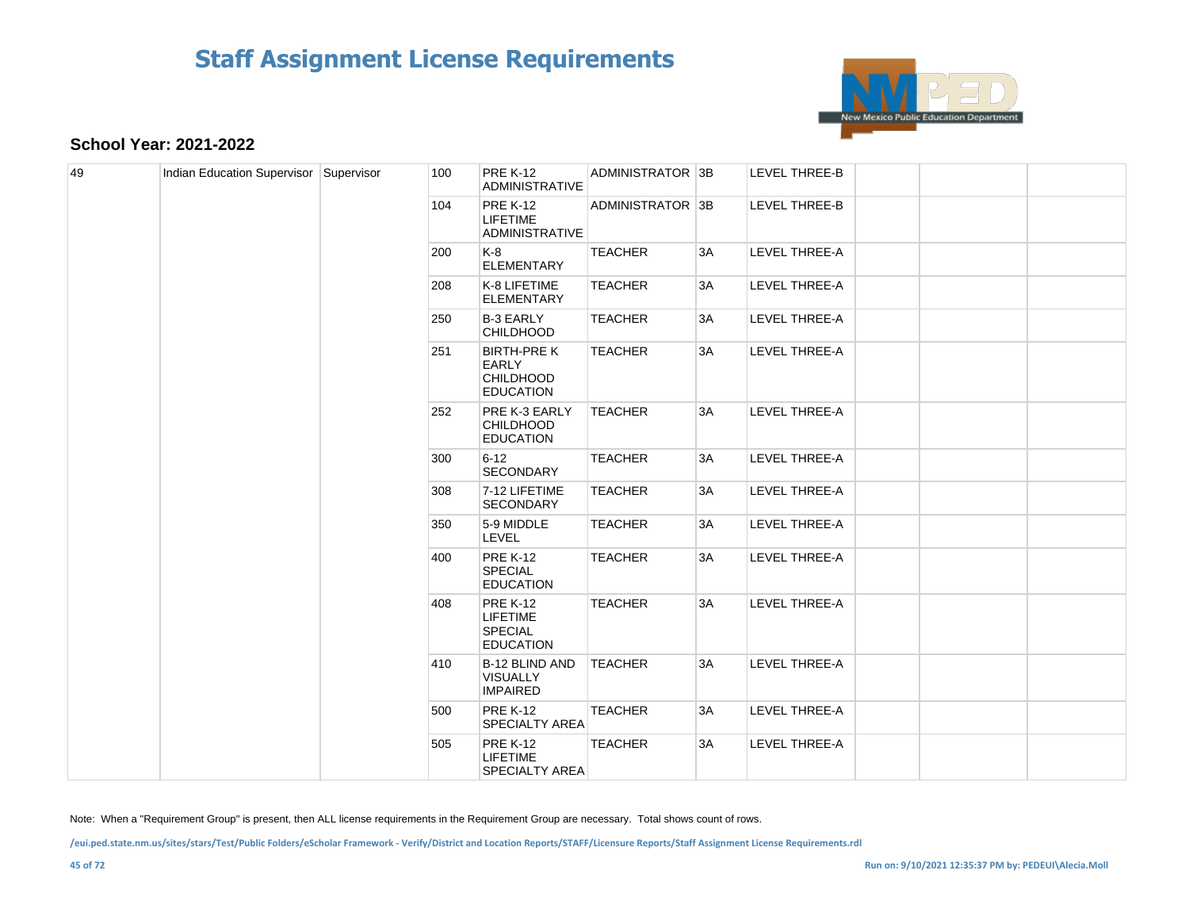# Staff Assignment License Requirements

**School Year: 2021-2022**

| | | | | | | | | | | |
|---|---|---|---|---|---|---|---|---|---|---|
| 49 | Indian Education Supervisor | Supervisor | 100 | PRE K-12 ADMINISTRATIVE | ADMINISTRATOR | 3B | LEVEL THREE-B | | | |
| | | | 104 | PRE K-12 LIFETIME ADMINISTRATIVE | ADMINISTRATOR | 3B | LEVEL THREE-B | | | |
| | | | 200 | K-8 ELEMENTARY | TEACHER | 3A | LEVEL THREE-A | | | |
| | | | 208 | K-8 LIFETIME ELEMENTARY | TEACHER | 3A | LEVEL THREE-A | | | |
| | | | 250 | B-3 EARLY CHILDHOOD | TEACHER | 3A | LEVEL THREE-A | | | |
| | | | 251 | BIRTH-PRE K EARLY CHILDHOOD EDUCATION | TEACHER | 3A | LEVEL THREE-A | | | |
| | | | 252 | PRE K-3 EARLY CHILDHOOD EDUCATION | TEACHER | 3A | LEVEL THREE-A | | | |
| | | | 300 | 6-12 SECONDARY | TEACHER | 3A | LEVEL THREE-A | | | |
| | | | 308 | 7-12 LIFETIME SECONDARY | TEACHER | 3A | LEVEL THREE-A | | | |
| | | | 350 | 5-9 MIDDLE LEVEL | TEACHER | 3A | LEVEL THREE-A | | | |
| | | | 400 | PRE K-12 SPECIAL EDUCATION | TEACHER | 3A | LEVEL THREE-A | | | |
| | | | 408 | PRE K-12 LIFETIME SPECIAL EDUCATION | TEACHER | 3A | LEVEL THREE-A | | | |
| | | | 410 | B-12 BLIND AND VISUALLY IMPAIRED | TEACHER | 3A | LEVEL THREE-A | | | |
| | | | 500 | PRE K-12 SPECIALTY AREA | TEACHER | 3A | LEVEL THREE-A | | | |
| | | | 505 | PRE K-12 LIFETIME SPECIALTY AREA | TEACHER | 3A | LEVEL THREE-A | | | |

Note: When a "Requirement Group" is present, then ALL license requirements in the Requirement Group are necessary. Total shows count of rows.

/eui.ped.state.nm.us/sites/stars/Test/Public Folders/eScholar Framework - Verify/District and Location Reports/STAFF/Licensure Reports/Staff Assignment License Requirements.rdl

Run on: 9/10/2021 12:35:37 PM by: PEDEUI\Alecia.Moll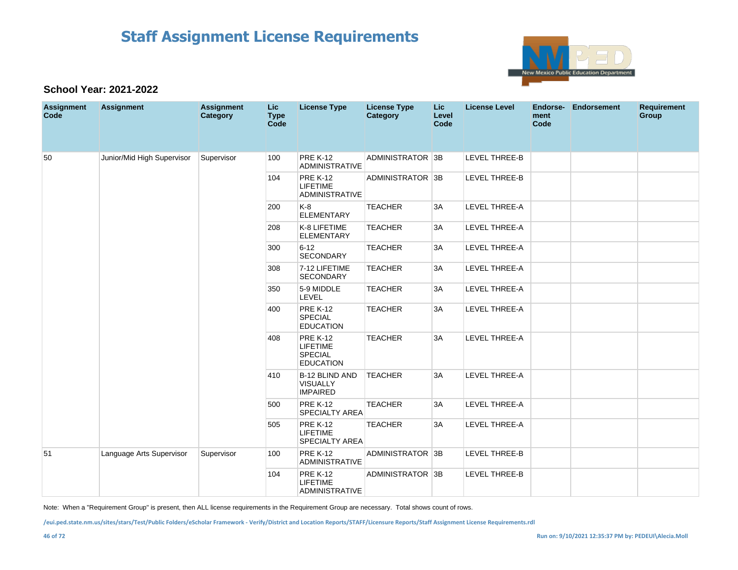# Staff Assignment License Requirements

### School Year: 2021-2022

| Assignment Code | Assignment | Assignment Category | Lic Type Code | License Type | License Type Category | Lic Level Code | License Level | Endorse-ment Code | Endorsement | Requirement Group |
|---|---|---|---|---|---|---|---|---|---|---|
| 50 | Junior/Mid High Supervisor | Supervisor | 100 | PRE K-12 ADMINISTRATIVE | ADMINISTRATOR | 3B | LEVEL THREE-B | | | |
| | | | 104 | PRE K-12 LIFETIME ADMINISTRATIVE | ADMINISTRATOR | 3B | LEVEL THREE-B | | | |
| | | | 200 | K-8 ELEMENTARY | TEACHER | 3A | LEVEL THREE-A | | | |
| | | | 208 | K-8 LIFETIME ELEMENTARY | TEACHER | 3A | LEVEL THREE-A | | | |
| | | | 300 | 6-12 SECONDARY | TEACHER | 3A | LEVEL THREE-A | | | |
| | | | 308 | 7-12 LIFETIME SECONDARY | TEACHER | 3A | LEVEL THREE-A | | | |
| | | | 350 | 5-9 MIDDLE LEVEL | TEACHER | 3A | LEVEL THREE-A | | | |
| | | | 400 | PRE K-12 SPECIAL EDUCATION | TEACHER | 3A | LEVEL THREE-A | | | |
| | | | 408 | PRE K-12 LIFETIME SPECIAL EDUCATION | TEACHER | 3A | LEVEL THREE-A | | | |
| | | | 410 | B-12 BLIND AND VISUALLY IMPAIRED | TEACHER | 3A | LEVEL THREE-A | | | |
| | | | 500 | PRE K-12 SPECIALTY AREA | TEACHER | 3A | LEVEL THREE-A | | | |
| | | | 505 | PRE K-12 LIFETIME SPECIALTY AREA | TEACHER | 3A | LEVEL THREE-A | | | |
| 51 | Language Arts Supervisor | Supervisor | 100 | PRE K-12 ADMINISTRATIVE | ADMINISTRATOR | 3B | LEVEL THREE-B | | | |
| | | | 104 | PRE K-12 LIFETIME ADMINISTRATIVE | ADMINISTRATOR | 3B | LEVEL THREE-B | | | |

Note: When a "Requirement Group" is present, then ALL license requirements in the Requirement Group are necessary. Total shows count of rows.

/eui.ped.state.nm.us/sites/stars/Test/Public Folders/eScholar Framework - Verify/District and Location Reports/STAFF/Licensure Reports/Staff Assignment License Requirements.rdl

Run on: 9/10/2021 12:35:37 PM by: PEDEUI\Alecia.Moll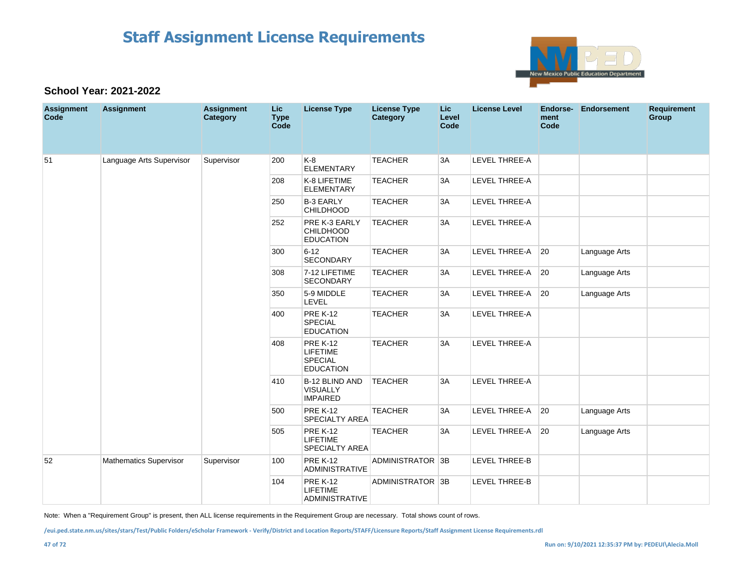# Staff Assignment License Requirements

**School Year: 2021-2022**

| Assignment Code | Assignment | Assignment Category | Lic Type Code | License Type | License Type Category | Lic Level Code | License Level | Endorse-ment Code | Endorsement | Requirement Group |
|---|---|---|---|---|---|---|---|---|---|---|
| 51 | Language Arts Supervisor | Supervisor | 200 | K-8 ELEMENTARY | TEACHER | 3A | LEVEL THREE-A | | | |
| | | | 208 | K-8 LIFETIME ELEMENTARY | TEACHER | 3A | LEVEL THREE-A | | | |
| | | | 250 | B-3 EARLY CHILDHOOD | TEACHER | 3A | LEVEL THREE-A | | | |
| | | | 252 | PRE K-3 EARLY CHILDHOOD EDUCATION | TEACHER | 3A | LEVEL THREE-A | | | |
| | | | 300 | 6-12 SECONDARY | TEACHER | 3A | LEVEL THREE-A | 20 | Language Arts | |
| | | | 308 | 7-12 LIFETIME SECONDARY | TEACHER | 3A | LEVEL THREE-A | 20 | Language Arts | |
| | | | 350 | 5-9 MIDDLE LEVEL | TEACHER | 3A | LEVEL THREE-A | 20 | Language Arts | |
| | | | 400 | PRE K-12 SPECIAL EDUCATION | TEACHER | 3A | LEVEL THREE-A | | | |
| | | | 408 | PRE K-12 LIFETIME SPECIAL EDUCATION | TEACHER | 3A | LEVEL THREE-A | | | |
| | | | 410 | B-12 BLIND AND VISUALLY IMPAIRED | TEACHER | 3A | LEVEL THREE-A | | | |
| | | | 500 | PRE K-12 SPECIALTY AREA | TEACHER | 3A | LEVEL THREE-A | 20 | Language Arts | |
| | | | 505 | PRE K-12 LIFETIME SPECIALTY AREA | TEACHER | 3A | LEVEL THREE-A | 20 | Language Arts | |
| 52 | Mathematics Supervisor | Supervisor | 100 | PRE K-12 ADMINISTRATIVE | ADMINISTRATOR | 3B | LEVEL THREE-B | | | |
| | | | 104 | PRE K-12 LIFETIME ADMINISTRATIVE | ADMINISTRATOR | 3B | LEVEL THREE-B | | | |

Note: When a "Requirement Group" is present, then ALL license requirements in the Requirement Group are necessary. Total shows count of rows.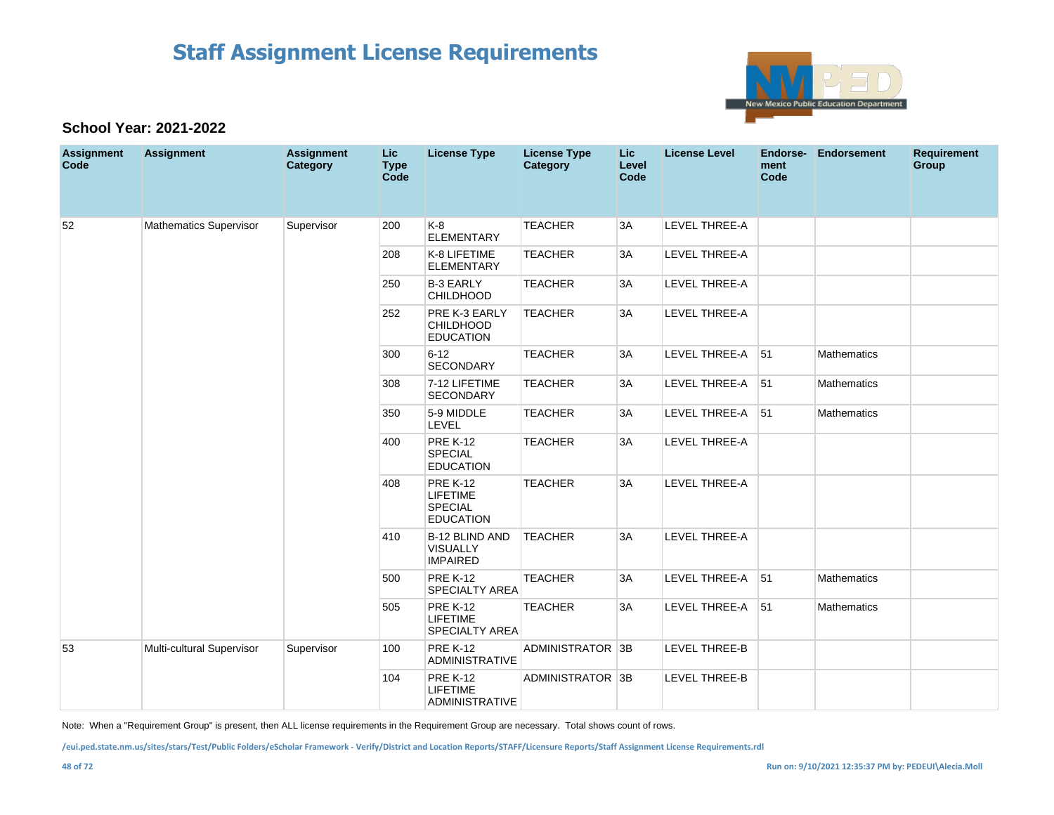# Staff Assignment License Requirements

### School Year: 2021-2022

| Assignment Code | Assignment | Assignment Category | Lic Type Code | License Type | License Type Category | Lic Level Code | License Level | Endorse-ment Code | Endorsement | Requirement Group |
|---|---|---|---|---|---|---|---|---|---|---|
| 52 | Mathematics Supervisor | Supervisor | 200 | K-8 ELEMENTARY | TEACHER | 3A | LEVEL THREE-A | | | |
| | | | 208 | K-8 LIFETIME ELEMENTARY | TEACHER | 3A | LEVEL THREE-A | | | |
| | | | 250 | B-3 EARLY CHILDHOOD | TEACHER | 3A | LEVEL THREE-A | | | |
| | | | 252 | PRE K-3 EARLY CHILDHOOD EDUCATION | TEACHER | 3A | LEVEL THREE-A | | | |
| | | | 300 | 6-12 SECONDARY | TEACHER | 3A | LEVEL THREE-A | 51 | Mathematics | |
| | | | 308 | 7-12 LIFETIME SECONDARY | TEACHER | 3A | LEVEL THREE-A | 51 | Mathematics | |
| | | | 350 | 5-9 MIDDLE LEVEL | TEACHER | 3A | LEVEL THREE-A | 51 | Mathematics | |
| | | | 400 | PRE K-12 SPECIAL EDUCATION | TEACHER | 3A | LEVEL THREE-A | | | |
| | | | 408 | PRE K-12 LIFETIME SPECIAL EDUCATION | TEACHER | 3A | LEVEL THREE-A | | | |
| | | | 410 | B-12 BLIND AND VISUALLY IMPAIRED | TEACHER | 3A | LEVEL THREE-A | | | |
| | | | 500 | PRE K-12 SPECIALTY AREA | TEACHER | 3A | LEVEL THREE-A | 51 | Mathematics | |
| | | | 505 | PRE K-12 LIFETIME SPECIALTY AREA | TEACHER | 3A | LEVEL THREE-A | 51 | Mathematics | |
| 53 | Multi-cultural Supervisor | Supervisor | 100 | PRE K-12 ADMINISTRATIVE | ADMINISTRATOR | 3B | LEVEL THREE-B | | | |
| | | | 104 | PRE K-12 LIFETIME ADMINISTRATIVE | ADMINISTRATOR | 3B | LEVEL THREE-B | | | |

Note: When a "Requirement Group" is present, then ALL license requirements in the Requirement Group are necessary. Total shows count of rows.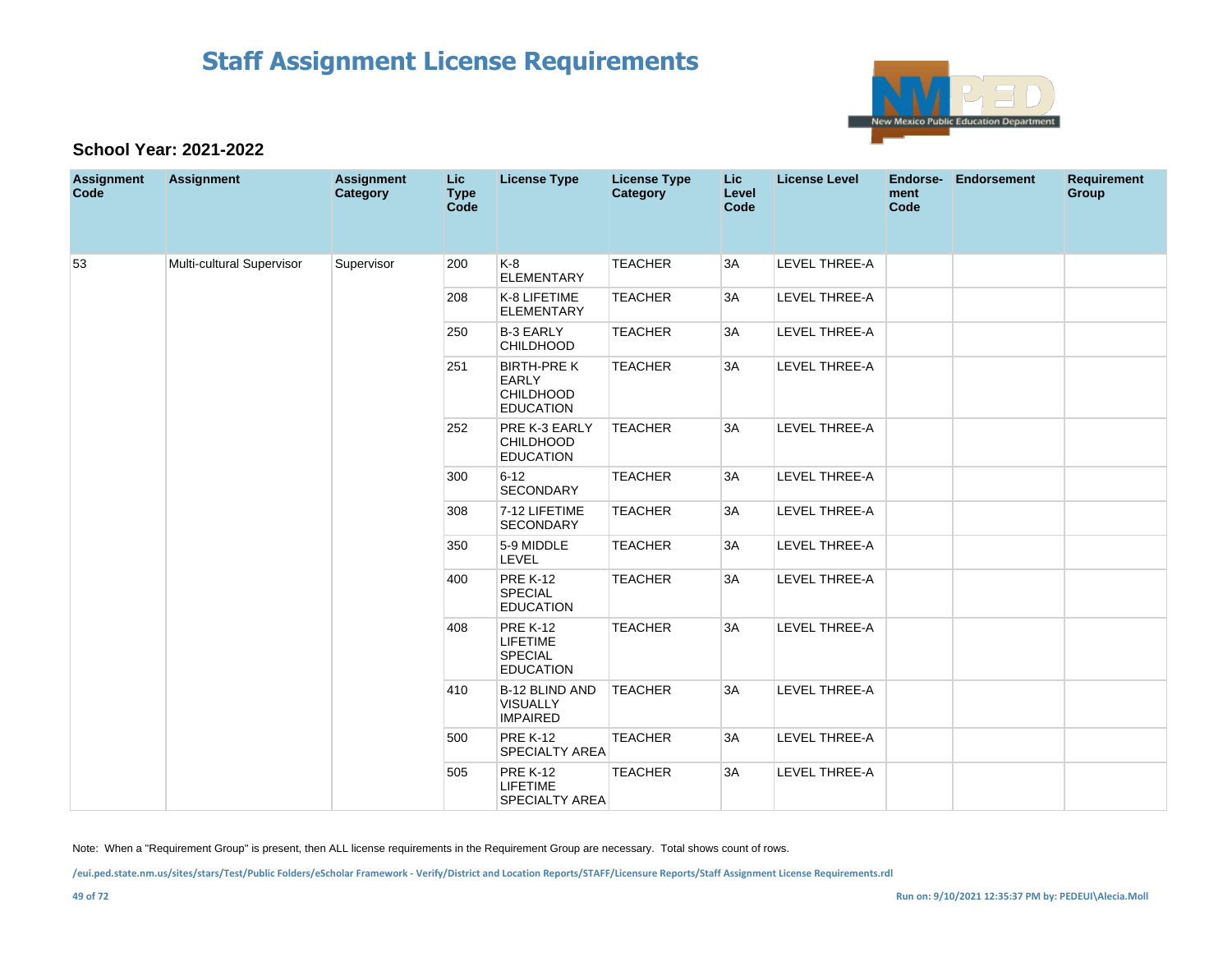# Staff Assignment License Requirements

**School Year: 2021-2022**

| Assignment Code | Assignment | Assignment Category | Lic Type Code | License Type | License Type Category | Lic Level Code | License Level | Endorse-ment Code | Endorsement | Requirement Group |
|---|---|---|---|---|---|---|---|---|---|---|
| 53 | Multi-cultural Supervisor | Supervisor | 200 | K-8 ELEMENTARY | TEACHER | 3A | LEVEL THREE-A | | | |
| | | | 208 | K-8 LIFETIME ELEMENTARY | TEACHER | 3A | LEVEL THREE-A | | | |
| | | | 250 | B-3 EARLY CHILDHOOD | TEACHER | 3A | LEVEL THREE-A | | | |
| | | | 251 | BIRTH-PRE K EARLY CHILDHOOD EDUCATION | TEACHER | 3A | LEVEL THREE-A | | | |
| | | | 252 | PRE K-3 EARLY CHILDHOOD EDUCATION | TEACHER | 3A | LEVEL THREE-A | | | |
| | | | 300 | 6-12 SECONDARY | TEACHER | 3A | LEVEL THREE-A | | | |
| | | | 308 | 7-12 LIFETIME SECONDARY | TEACHER | 3A | LEVEL THREE-A | | | |
| | | | 350 | 5-9 MIDDLE LEVEL | TEACHER | 3A | LEVEL THREE-A | | | |
| | | | 400 | PRE K-12 SPECIAL EDUCATION | TEACHER | 3A | LEVEL THREE-A | | | |
| | | | 408 | PRE K-12 LIFETIME SPECIAL EDUCATION | TEACHER | 3A | LEVEL THREE-A | | | |
| | | | 410 | B-12 BLIND AND VISUALLY IMPAIRED | TEACHER | 3A | LEVEL THREE-A | | | |
| | | | 500 | PRE K-12 SPECIALTY AREA | TEACHER | 3A | LEVEL THREE-A | | | |
| | | | 505 | PRE K-12 LIFETIME SPECIALTY AREA | TEACHER | 3A | LEVEL THREE-A | | | |

Note: When a "Requirement Group" is present, then ALL license requirements in the Requirement Group are necessary. Total shows count of rows.

/eui.ped.state.nm.us/sites/stars/Test/Public Folders/eScholar Framework - Verify/District and Location Reports/STAFF/Licensure Reports/Staff Assignment License Requirements.rdl

Run on: 9/10/2021 12:35:37 PM by: PEDEUI\Alecia.Moll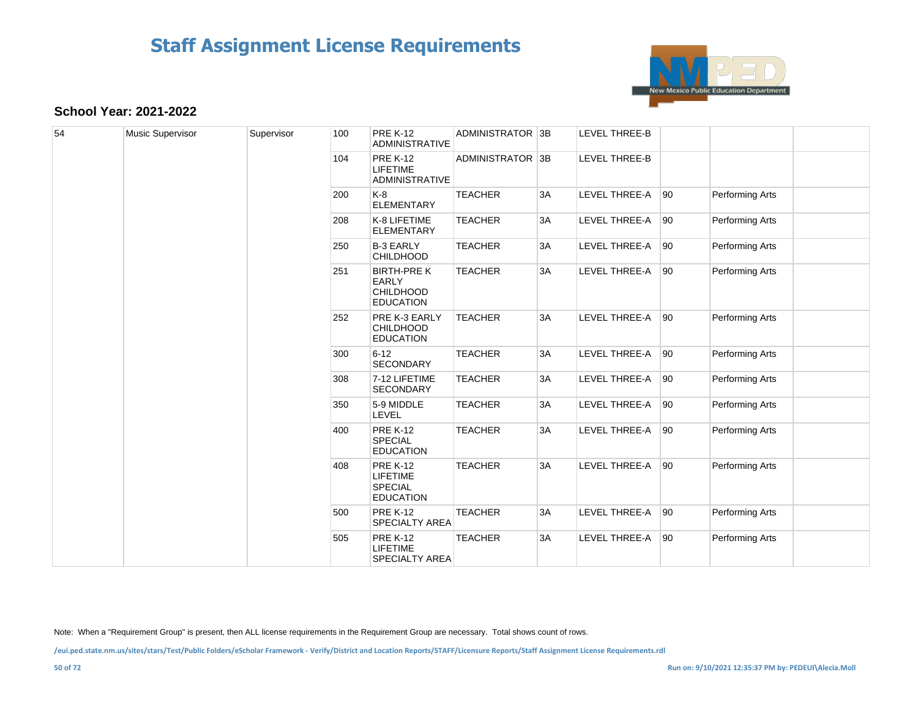# Staff Assignment License Requirements

**School Year: 2021-2022**

| | | | | | | | | | | |
|---|---|---|---|---|---|---|---|---|---|---|
| 54 | Music Supervisor | Supervisor | 100 | PRE K-12 ADMINISTRATIVE | ADMINISTRATOR | 3B | LEVEL THREE-B | | | |
| | | | 104 | PRE K-12 LIFETIME ADMINISTRATIVE | ADMINISTRATOR | 3B | LEVEL THREE-B | | | |
| | | | 200 | K-8 ELEMENTARY | TEACHER | 3A | LEVEL THREE-A | 90 | Performing Arts | |
| | | | 208 | K-8 LIFETIME ELEMENTARY | TEACHER | 3A | LEVEL THREE-A | 90 | Performing Arts | |
| | | | 250 | B-3 EARLY CHILDHOOD | TEACHER | 3A | LEVEL THREE-A | 90 | Performing Arts | |
| | | | 251 | BIRTH-PRE K EARLY CHILDHOOD EDUCATION | TEACHER | 3A | LEVEL THREE-A | 90 | Performing Arts | |
| | | | 252 | PRE K-3 EARLY CHILDHOOD EDUCATION | TEACHER | 3A | LEVEL THREE-A | 90 | Performing Arts | |
| | | | 300 | 6-12 SECONDARY | TEACHER | 3A | LEVEL THREE-A | 90 | Performing Arts | |
| | | | 308 | 7-12 LIFETIME SECONDARY | TEACHER | 3A | LEVEL THREE-A | 90 | Performing Arts | |
| | | | 350 | 5-9 MIDDLE LEVEL | TEACHER | 3A | LEVEL THREE-A | 90 | Performing Arts | |
| | | | 400 | PRE K-12 SPECIAL EDUCATION | TEACHER | 3A | LEVEL THREE-A | 90 | Performing Arts | |
| | | | 408 | PRE K-12 LIFETIME SPECIAL EDUCATION | TEACHER | 3A | LEVEL THREE-A | 90 | Performing Arts | |
| | | | 500 | PRE K-12 SPECIALTY AREA | TEACHER | 3A | LEVEL THREE-A | 90 | Performing Arts | |
| | | | 505 | PRE K-12 LIFETIME SPECIALTY AREA | TEACHER | 3A | LEVEL THREE-A | 90 | Performing Arts | |

Note: When a "Requirement Group" is present, then ALL license requirements in the Requirement Group are necessary. Total shows count of rows.

/eui.ped.state.nm.us/sites/stars/Test/Public Folders/eScholar Framework - Verify/District and Location Reports/STAFF/Licensure Reports/Staff Assignment License Requirements.rdl

Run on: 9/10/2021 12:35:37 PM by: PEDEUI\Alecia.Moll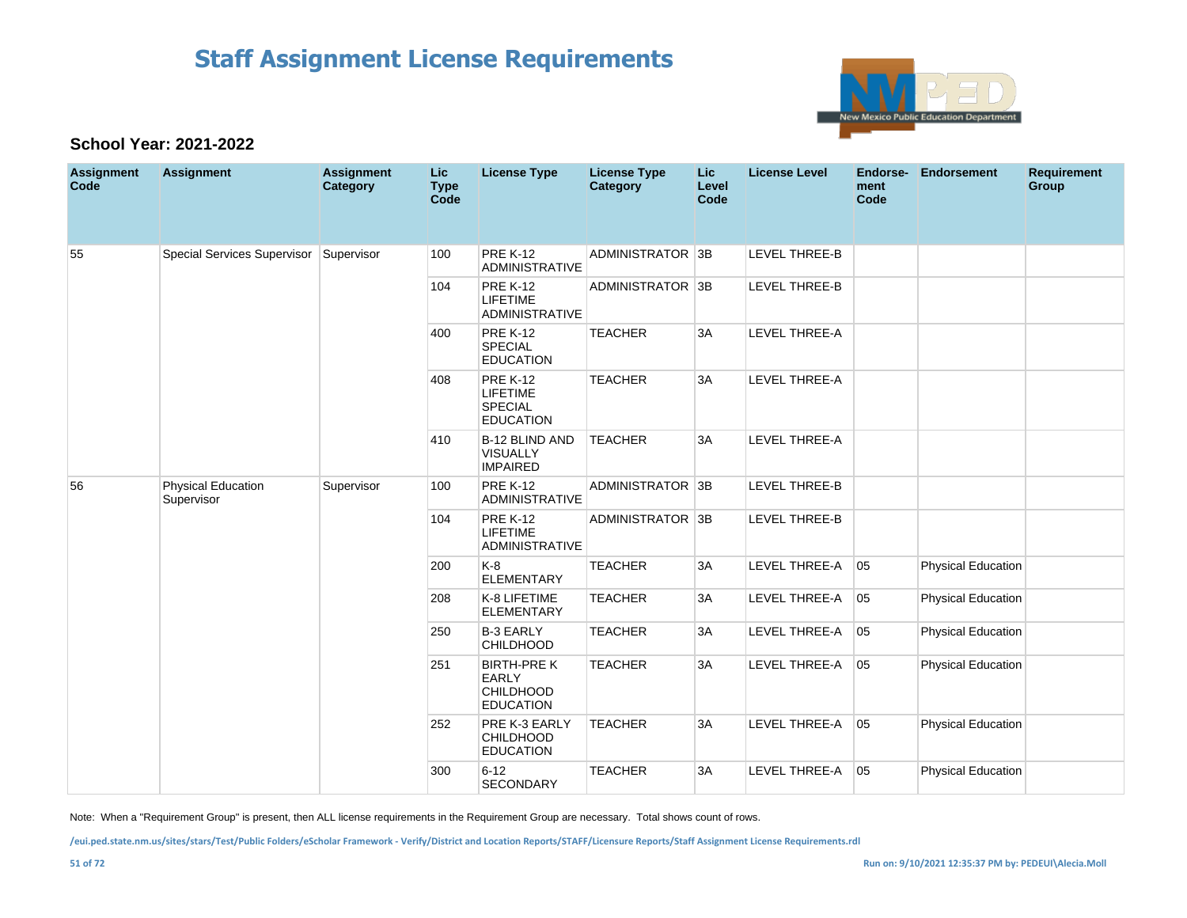# Staff Assignment License Requirements

### School Year: 2021-2022

| Assignment Code | Assignment | Assignment Category | Lic Type Code | License Type | License Type Category | Lic Level Code | License Level | Endorse-ment Code | Endorsement | Requirement Group |
|---|---|---|---|---|---|---|---|---|---|---|
| 55 | Special Services Supervisor | Supervisor | 100 | PRE K-12 ADMINISTRATIVE | ADMINISTRATOR | 3B | LEVEL THREE-B | | | |
| | | | 104 | PRE K-12 LIFETIME ADMINISTRATIVE | ADMINISTRATOR | 3B | LEVEL THREE-B | | | |
| | | | 400 | PRE K-12 SPECIAL EDUCATION | TEACHER | 3A | LEVEL THREE-A | | | |
| | | | 408 | PRE K-12 LIFETIME SPECIAL EDUCATION | TEACHER | 3A | LEVEL THREE-A | | | |
| | | | 410 | B-12 BLIND AND VISUALLY IMPAIRED | TEACHER | 3A | LEVEL THREE-A | | | |
| 56 | Physical Education Supervisor | Supervisor | 100 | PRE K-12 ADMINISTRATIVE | ADMINISTRATOR | 3B | LEVEL THREE-B | | | |
| | | | 104 | PRE K-12 LIFETIME ADMINISTRATIVE | ADMINISTRATOR | 3B | LEVEL THREE-B | | | |
| | | | 200 | K-8 ELEMENTARY | TEACHER | 3A | LEVEL THREE-A | 05 | Physical Education | |
| | | | 208 | K-8 LIFETIME ELEMENTARY | TEACHER | 3A | LEVEL THREE-A | 05 | Physical Education | |
| | | | 250 | B-3 EARLY CHILDHOOD | TEACHER | 3A | LEVEL THREE-A | 05 | Physical Education | |
| | | | 251 | BIRTH-PRE K EARLY CHILDHOOD EDUCATION | TEACHER | 3A | LEVEL THREE-A | 05 | Physical Education | |
| | | | 252 | PRE K-3 EARLY CHILDHOOD EDUCATION | TEACHER | 3A | LEVEL THREE-A | 05 | Physical Education | |
| | | | 300 | 6-12 SECONDARY | TEACHER | 3A | LEVEL THREE-A | 05 | Physical Education | |

Note: When a "Requirement Group" is present, then ALL license requirements in the Requirement Group are necessary. Total shows count of rows.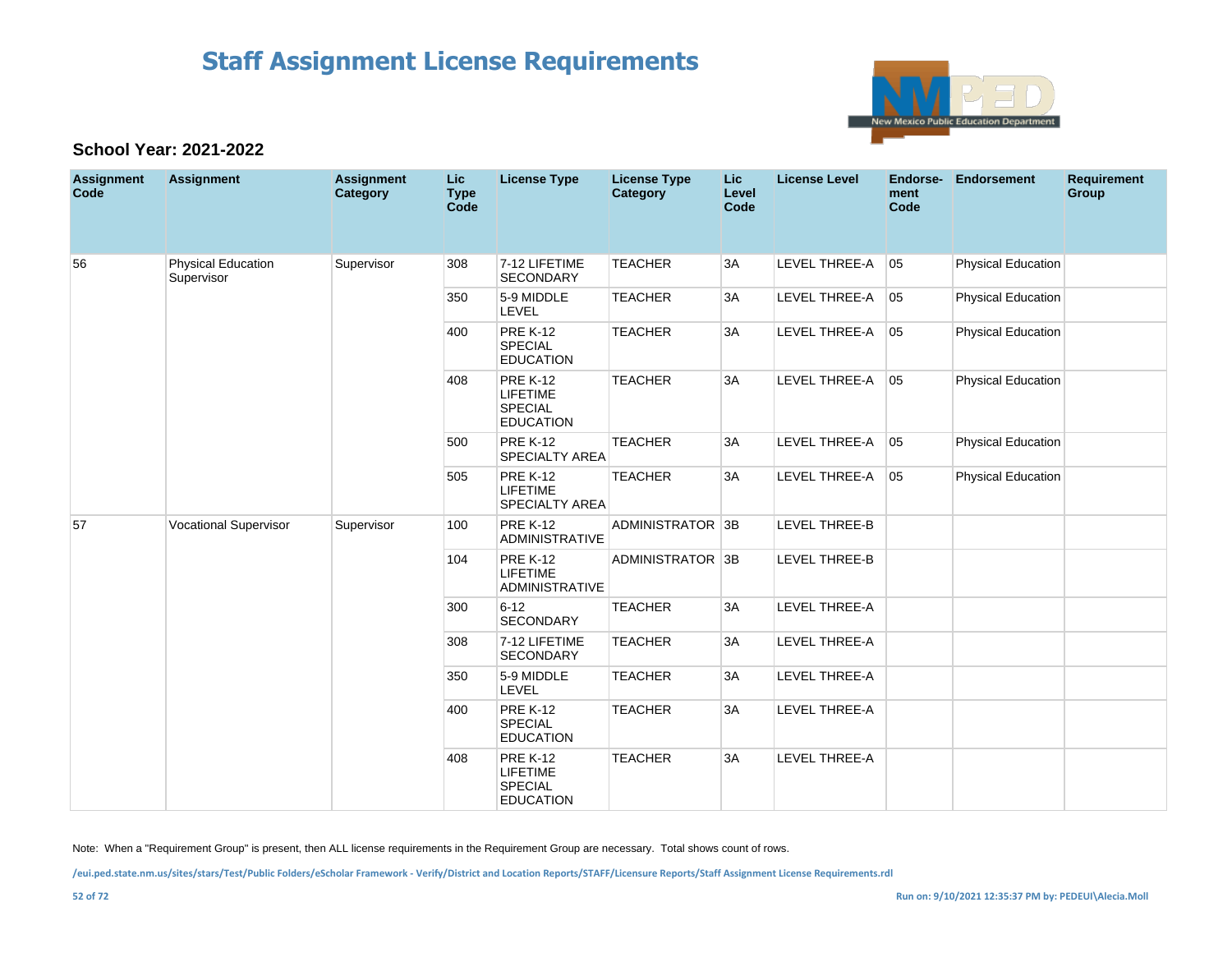# Staff Assignment License Requirements

**School Year: 2021-2022**

| Assignment Code | Assignment | Assignment Category | Lic Type Code | License Type | License Type Category | Lic Level Code | License Level | Endorse-ment Code | Endorsement | Requirement Group |
|---|---|---|---|---|---|---|---|---|---|---|
| 56 | Physical Education Supervisor | Supervisor | 308 | 7-12 LIFETIME SECONDARY | TEACHER | 3A | LEVEL THREE-A | 05 | Physical Education | |
| | | | 350 | 5-9 MIDDLE LEVEL | TEACHER | 3A | LEVEL THREE-A | 05 | Physical Education | |
| | | | 400 | PRE K-12 SPECIAL EDUCATION | TEACHER | 3A | LEVEL THREE-A | 05 | Physical Education | |
| | | | 408 | PRE K-12 LIFETIME SPECIAL EDUCATION | TEACHER | 3A | LEVEL THREE-A | 05 | Physical Education | |
| | | | 500 | PRE K-12 SPECIALTY AREA | TEACHER | 3A | LEVEL THREE-A | 05 | Physical Education | |
| | | | 505 | PRE K-12 LIFETIME SPECIALTY AREA | TEACHER | 3A | LEVEL THREE-A | 05 | Physical Education | |
| 57 | Vocational Supervisor | Supervisor | 100 | PRE K-12 ADMINISTRATIVE | ADMINISTRATOR | 3B | LEVEL THREE-B | | | |
| | | | 104 | PRE K-12 LIFETIME ADMINISTRATIVE | ADMINISTRATOR | 3B | LEVEL THREE-B | | | |
| | | | 300 | 6-12 SECONDARY | TEACHER | 3A | LEVEL THREE-A | | | |
| | | | 308 | 7-12 LIFETIME SECONDARY | TEACHER | 3A | LEVEL THREE-A | | | |
| | | | 350 | 5-9 MIDDLE LEVEL | TEACHER | 3A | LEVEL THREE-A | | | |
| | | | 400 | PRE K-12 SPECIAL EDUCATION | TEACHER | 3A | LEVEL THREE-A | | | |
| | | | 408 | PRE K-12 LIFETIME SPECIAL EDUCATION | TEACHER | 3A | LEVEL THREE-A | | | |

Note: When a "Requirement Group" is present, then ALL license requirements in the Requirement Group are necessary. Total shows count of rows.

/eui.ped.state.nm.us/sites/stars/Test/Public Folders/eScholar Framework - Verify/District and Location Reports/STAFF/Licensure Reports/Staff Assignment License Requirements.rdl

Run on: 9/10/2021 12:35:37 PM by: PEDEUI\Alecia.Moll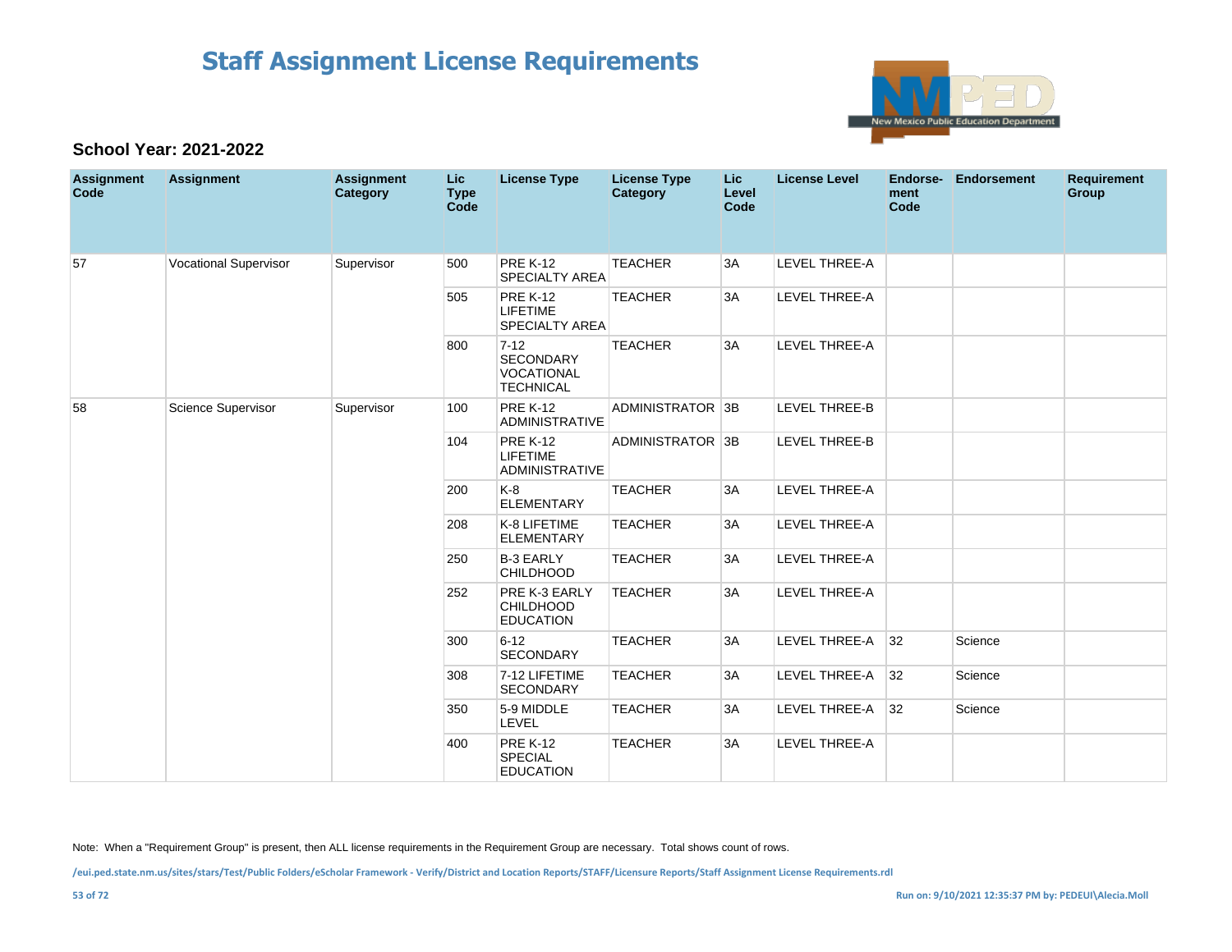# Staff Assignment License Requirements

### School Year: 2021-2022

| Assignment Code | Assignment | Assignment Category | Lic Type Code | License Type | License Type Category | Lic Level Code | License Level | Endorse-ment Code | Endorsement | Requirement Group |
|---|---|---|---|---|---|---|---|---|---|---|
| 57 | Vocational Supervisor | Supervisor | 500 | PRE K-12 SPECIALTY AREA | TEACHER | 3A | LEVEL THREE-A | | | |
| | | | 505 | PRE K-12 LIFETIME SPECIALTY AREA | TEACHER | 3A | LEVEL THREE-A | | | |
| | | | 800 | 7-12 SECONDARY VOCATIONAL TECHNICAL | TEACHER | 3A | LEVEL THREE-A | | | |
| 58 | Science Supervisor | Supervisor | 100 | PRE K-12 ADMINISTRATIVE | ADMINISTRATOR | 3B | LEVEL THREE-B | | | |
| | | | 104 | PRE K-12 LIFETIME ADMINISTRATIVE | ADMINISTRATOR | 3B | LEVEL THREE-B | | | |
| | | | 200 | K-8 ELEMENTARY | TEACHER | 3A | LEVEL THREE-A | | | |
| | | | 208 | K-8 LIFETIME ELEMENTARY | TEACHER | 3A | LEVEL THREE-A | | | |
| | | | 250 | B-3 EARLY CHILDHOOD | TEACHER | 3A | LEVEL THREE-A | | | |
| | | | 252 | PRE K-3 EARLY CHILDHOOD EDUCATION | TEACHER | 3A | LEVEL THREE-A | | | |
| | | | 300 | 6-12 SECONDARY | TEACHER | 3A | LEVEL THREE-A | 32 | Science | |
| | | | 308 | 7-12 LIFETIME SECONDARY | TEACHER | 3A | LEVEL THREE-A | 32 | Science | |
| | | | 350 | 5-9 MIDDLE LEVEL | TEACHER | 3A | LEVEL THREE-A | 32 | Science | |
| | | | 400 | PRE K-12 SPECIAL EDUCATION | TEACHER | 3A | LEVEL THREE-A | | | |

Note: When a "Requirement Group" is present, then ALL license requirements in the Requirement Group are necessary. Total shows count of rows.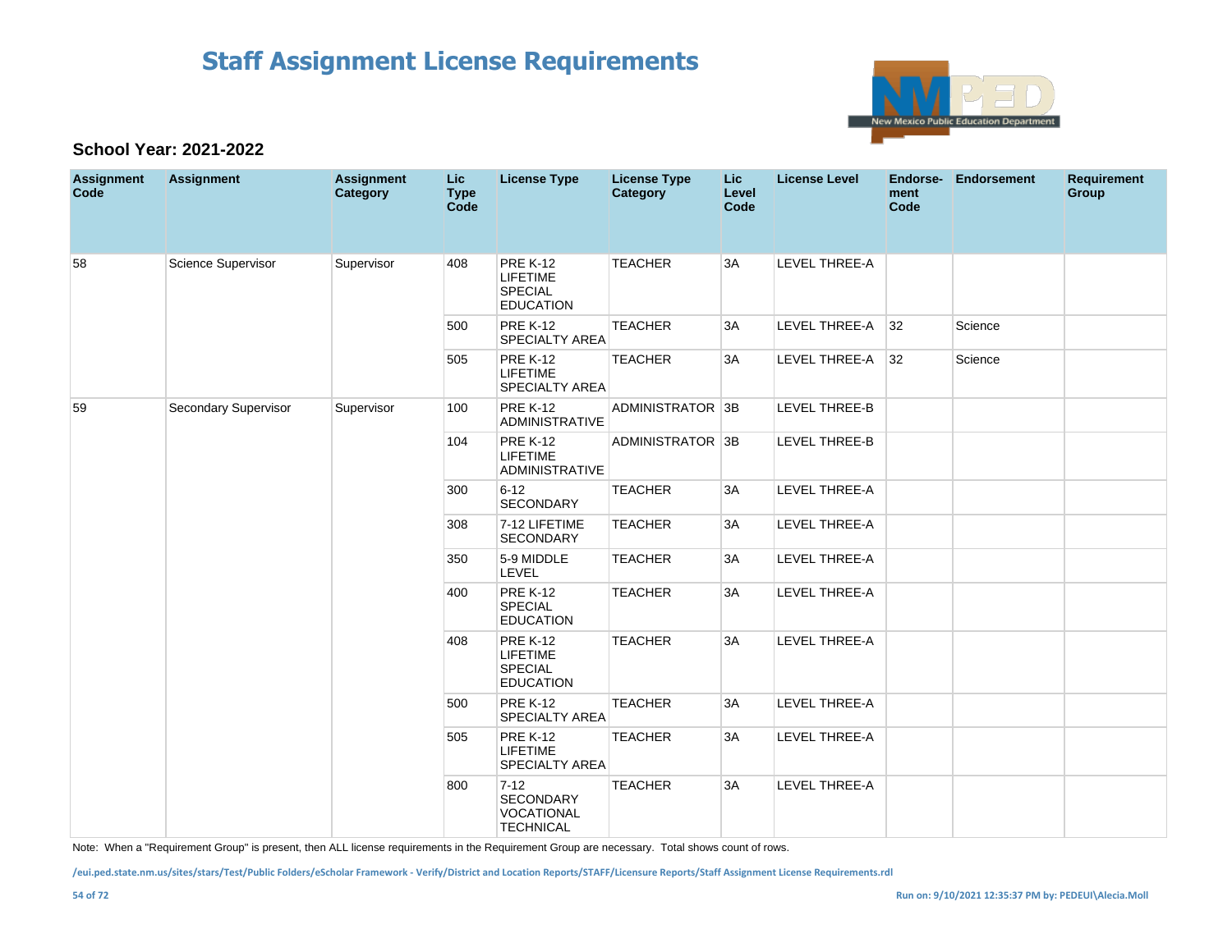# Staff Assignment License Requirements

### School Year: 2021-2022

| Assignment Code | Assignment | Assignment Category | Lic Type Code | License Type | License Type Category | Lic Level Code | License Level | Endorse-ment Code | Endorsement | Requirement Group |
|---|---|---|---|---|---|---|---|---|---|---|
| 58 | Science Supervisor | Supervisor | 408 | PRE K-12 LIFETIME SPECIAL EDUCATION | TEACHER | 3A | LEVEL THREE-A | | | |
| | | | 500 | PRE K-12 SPECIALTY AREA | TEACHER | 3A | LEVEL THREE-A | 32 | Science | |
| | | | 505 | PRE K-12 LIFETIME SPECIALTY AREA | TEACHER | 3A | LEVEL THREE-A | 32 | Science | |
| 59 | Secondary Supervisor | Supervisor | 100 | PRE K-12 ADMINISTRATIVE | ADMINISTRATOR | 3B | LEVEL THREE-B | | | |
| | | | 104 | PRE K-12 LIFETIME ADMINISTRATIVE | ADMINISTRATOR | 3B | LEVEL THREE-B | | | |
| | | | 300 | 6-12 SECONDARY | TEACHER | 3A | LEVEL THREE-A | | | |
| | | | 308 | 7-12 LIFETIME SECONDARY | TEACHER | 3A | LEVEL THREE-A | | | |
| | | | 350 | 5-9 MIDDLE LEVEL | TEACHER | 3A | LEVEL THREE-A | | | |
| | | | 400 | PRE K-12 SPECIAL EDUCATION | TEACHER | 3A | LEVEL THREE-A | | | |
| | | | 408 | PRE K-12 LIFETIME SPECIAL EDUCATION | TEACHER | 3A | LEVEL THREE-A | | | |
| | | | 500 | PRE K-12 SPECIALTY AREA | TEACHER | 3A | LEVEL THREE-A | | | |
| | | | 505 | PRE K-12 LIFETIME SPECIALTY AREA | TEACHER | 3A | LEVEL THREE-A | | | |
| | | | 800 | 7-12 SECONDARY VOCATIONAL TECHNICAL | TEACHER | 3A | LEVEL THREE-A | | | |

Note: When a "Requirement Group" is present, then ALL license requirements in the Requirement Group are necessary. Total shows count of rows.

/eui.ped.state.nm.us/sites/stars/Test/Public Folders/eScholar Framework - Verify/District and Location Reports/STAFF/Licensure Reports/Staff Assignment License Requirements.rdl

Run on: 9/10/2021 12:35:37 PM by: PEDEUI\Alecia.Moll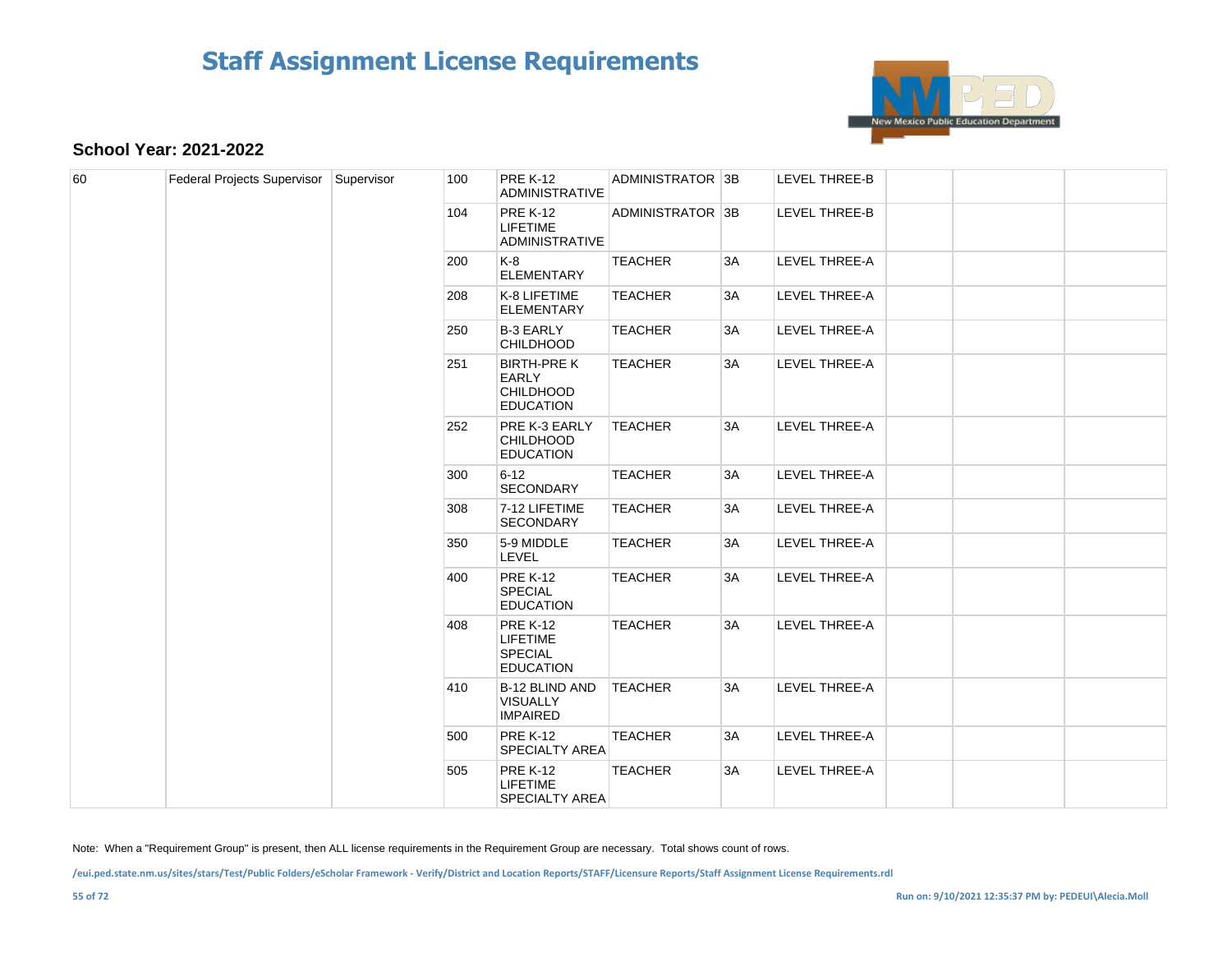# Staff Assignment License Requirements

**School Year: 2021-2022**

| | | | | | | | | | | |
|---|---|---|---|---|---|---|---|---|---|---|
| 60 | Federal Projects Supervisor | Supervisor | 100 | PRE K-12 ADMINISTRATIVE | ADMINISTRATOR | 3B | LEVEL THREE-B | | | |
| | | | 104 | PRE K-12 LIFETIME ADMINISTRATIVE | ADMINISTRATOR | 3B | LEVEL THREE-B | | | |
| | | | 200 | K-8 ELEMENTARY | TEACHER | 3A | LEVEL THREE-A | | | |
| | | | 208 | K-8 LIFETIME ELEMENTARY | TEACHER | 3A | LEVEL THREE-A | | | |
| | | | 250 | B-3 EARLY CHILDHOOD | TEACHER | 3A | LEVEL THREE-A | | | |
| | | | 251 | BIRTH-PRE K EARLY CHILDHOOD EDUCATION | TEACHER | 3A | LEVEL THREE-A | | | |
| | | | 252 | PRE K-3 EARLY CHILDHOOD EDUCATION | TEACHER | 3A | LEVEL THREE-A | | | |
| | | | 300 | 6-12 SECONDARY | TEACHER | 3A | LEVEL THREE-A | | | |
| | | | 308 | 7-12 LIFETIME SECONDARY | TEACHER | 3A | LEVEL THREE-A | | | |
| | | | 350 | 5-9 MIDDLE LEVEL | TEACHER | 3A | LEVEL THREE-A | | | |
| | | | 400 | PRE K-12 SPECIAL EDUCATION | TEACHER | 3A | LEVEL THREE-A | | | |
| | | | 408 | PRE K-12 LIFETIME SPECIAL EDUCATION | TEACHER | 3A | LEVEL THREE-A | | | |
| | | | 410 | B-12 BLIND AND VISUALLY IMPAIRED | TEACHER | 3A | LEVEL THREE-A | | | |
| | | | 500 | PRE K-12 SPECIALTY AREA | TEACHER | 3A | LEVEL THREE-A | | | |
| | | | 505 | PRE K-12 LIFETIME SPECIALTY AREA | TEACHER | 3A | LEVEL THREE-A | | | |

Note: When a "Requirement Group" is present, then ALL license requirements in the Requirement Group are necessary. Total shows count of rows.

/eui.ped.state.nm.us/sites/stars/Test/Public Folders/eScholar Framework - Verify/District and Location Reports/STAFF/Licensure Reports/Staff Assignment License Requirements.rdl

Run on: 9/10/2021 12:35:37 PM by: PEDEUI\Alecia.Moll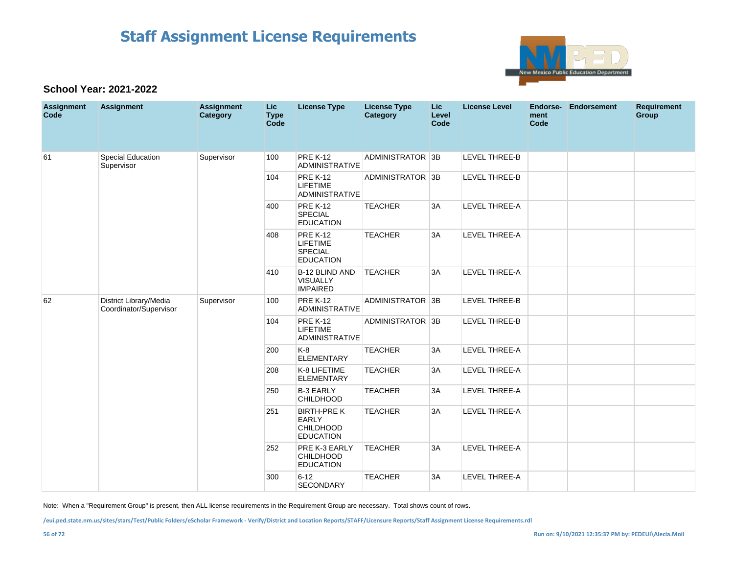# Staff Assignment License Requirements

**School Year: 2021-2022**

| Assignment Code | Assignment | Assignment Category | Lic Type Code | License Type | License Type Category | Lic Level Code | License Level | Endorsement Code | Endorsement | Requirement Group |
|---|---|---|---|---|---|---|---|---|---|---|
| 61 | Special Education Supervisor | Supervisor | 100 | PRE K-12 ADMINISTRATIVE | ADMINISTRATOR | 3B | LEVEL THREE-B | | | |
| | | | 104 | PRE K-12 LIFETIME ADMINISTRATIVE | ADMINISTRATOR | 3B | LEVEL THREE-B | | | |
| | | | 400 | PRE K-12 SPECIAL EDUCATION | TEACHER | 3A | LEVEL THREE-A | | | |
| | | | 408 | PRE K-12 LIFETIME SPECIAL EDUCATION | TEACHER | 3A | LEVEL THREE-A | | | |
| | | | 410 | B-12 BLIND AND VISUALLY IMPAIRED | TEACHER | 3A | LEVEL THREE-A | | | |
| 62 | District Library/Media Coordinator/Supervisor | Supervisor | 100 | PRE K-12 ADMINISTRATIVE | ADMINISTRATOR | 3B | LEVEL THREE-B | | | |
| | | | 104 | PRE K-12 LIFETIME ADMINISTRATIVE | ADMINISTRATOR | 3B | LEVEL THREE-B | | | |
| | | | 200 | K-8 ELEMENTARY | TEACHER | 3A | LEVEL THREE-A | | | |
| | | | 208 | K-8 LIFETIME ELEMENTARY | TEACHER | 3A | LEVEL THREE-A | | | |
| | | | 250 | B-3 EARLY CHILDHOOD | TEACHER | 3A | LEVEL THREE-A | | | |
| | | | 251 | BIRTH-PRE K EARLY CHILDHOOD EDUCATION | TEACHER | 3A | LEVEL THREE-A | | | |
| | | | 252 | PRE K-3 EARLY CHILDHOOD EDUCATION | TEACHER | 3A | LEVEL THREE-A | | | |
| | | | 300 | 6-12 SECONDARY | TEACHER | 3A | LEVEL THREE-A | | | |

Note: When a "Requirement Group" is present, then ALL license requirements in the Requirement Group are necessary. Total shows count of rows.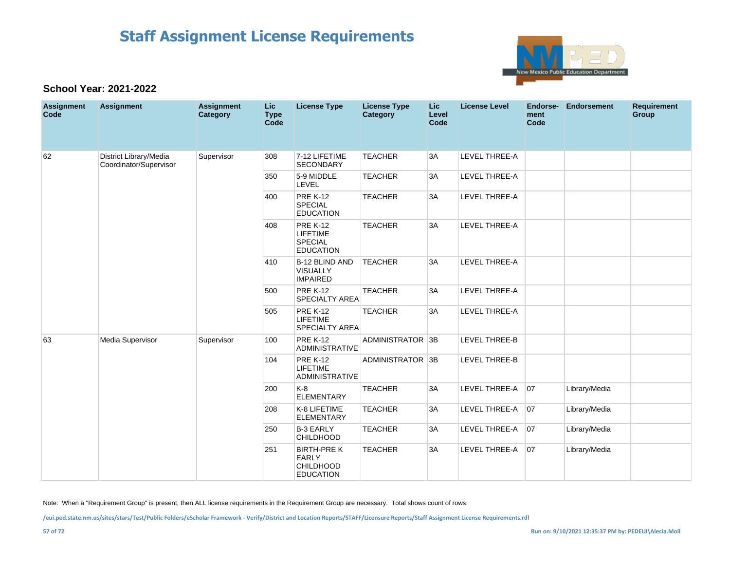# Staff Assignment License Requirements

**School Year: 2021-2022**

| Assignment Code | Assignment | Assignment Category | Lic Type Code | License Type | License Type Category | Lic Level Code | License Level | Endorse-ment Code | Endorsement | Requirement Group |
|---|---|---|---|---|---|---|---|---|---|---|
| 62 | District Library/Media Coordinator/Supervisor | Supervisor | 308 | 7-12 LIFETIME SECONDARY | TEACHER | 3A | LEVEL THREE-A | | | |
| | | | 350 | 5-9 MIDDLE LEVEL | TEACHER | 3A | LEVEL THREE-A | | | |
| | | | 400 | PRE K-12 SPECIAL EDUCATION | TEACHER | 3A | LEVEL THREE-A | | | |
| | | | 408 | PRE K-12 LIFETIME SPECIAL EDUCATION | TEACHER | 3A | LEVEL THREE-A | | | |
| | | | 410 | B-12 BLIND AND VISUALLY IMPAIRED | TEACHER | 3A | LEVEL THREE-A | | | |
| | | | 500 | PRE K-12 SPECIALTY AREA | TEACHER | 3A | LEVEL THREE-A | | | |
| | | | 505 | PRE K-12 LIFETIME SPECIALTY AREA | TEACHER | 3A | LEVEL THREE-A | | | |
| 63 | Media Supervisor | Supervisor | 100 | PRE K-12 ADMINISTRATIVE | ADMINISTRATOR | 3B | LEVEL THREE-B | | | |
| | | | 104 | PRE K-12 LIFETIME ADMINISTRATIVE | ADMINISTRATOR | 3B | LEVEL THREE-B | | | |
| | | | 200 | K-8 ELEMENTARY | TEACHER | 3A | LEVEL THREE-A | 07 | Library/Media | |
| | | | 208 | K-8 LIFETIME ELEMENTARY | TEACHER | 3A | LEVEL THREE-A | 07 | Library/Media | |
| | | | 250 | B-3 EARLY CHILDHOOD | TEACHER | 3A | LEVEL THREE-A | 07 | Library/Media | |
| | | | 251 | BIRTH-PRE K EARLY CHILDHOOD EDUCATION | TEACHER | 3A | LEVEL THREE-A | 07 | Library/Media | |

Note: When a "Requirement Group" is present, then ALL license requirements in the Requirement Group are necessary. Total shows count of rows.

/eui.ped.state.nm.us/sites/stars/Test/Public Folders/eScholar Framework - Verify/District and Location Reports/STAFF/Licensure Reports/Staff Assignment License Requirements.rdl

Run on: 9/10/2021 12:35:37 PM by: PEDEUI\Alecia.Moll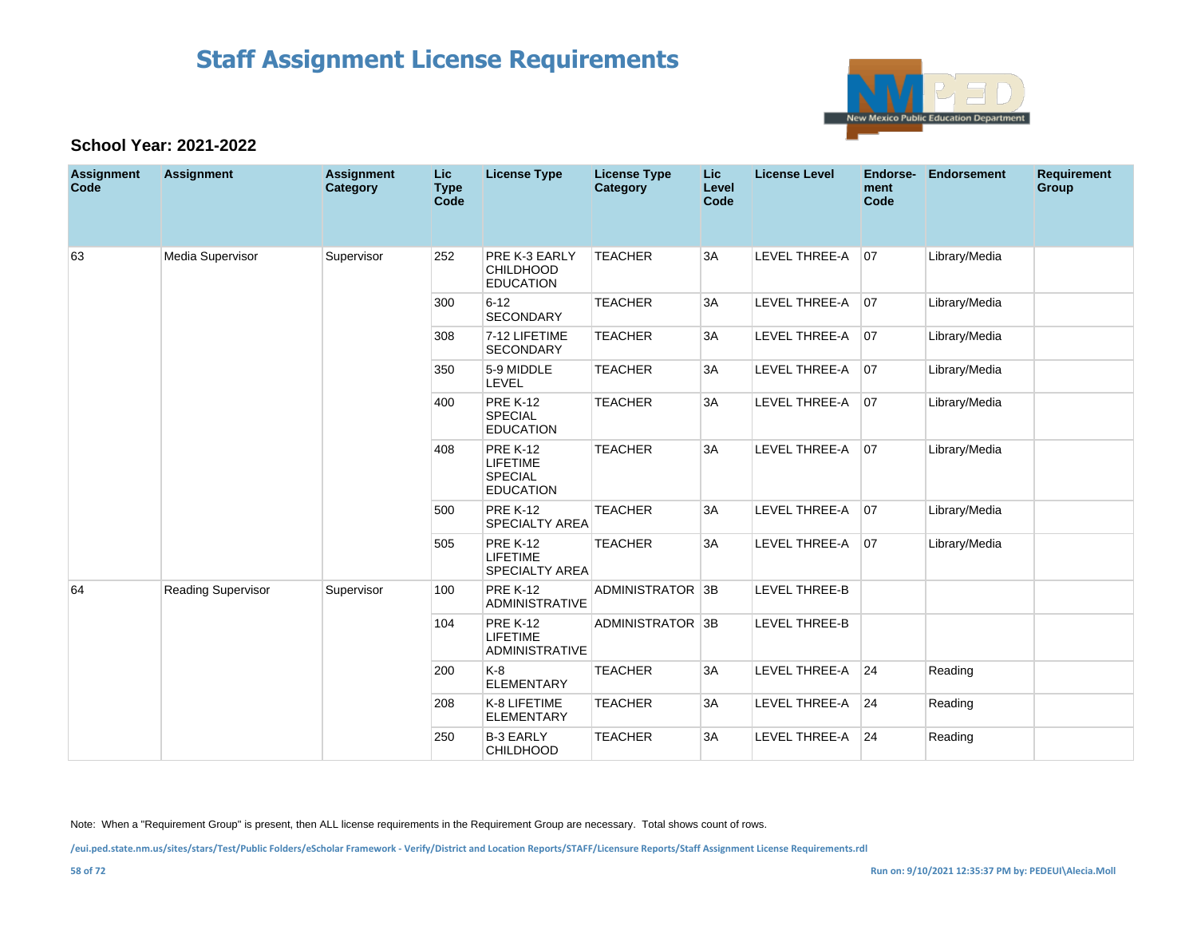# Staff Assignment License Requirements

### School Year: 2021-2022

| Assignment Code | Assignment | Assignment Category | Lic Type Code | License Type | License Type Category | Lic Level Code | License Level | Endorse-ment Code | Endorsement | Requirement Group |
|---|---|---|---|---|---|---|---|---|---|---|
| 63 | Media Supervisor | Supervisor | 252 | PRE K-3 EARLY CHILDHOOD EDUCATION | TEACHER | 3A | LEVEL THREE-A | 07 | Library/Media | |
| | | | 300 | 6-12 SECONDARY | TEACHER | 3A | LEVEL THREE-A | 07 | Library/Media | |
| | | | 308 | 7-12 LIFETIME SECONDARY | TEACHER | 3A | LEVEL THREE-A | 07 | Library/Media | |
| | | | 350 | 5-9 MIDDLE LEVEL | TEACHER | 3A | LEVEL THREE-A | 07 | Library/Media | |
| | | | 400 | PRE K-12 SPECIAL EDUCATION | TEACHER | 3A | LEVEL THREE-A | 07 | Library/Media | |
| | | | 408 | PRE K-12 LIFETIME SPECIAL EDUCATION | TEACHER | 3A | LEVEL THREE-A | 07 | Library/Media | |
| | | | 500 | PRE K-12 SPECIALTY AREA | TEACHER | 3A | LEVEL THREE-A | 07 | Library/Media | |
| | | | 505 | PRE K-12 LIFETIME SPECIALTY AREA | TEACHER | 3A | LEVEL THREE-A | 07 | Library/Media | |
| 64 | Reading Supervisor | Supervisor | 100 | PRE K-12 ADMINISTRATIVE | ADMINISTRATOR | 3B | LEVEL THREE-B | | | |
| | | | 104 | PRE K-12 LIFETIME ADMINISTRATIVE | ADMINISTRATOR | 3B | LEVEL THREE-B | | | |
| | | | 200 | K-8 ELEMENTARY | TEACHER | 3A | LEVEL THREE-A | 24 | Reading | |
| | | | 208 | K-8 LIFETIME ELEMENTARY | TEACHER | 3A | LEVEL THREE-A | 24 | Reading | |
| | | | 250 | B-3 EARLY CHILDHOOD | TEACHER | 3A | LEVEL THREE-A | 24 | Reading | |

Note: When a "Requirement Group" is present, then ALL license requirements in the Requirement Group are necessary. Total shows count of rows.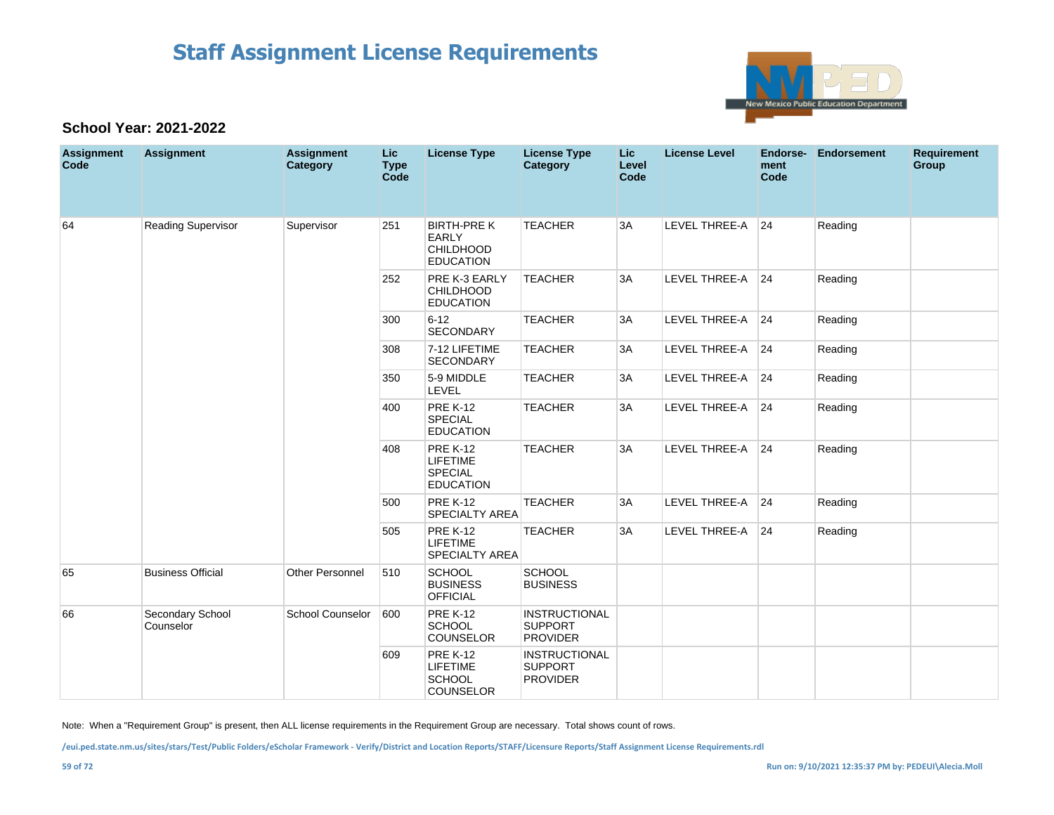# Staff Assignment License Requirements

**School Year: 2021-2022**

| Assignment Code | Assignment | Assignment Category | Lic Type Code | License Type | License Type Category | Lic Level Code | License Level | Endorse-ment Code | Endorsement | Requirement Group |
|---|---|---|---|---|---|---|---|---|---|---|
| 64 | Reading Supervisor | Supervisor | 251 | BIRTH-PRE K EARLY CHILDHOOD EDUCATION | TEACHER | 3A | LEVEL THREE-A | 24 | Reading | |
| | | | 252 | PRE K-3 EARLY CHILDHOOD EDUCATION | TEACHER | 3A | LEVEL THREE-A | 24 | Reading | |
| | | | 300 | 6-12 SECONDARY | TEACHER | 3A | LEVEL THREE-A | 24 | Reading | |
| | | | 308 | 7-12 LIFETIME SECONDARY | TEACHER | 3A | LEVEL THREE-A | 24 | Reading | |
| | | | 350 | 5-9 MIDDLE LEVEL | TEACHER | 3A | LEVEL THREE-A | 24 | Reading | |
| | | | 400 | PRE K-12 SPECIAL EDUCATION | TEACHER | 3A | LEVEL THREE-A | 24 | Reading | |
| | | | 408 | PRE K-12 LIFETIME SPECIAL EDUCATION | TEACHER | 3A | LEVEL THREE-A | 24 | Reading | |
| | | | 500 | PRE K-12 SPECIALTY AREA | TEACHER | 3A | LEVEL THREE-A | 24 | Reading | |
| | | | 505 | PRE K-12 LIFETIME SPECIALTY AREA | TEACHER | 3A | LEVEL THREE-A | 24 | Reading | |
| 65 | Business Official | Other Personnel | 510 | SCHOOL BUSINESS OFFICIAL | SCHOOL BUSINESS | | | | | |
| 66 | Secondary School Counselor | School Counselor | 600 | PRE K-12 SCHOOL COUNSELOR | INSTRUCTIONAL SUPPORT PROVIDER | | | | | |
| | | | 609 | PRE K-12 LIFETIME SCHOOL COUNSELOR | INSTRUCTIONAL SUPPORT PROVIDER | | | | | |

Note: When a "Requirement Group" is present, then ALL license requirements in the Requirement Group are necessary. Total shows count of rows.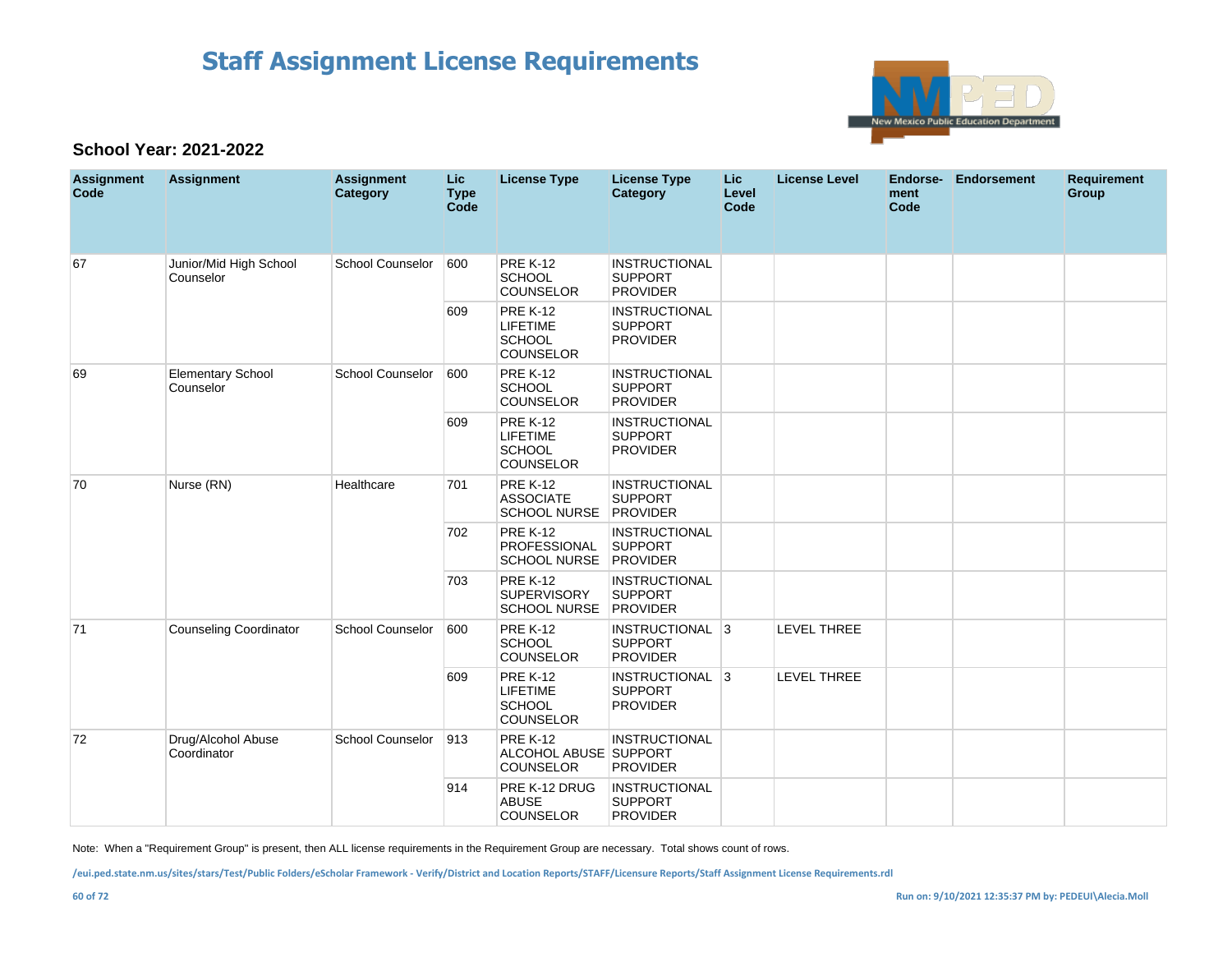# Staff Assignment License Requirements

**School Year: 2021-2022**

| Assignment Code | Assignment | Assignment Category | Lic Type Code | License Type | License Type Category | Lic Level Code | License Level | Endorse-ment Code | Endorsement | Requirement Group |
|---|---|---|---|---|---|---|---|---|---|---|
| 67 | Junior/Mid High School Counselor | School Counselor | 600 | PRE K-12 SCHOOL COUNSELOR | INSTRUCTIONAL SUPPORT PROVIDER | | | | | |
| | | | 609 | PRE K-12 LIFETIME SCHOOL COUNSELOR | INSTRUCTIONAL SUPPORT PROVIDER | | | | | |
| 69 | Elementary School Counselor | School Counselor | 600 | PRE K-12 SCHOOL COUNSELOR | INSTRUCTIONAL SUPPORT PROVIDER | | | | | |
| | | | 609 | PRE K-12 LIFETIME SCHOOL COUNSELOR | INSTRUCTIONAL SUPPORT PROVIDER | | | | | |
| 70 | Nurse (RN) | Healthcare | 701 | PRE K-12 ASSOCIATE SCHOOL NURSE | INSTRUCTIONAL SUPPORT PROVIDER | | | | | |
| | | | 702 | PRE K-12 PROFESSIONAL SCHOOL NURSE | INSTRUCTIONAL SUPPORT PROVIDER | | | | | |
| | | | 703 | PRE K-12 SUPERVISORY SCHOOL NURSE | INSTRUCTIONAL SUPPORT PROVIDER | | | | | |
| 71 | Counseling Coordinator | School Counselor | 600 | PRE K-12 SCHOOL COUNSELOR | INSTRUCTIONAL SUPPORT PROVIDER | 3 | LEVEL THREE | | | |
| | | | 609 | PRE K-12 LIFETIME SCHOOL COUNSELOR | INSTRUCTIONAL SUPPORT PROVIDER | 3 | LEVEL THREE | | | |
| 72 | Drug/Alcohol Abuse Coordinator | School Counselor | 913 | PRE K-12 ALCOHOL ABUSE COUNSELOR | INSTRUCTIONAL SUPPORT PROVIDER | | | | | |
| | | | 914 | PRE K-12 DRUG ABUSE COUNSELOR | INSTRUCTIONAL SUPPORT PROVIDER | | | | | |

Note: When a "Requirement Group" is present, then ALL license requirements in the Requirement Group are necessary. Total shows count of rows.

/eui.ped.state.nm.us/sites/stars/Test/Public Folders/eScholar Framework - Verify/District and Location Reports/STAFF/Licensure Reports/Staff Assignment License Requirements.rdl

Run on: 9/10/2021 12:35:37 PM by: PEDEUI\Alecia.Moll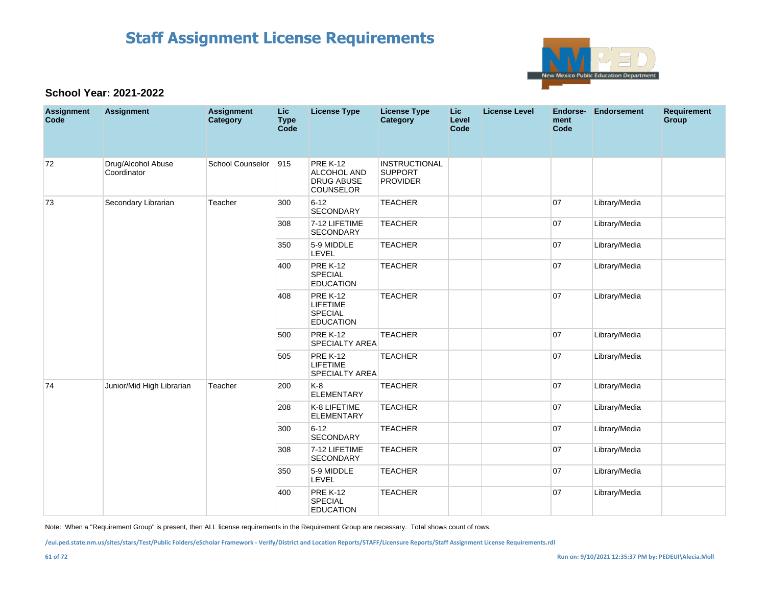# Staff Assignment License Requirements

### School Year: 2021-2022

| Assignment Code | Assignment | Assignment Category | Lic Type Code | License Type | License Type Category | Lic Level Code | License Level | Endorse-ment Code | Endorsement | Requirement Group |
|---|---|---|---|---|---|---|---|---|---|---|
| 72 | Drug/Alcohol Abuse Coordinator | School Counselor | 915 | PRE K-12 ALCOHOL AND DRUG ABUSE COUNSELOR | INSTRUCTIONAL SUPPORT PROVIDER | | | | | |
| 73 | Secondary Librarian | Teacher | 300 | 6-12 SECONDARY | TEACHER | | | 07 | Library/Media | |
| | | | 308 | 7-12 LIFETIME SECONDARY | TEACHER | | | 07 | Library/Media | |
| | | | 350 | 5-9 MIDDLE LEVEL | TEACHER | | | 07 | Library/Media | |
| | | | 400 | PRE K-12 SPECIAL EDUCATION | TEACHER | | | 07 | Library/Media | |
| | | | 408 | PRE K-12 LIFETIME SPECIAL EDUCATION | TEACHER | | | 07 | Library/Media | |
| | | | 500 | PRE K-12 SPECIALTY AREA | TEACHER | | | 07 | Library/Media | |
| | | | 505 | PRE K-12 LIFETIME SPECIALTY AREA | TEACHER | | | 07 | Library/Media | |
| 74 | Junior/Mid High Librarian | Teacher | 200 | K-8 ELEMENTARY | TEACHER | | | 07 | Library/Media | |
| | | | 208 | K-8 LIFETIME ELEMENTARY | TEACHER | | | 07 | Library/Media | |
| | | | 300 | 6-12 SECONDARY | TEACHER | | | 07 | Library/Media | |
| | | | 308 | 7-12 LIFETIME SECONDARY | TEACHER | | | 07 | Library/Media | |
| | | | 350 | 5-9 MIDDLE LEVEL | TEACHER | | | 07 | Library/Media | |
| | | | 400 | PRE K-12 SPECIAL EDUCATION | TEACHER | | | 07 | Library/Media | |

Note: When a "Requirement Group" is present, then ALL license requirements in the Requirement Group are necessary. Total shows count of rows.

/eui.ped.state.nm.us/sites/stars/Test/Public Folders/eScholar Framework - Verify/District and Location Reports/STAFF/Licensure Reports/Staff Assignment License Requirements.rdl

Run on: 9/10/2021 12:35:37 PM by: PEDEUI\Alecia.Moll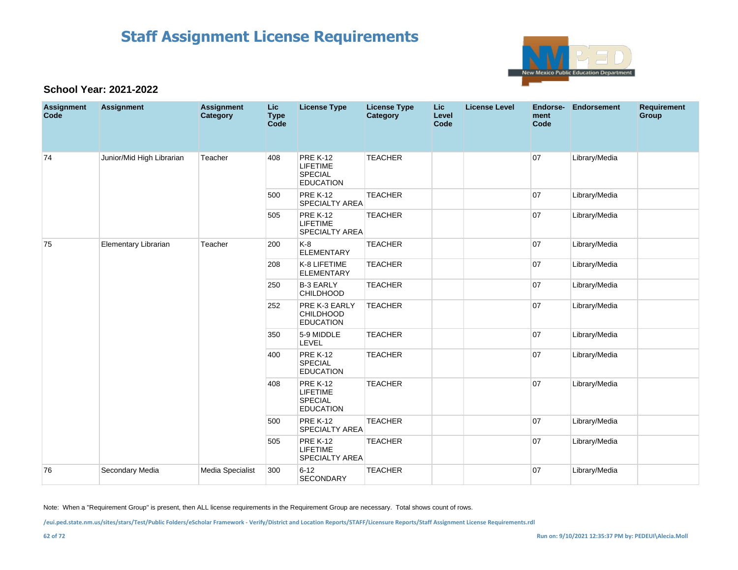# Staff Assignment License Requirements

**School Year: 2021-2022**

| Assignment Code | Assignment | Assignment Category | Lic Type Code | License Type | License Type Category | Lic Level Code | License Level | Endorse-ment Code | Endorsement | Requirement Group |
|---|---|---|---|---|---|---|---|---|---|---|
| 74 | Junior/Mid High Librarian | Teacher | 408 | PRE K-12 LIFETIME SPECIAL EDUCATION | TEACHER | | | 07 | Library/Media | |
| | | | 500 | PRE K-12 SPECIALTY AREA | TEACHER | | | 07 | Library/Media | |
| | | | 505 | PRE K-12 LIFETIME SPECIALTY AREA | TEACHER | | | 07 | Library/Media | |
| 75 | Elementary Librarian | Teacher | 200 | K-8 ELEMENTARY | TEACHER | | | 07 | Library/Media | |
| | | | 208 | K-8 LIFETIME ELEMENTARY | TEACHER | | | 07 | Library/Media | |
| | | | 250 | B-3 EARLY CHILDHOOD | TEACHER | | | 07 | Library/Media | |
| | | | 252 | PRE K-3 EARLY CHILDHOOD EDUCATION | TEACHER | | | 07 | Library/Media | |
| | | | 350 | 5-9 MIDDLE LEVEL | TEACHER | | | 07 | Library/Media | |
| | | | 400 | PRE K-12 SPECIAL EDUCATION | TEACHER | | | 07 | Library/Media | |
| | | | 408 | PRE K-12 LIFETIME SPECIAL EDUCATION | TEACHER | | | 07 | Library/Media | |
| | | | 500 | PRE K-12 SPECIALTY AREA | TEACHER | | | 07 | Library/Media | |
| | | | 505 | PRE K-12 LIFETIME SPECIALTY AREA | TEACHER | | | 07 | Library/Media | |
| 76 | Secondary Media | Media Specialist | 300 | 6-12 SECONDARY | TEACHER | | | 07 | Library/Media | |

Note: When a "Requirement Group" is present, then ALL license requirements in the Requirement Group are necessary. Total shows count of rows.

/eui.ped.state.nm.us/sites/stars/Test/Public Folders/eScholar Framework - Verify/District and Location Reports/STAFF/Licensure Reports/Staff Assignment License Requirements.rdl

Run on: 9/10/2021 12:35:37 PM by: PEDEUI\Alecia.Moll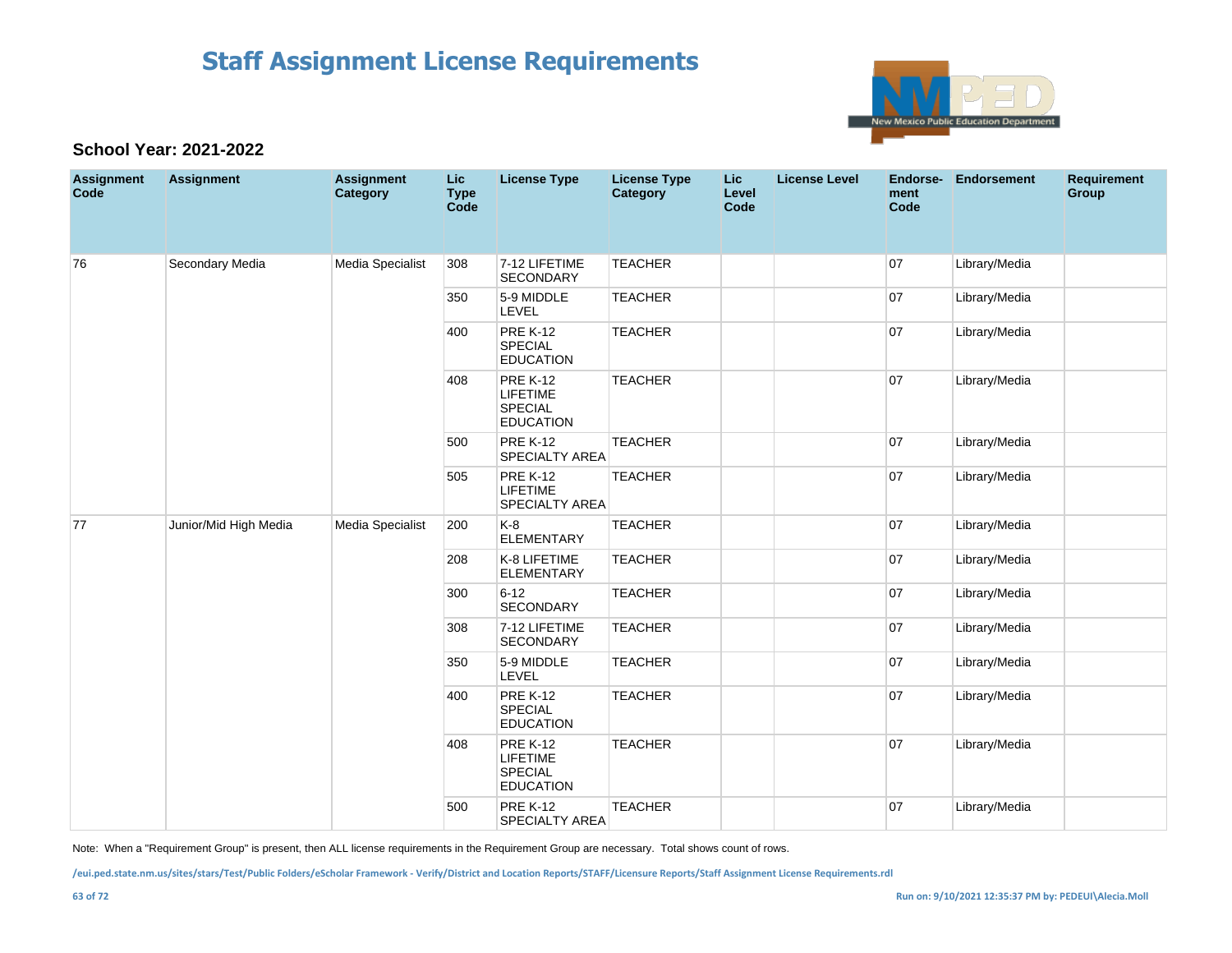# Staff Assignment License Requirements

**School Year: 2021-2022**

| Assignment Code | Assignment | Assignment Category | Lic Type Code | License Type | License Type Category | Lic Level Code | License Level | Endorse-ment Code | Endorsement | Requirement Group |
|---|---|---|---|---|---|---|---|---|---|---|
| 76 | Secondary Media | Media Specialist | 308 | 7-12 LIFETIME SECONDARY | TEACHER | | | 07 | Library/Media | |
| | | | 350 | 5-9 MIDDLE LEVEL | TEACHER | | | 07 | Library/Media | |
| | | | 400 | PRE K-12 SPECIAL EDUCATION | TEACHER | | | 07 | Library/Media | |
| | | | 408 | PRE K-12 LIFETIME SPECIAL EDUCATION | TEACHER | | | 07 | Library/Media | |
| | | | 500 | PRE K-12 SPECIALTY AREA | TEACHER | | | 07 | Library/Media | |
| | | | 505 | PRE K-12 LIFETIME SPECIALTY AREA | TEACHER | | | 07 | Library/Media | |
| 77 | Junior/Mid High Media | Media Specialist | 200 | K-8 ELEMENTARY | TEACHER | | | 07 | Library/Media | |
| | | | 208 | K-8 LIFETIME ELEMENTARY | TEACHER | | | 07 | Library/Media | |
| | | | 300 | 6-12 SECONDARY | TEACHER | | | 07 | Library/Media | |
| | | | 308 | 7-12 LIFETIME SECONDARY | TEACHER | | | 07 | Library/Media | |
| | | | 350 | 5-9 MIDDLE LEVEL | TEACHER | | | 07 | Library/Media | |
| | | | 400 | PRE K-12 SPECIAL EDUCATION | TEACHER | | | 07 | Library/Media | |
| | | | 408 | PRE K-12 LIFETIME SPECIAL EDUCATION | TEACHER | | | 07 | Library/Media | |
| | | | 500 | PRE K-12 SPECIALTY AREA | TEACHER | | | 07 | Library/Media | |

Note: When a "Requirement Group" is present, then ALL license requirements in the Requirement Group are necessary. Total shows count of rows.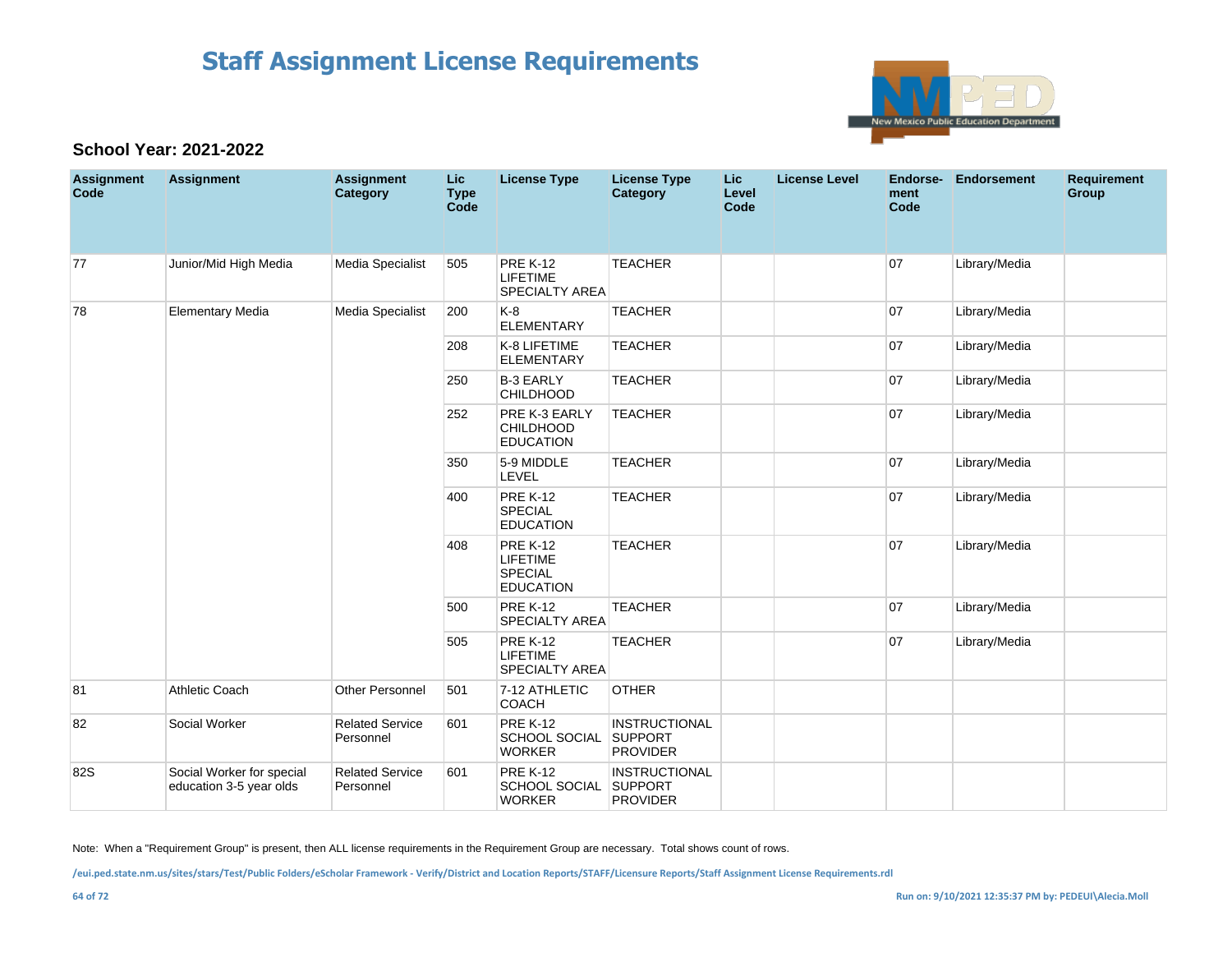# Staff Assignment License Requirements

### School Year: 2021-2022

| Assignment Code | Assignment | Assignment Category | Lic Type Code | License Type | License Type Category | Lic Level Code | License Level | Endorse-ment Code | Endorsement | Requirement Group |
|---|---|---|---|---|---|---|---|---|---|---|
| 77 | Junior/Mid High Media | Media Specialist | 505 | PRE K-12 LIFETIME SPECIALTY AREA | TEACHER | | | 07 | Library/Media | |
| 78 | Elementary Media | Media Specialist | 200 | K-8 ELEMENTARY | TEACHER | | | 07 | Library/Media | |
| | | | 208 | K-8 LIFETIME ELEMENTARY | TEACHER | | | 07 | Library/Media | |
| | | | 250 | B-3 EARLY CHILDHOOD | TEACHER | | | 07 | Library/Media | |
| | | | 252 | PRE K-3 EARLY CHILDHOOD EDUCATION | TEACHER | | | 07 | Library/Media | |
| | | | 350 | 5-9 MIDDLE LEVEL | TEACHER | | | 07 | Library/Media | |
| | | | 400 | PRE K-12 SPECIAL EDUCATION | TEACHER | | | 07 | Library/Media | |
| | | | 408 | PRE K-12 LIFETIME SPECIAL EDUCATION | TEACHER | | | 07 | Library/Media | |
| | | | 500 | PRE K-12 SPECIALTY AREA | TEACHER | | | 07 | Library/Media | |
| | | | 505 | PRE K-12 LIFETIME SPECIALTY AREA | TEACHER | | | 07 | Library/Media | |
| 81 | Athletic Coach | Other Personnel | 501 | 7-12 ATHLETIC COACH | OTHER | | | | | |
| 82 | Social Worker | Related Service Personnel | 601 | PRE K-12 SCHOOL SOCIAL WORKER | INSTRUCTIONAL SUPPORT PROVIDER | | | | | |
| 82S | Social Worker for special education 3-5 year olds | Related Service Personnel | 601 | PRE K-12 SCHOOL SOCIAL WORKER | INSTRUCTIONAL SUPPORT PROVIDER | | | | | |

Note: When a "Requirement Group" is present, then ALL license requirements in the Requirement Group are necessary. Total shows count of rows.

/eui.ped.state.nm.us/sites/stars/Test/Public Folders/eScholar Framework - Verify/District and Location Reports/STAFF/Licensure Reports/Staff Assignment License Requirements.rdl

Run on: 9/10/2021 12:35:37 PM by: PEDEUI\Alecia.Moll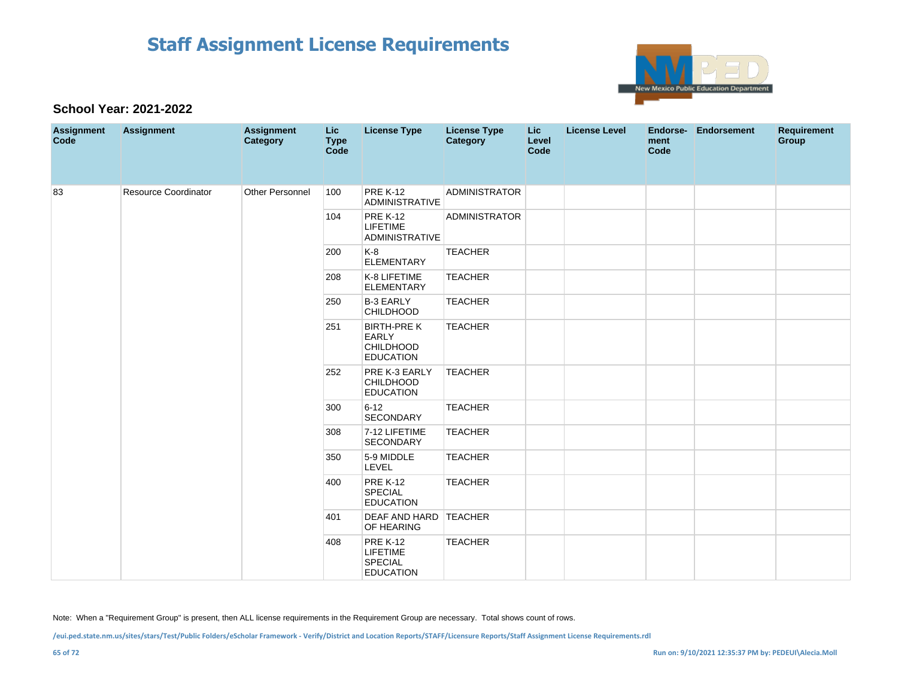# Staff Assignment License Requirements

**School Year: 2021-2022**

| Assignment Code | Assignment | Assignment Category | Lic Type Code | License Type | License Type Category | Lic Level Code | License Level | Endorse-ment Code | Endorsement | Requirement Group |
|---|---|---|---|---|---|---|---|---|---|---|
| 83 | Resource Coordinator | Other Personnel | 100 | PRE K-12 ADMINISTRATIVE | ADMINISTRATOR | | | | | |
| | | | 104 | PRE K-12 LIFETIME ADMINISTRATIVE | ADMINISTRATOR | | | | | |
| | | | 200 | K-8 ELEMENTARY | TEACHER | | | | | |
| | | | 208 | K-8 LIFETIME ELEMENTARY | TEACHER | | | | | |
| | | | 250 | B-3 EARLY CHILDHOOD | TEACHER | | | | | |
| | | | 251 | BIRTH-PRE K EARLY CHILDHOOD EDUCATION | TEACHER | | | | | |
| | | | 252 | PRE K-3 EARLY CHILDHOOD EDUCATION | TEACHER | | | | | |
| | | | 300 | 6-12 SECONDARY | TEACHER | | | | | |
| | | | 308 | 7-12 LIFETIME SECONDARY | TEACHER | | | | | |
| | | | 350 | 5-9 MIDDLE LEVEL | TEACHER | | | | | |
| | | | 400 | PRE K-12 SPECIAL EDUCATION | TEACHER | | | | | |
| | | | 401 | DEAF AND HARD OF HEARING | TEACHER | | | | | |
| | | | 408 | PRE K-12 LIFETIME SPECIAL EDUCATION | TEACHER | | | | | |

Note: When a "Requirement Group" is present, then ALL license requirements in the Requirement Group are necessary. Total shows count of rows.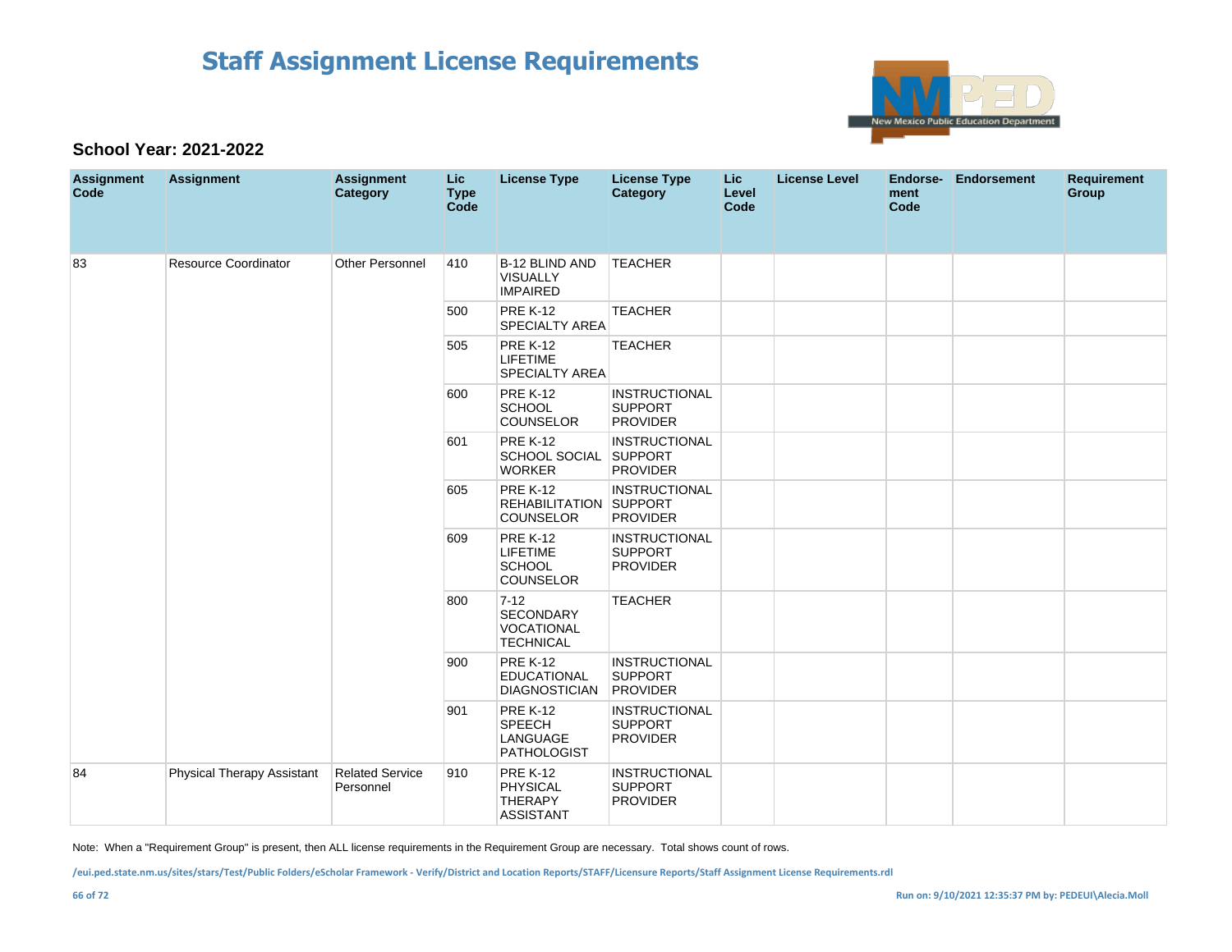# Staff Assignment License Requirements

### School Year: 2021-2022

| Assignment Code | Assignment | Assignment Category | Lic Type Code | License Type | License Type Category | Lic Level Code | License Level | Endorsement Code | Endorsement | Requirement Group |
|---|---|---|---|---|---|---|---|---|---|---|
| 83 | Resource Coordinator | Other Personnel | 410 | B-12 BLIND AND VISUALLY IMPAIRED | TEACHER | | | | | |
| | | | 500 | PRE K-12 SPECIALTY AREA | TEACHER | | | | | |
| | | | 505 | PRE K-12 LIFETIME SPECIALTY AREA | TEACHER | | | | | |
| | | | 600 | PRE K-12 SCHOOL COUNSELOR | INSTRUCTIONAL SUPPORT PROVIDER | | | | | |
| | | | 601 | PRE K-12 SCHOOL SOCIAL WORKER | INSTRUCTIONAL SUPPORT PROVIDER | | | | | |
| | | | 605 | PRE K-12 REHABILITATION COUNSELOR | INSTRUCTIONAL SUPPORT PROVIDER | | | | | |
| | | | 609 | PRE K-12 LIFETIME SCHOOL COUNSELOR | INSTRUCTIONAL SUPPORT PROVIDER | | | | | |
| | | | 800 | 7-12 SECONDARY VOCATIONAL TECHNICAL | TEACHER | | | | | |
| | | | 900 | PRE K-12 EDUCATIONAL DIAGNOSTICIAN | INSTRUCTIONAL SUPPORT PROVIDER | | | | | |
| | | | 901 | PRE K-12 SPEECH LANGUAGE PATHOLOGIST | INSTRUCTIONAL SUPPORT PROVIDER | | | | | |
| 84 | Physical Therapy Assistant | Related Service Personnel | 910 | PRE K-12 PHYSICAL THERAPY ASSISTANT | INSTRUCTIONAL SUPPORT PROVIDER | | | | | |

Note: When a "Requirement Group" is present, then ALL license requirements in the Requirement Group are necessary. Total shows count of rows.

/eui.ped.state.nm.us/sites/stars/Test/Public Folders/eScholar Framework - Verify/District and Location Reports/STAFF/Licensure Reports/Staff Assignment License Requirements.rdl

Run on: 9/10/2021 12:35:37 PM by: PEDEUI\Alecia.Moll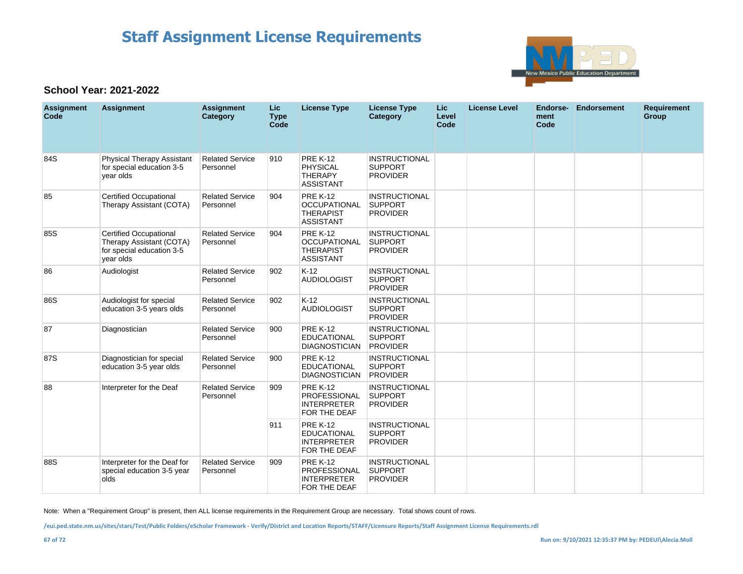# Staff Assignment License Requirements

### School Year: 2021-2022

| Assignment Code | Assignment | Assignment Category | Lic Type Code | License Type | License Type Category | Lic Level Code | License Level | Endorse-ment Code | Endorsement | Requirement Group |
|---|---|---|---|---|---|---|---|---|---|---|
| 84S | Physical Therapy Assistant for special education 3-5 year olds | Related Service Personnel | 910 | PRE K-12 PHYSICAL THERAPY ASSISTANT | INSTRUCTIONAL SUPPORT PROVIDER | | | | | |
| 85 | Certified Occupational Therapy Assistant (COTA) | Related Service Personnel | 904 | PRE K-12 OCCUPATIONAL THERAPIST ASSISTANT | INSTRUCTIONAL SUPPORT PROVIDER | | | | | |
| 85S | Certified Occupational Therapy Assistant (COTA) for special education 3-5 year olds | Related Service Personnel | 904 | PRE K-12 OCCUPATIONAL THERAPIST ASSISTANT | INSTRUCTIONAL SUPPORT PROVIDER | | | | | |
| 86 | Audiologist | Related Service Personnel | 902 | K-12 AUDIOLOGIST | INSTRUCTIONAL SUPPORT PROVIDER | | | | | |
| 86S | Audiologist for special education 3-5 years olds | Related Service Personnel | 902 | K-12 AUDIOLOGIST | INSTRUCTIONAL SUPPORT PROVIDER | | | | | |
| 87 | Diagnostician | Related Service Personnel | 900 | PRE K-12 EDUCATIONAL DIAGNOSTICIAN | INSTRUCTIONAL SUPPORT PROVIDER | | | | | |
| 87S | Diagnostician for special education 3-5 year olds | Related Service Personnel | 900 | PRE K-12 EDUCATIONAL DIAGNOSTICIAN | INSTRUCTIONAL SUPPORT PROVIDER | | | | | |
| 88 | Interpreter for the Deaf | Related Service Personnel | 909 | PRE K-12 PROFESSIONAL INTERPRETER FOR THE DEAF | INSTRUCTIONAL SUPPORT PROVIDER | | | | | |
| | | | 911 | PRE K-12 EDUCATIONAL INTERPRETER FOR THE DEAF | INSTRUCTIONAL SUPPORT PROVIDER | | | | | |
| 88S | Interpreter for the Deaf for special education 3-5 year olds | Related Service Personnel | 909 | PRE K-12 PROFESSIONAL INTERPRETER FOR THE DEAF | INSTRUCTIONAL SUPPORT PROVIDER | | | | | |

Note: When a "Requirement Group" is present, then ALL license requirements in the Requirement Group are necessary. Total shows count of rows.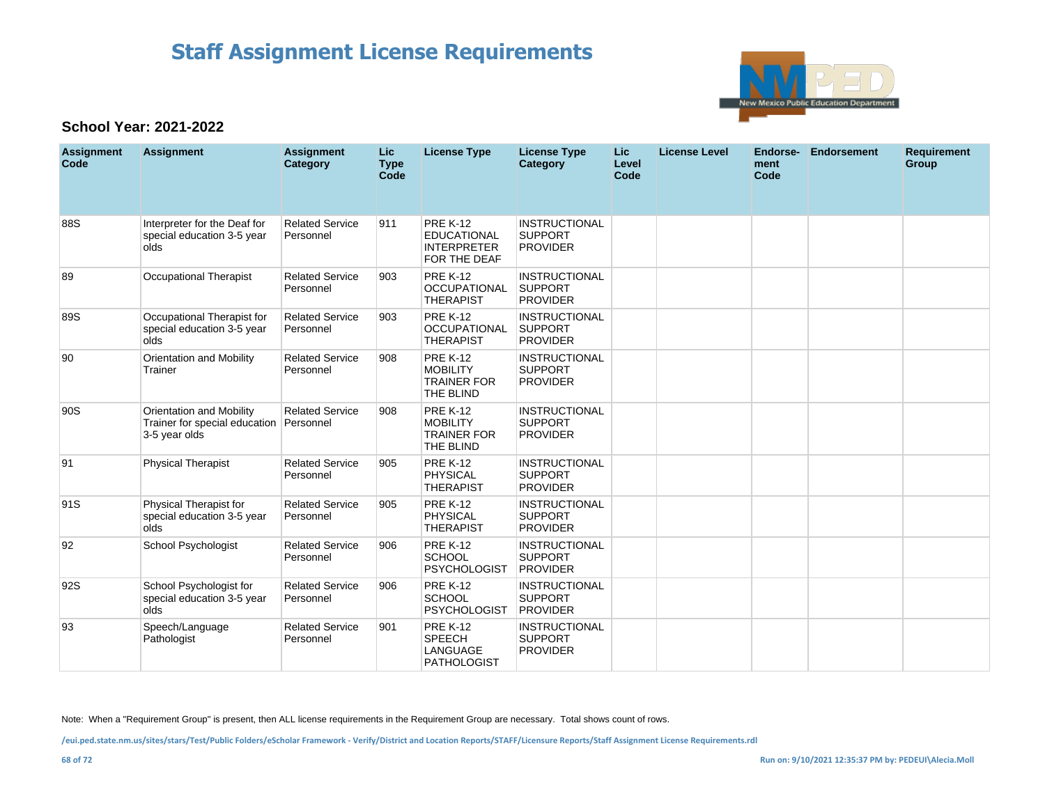# Staff Assignment License Requirements

**School Year: 2021-2022**

| Assignment Code | Assignment | Assignment Category | Lic Type Code | License Type | License Type Category | Lic Level Code | License Level | Endorse-ment Code | Endorsement | Requirement Group |
|---|---|---|---|---|---|---|---|---|---|---|
| 88S | Interpreter for the Deaf for special education 3-5 year olds | Related Service Personnel | 911 | PRE K-12 EDUCATIONAL INTERPRETER FOR THE DEAF | INSTRUCTIONAL SUPPORT PROVIDER | | | | | |
| 89 | Occupational Therapist | Related Service Personnel | 903 | PRE K-12 OCCUPATIONAL THERAPIST | INSTRUCTIONAL SUPPORT PROVIDER | | | | | |
| 89S | Occupational Therapist for special education 3-5 year olds | Related Service Personnel | 903 | PRE K-12 OCCUPATIONAL THERAPIST | INSTRUCTIONAL SUPPORT PROVIDER | | | | | |
| 90 | Orientation and Mobility Trainer | Related Service Personnel | 908 | PRE K-12 MOBILITY TRAINER FOR THE BLIND | INSTRUCTIONAL SUPPORT PROVIDER | | | | | |
| 90S | Orientation and Mobility Trainer for special education 3-5 year olds | Related Service Personnel | 908 | PRE K-12 MOBILITY TRAINER FOR THE BLIND | INSTRUCTIONAL SUPPORT PROVIDER | | | | | |
| 91 | Physical Therapist | Related Service Personnel | 905 | PRE K-12 PHYSICAL THERAPIST | INSTRUCTIONAL SUPPORT PROVIDER | | | | | |
| 91S | Physical Therapist for special education 3-5 year olds | Related Service Personnel | 905 | PRE K-12 PHYSICAL THERAPIST | INSTRUCTIONAL SUPPORT PROVIDER | | | | | |
| 92 | School Psychologist | Related Service Personnel | 906 | PRE K-12 SCHOOL PSYCHOLOGIST | INSTRUCTIONAL SUPPORT PROVIDER | | | | | |
| 92S | School Psychologist for special education 3-5 year olds | Related Service Personnel | 906 | PRE K-12 SCHOOL PSYCHOLOGIST | INSTRUCTIONAL SUPPORT PROVIDER | | | | | |
| 93 | Speech/Language Pathologist | Related Service Personnel | 901 | PRE K-12 SPEECH LANGUAGE PATHOLOGIST | INSTRUCTIONAL SUPPORT PROVIDER | | | | | |

Note: When a "Requirement Group" is present, then ALL license requirements in the Requirement Group are necessary. Total shows count of rows.

/eui.ped.state.nm.us/sites/stars/Test/Public Folders/eScholar Framework - Verify/District and Location Reports/STAFF/Licensure Reports/Staff Assignment License Requirements.rdl

Run on: 9/10/2021 12:35:37 PM by: PEDEUI\Alecia.Moll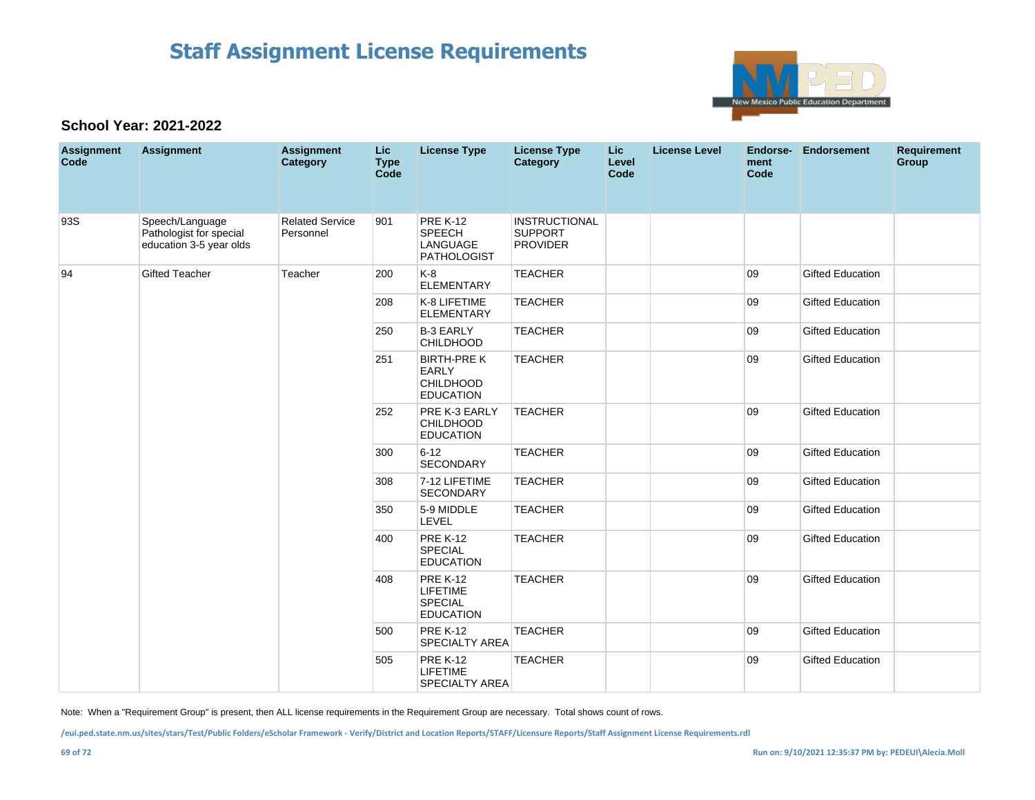# Staff Assignment License Requirements

**School Year: 2021-2022**

| Assignment Code | Assignment | Assignment Category | Lic Type Code | License Type | License Type Category | Lic Level Code | License Level | Endorse-ment Code | Endorsement | Requirement Group |
|---|---|---|---|---|---|---|---|---|---|---|
| 93S | Speech/Language Pathologist for special education 3-5 year olds | Related Service Personnel | 901 | PRE K-12 SPEECH LANGUAGE PATHOLOGIST | INSTRUCTIONAL SUPPORT PROVIDER | | | | | |
| 94 | Gifted Teacher | Teacher | 200 | K-8 ELEMENTARY | TEACHER | | | 09 | Gifted Education | |
| | | | 208 | K-8 LIFETIME ELEMENTARY | TEACHER | | | 09 | Gifted Education | |
| | | | 250 | B-3 EARLY CHILDHOOD | TEACHER | | | 09 | Gifted Education | |
| | | | 251 | BIRTH-PRE K EARLY CHILDHOOD EDUCATION | TEACHER | | | 09 | Gifted Education | |
| | | | 252 | PRE K-3 EARLY CHILDHOOD EDUCATION | TEACHER | | | 09 | Gifted Education | |
| | | | 300 | 6-12 SECONDARY | TEACHER | | | 09 | Gifted Education | |
| | | | 308 | 7-12 LIFETIME SECONDARY | TEACHER | | | 09 | Gifted Education | |
| | | | 350 | 5-9 MIDDLE LEVEL | TEACHER | | | 09 | Gifted Education | |
| | | | 400 | PRE K-12 SPECIAL EDUCATION | TEACHER | | | 09 | Gifted Education | |
| | | | 408 | PRE K-12 LIFETIME SPECIAL EDUCATION | TEACHER | | | 09 | Gifted Education | |
| | | | 500 | PRE K-12 SPECIALTY AREA | TEACHER | | | 09 | Gifted Education | |
| | | | 505 | PRE K-12 LIFETIME SPECIALTY AREA | TEACHER | | | 09 | Gifted Education | |

Note: When a "Requirement Group" is present, then ALL license requirements in the Requirement Group are necessary. Total shows count of rows.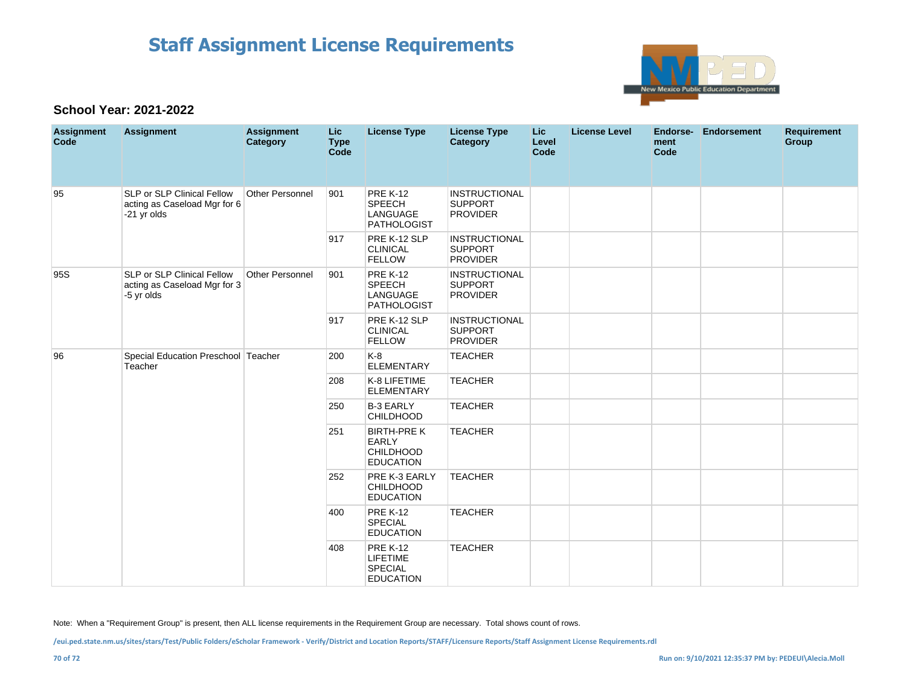# Staff Assignment License Requirements

**School Year: 2021-2022**

| Assignment Code | Assignment | Assignment Category | Lic Type Code | License Type | License Type Category | Lic Level Code | License Level | Endorse-ment Code | Endorsement | Requirement Group |
|---|---|---|---|---|---|---|---|---|---|---|
| 95 | SLP or SLP Clinical Fellow acting as Caseload Mgr for 6 -21 yr olds | Other Personnel | 901 | PRE K-12 SPEECH LANGUAGE PATHOLOGIST | INSTRUCTIONAL SUPPORT PROVIDER | | | | | |
| | | | 917 | PRE K-12 SLP CLINICAL FELLOW | INSTRUCTIONAL SUPPORT PROVIDER | | | | | |
| 95S | SLP or SLP Clinical Fellow acting as Caseload Mgr for 3 -5 yr olds | Other Personnel | 901 | PRE K-12 SPEECH LANGUAGE PATHOLOGIST | INSTRUCTIONAL SUPPORT PROVIDER | | | | | |
| | | | 917 | PRE K-12 SLP CLINICAL FELLOW | INSTRUCTIONAL SUPPORT PROVIDER | | | | | |
| 96 | Special Education Preschool Teacher | Teacher | 200 | K-8 ELEMENTARY | TEACHER | | | | | |
| | | | 208 | K-8 LIFETIME ELEMENTARY | TEACHER | | | | | |
| | | | 250 | B-3 EARLY CHILDHOOD | TEACHER | | | | | |
| | | | 251 | BIRTH-PRE K EARLY CHILDHOOD EDUCATION | TEACHER | | | | | |
| | | | 252 | PRE K-3 EARLY CHILDHOOD EDUCATION | TEACHER | | | | | |
| | | | 400 | PRE K-12 SPECIAL EDUCATION | TEACHER | | | | | |
| | | | 408 | PRE K-12 LIFETIME SPECIAL EDUCATION | TEACHER | | | | | |

Note: When a "Requirement Group" is present, then ALL license requirements in the Requirement Group are necessary. Total shows count of rows.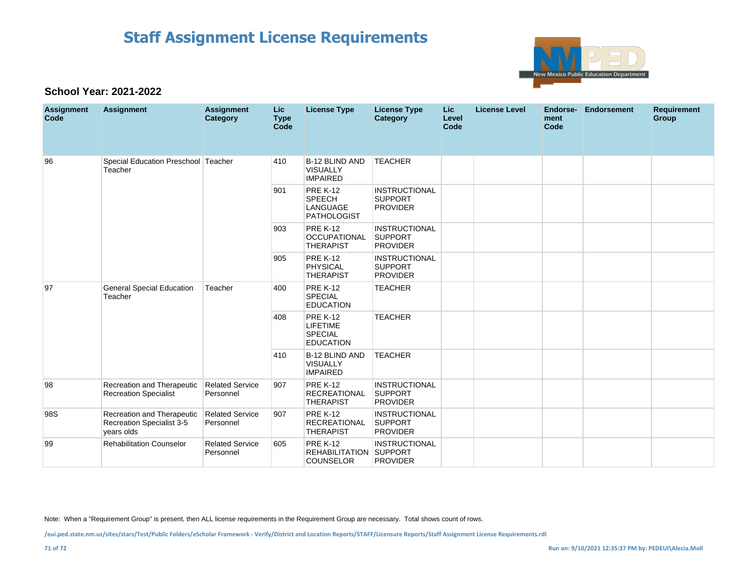# Staff Assignment License Requirements

**School Year: 2021-2022**

| Assignment Code | Assignment | Assignment Category | Lic Type Code | License Type | License Type Category | Lic Level Code | License Level | Endorse-ment Code | Endorsement | Requirement Group |
|---|---|---|---|---|---|---|---|---|---|---|
| 96 | Special Education Preschool Teacher | Teacher | 410 | B-12 BLIND AND VISUALLY IMPAIRED | TEACHER | | | | | |
| | | | 901 | PRE K-12 SPEECH LANGUAGE PATHOLOGIST | INSTRUCTIONAL SUPPORT PROVIDER | | | | | |
| | | | 903 | PRE K-12 OCCUPATIONAL THERAPIST | INSTRUCTIONAL SUPPORT PROVIDER | | | | | |
| | | | 905 | PRE K-12 PHYSICAL THERAPIST | INSTRUCTIONAL SUPPORT PROVIDER | | | | | |
| 97 | General Special Education Teacher | Teacher | 400 | PRE K-12 SPECIAL EDUCATION | TEACHER | | | | | |
| | | | 408 | PRE K-12 LIFETIME SPECIAL EDUCATION | TEACHER | | | | | |
| | | | 410 | B-12 BLIND AND VISUALLY IMPAIRED | TEACHER | | | | | |
| 98 | Recreation and Therapeutic Recreation Specialist | Related Service Personnel | 907 | PRE K-12 RECREATIONAL THERAPIST | INSTRUCTIONAL SUPPORT PROVIDER | | | | | |
| 98S | Recreation and Therapeutic Recreation Specialist 3-5 years olds | Related Service Personnel | 907 | PRE K-12 RECREATIONAL THERAPIST | INSTRUCTIONAL SUPPORT PROVIDER | | | | | |
| 99 | Rehabilitation Counselor | Related Service Personnel | 605 | PRE K-12 REHABILITATION COUNSELOR | INSTRUCTIONAL SUPPORT PROVIDER | | | | | |

Note: When a "Requirement Group" is present, then ALL license requirements in the Requirement Group are necessary. Total shows count of rows.

/eui.ped.state.nm.us/sites/stars/Test/Public Folders/eScholar Framework - Verify/District and Location Reports/STAFF/Licensure Reports/Staff Assignment License Requirements.rdl

Run on: 9/10/2021 12:35:37 PM by: PEDEUI\Alecia.Moll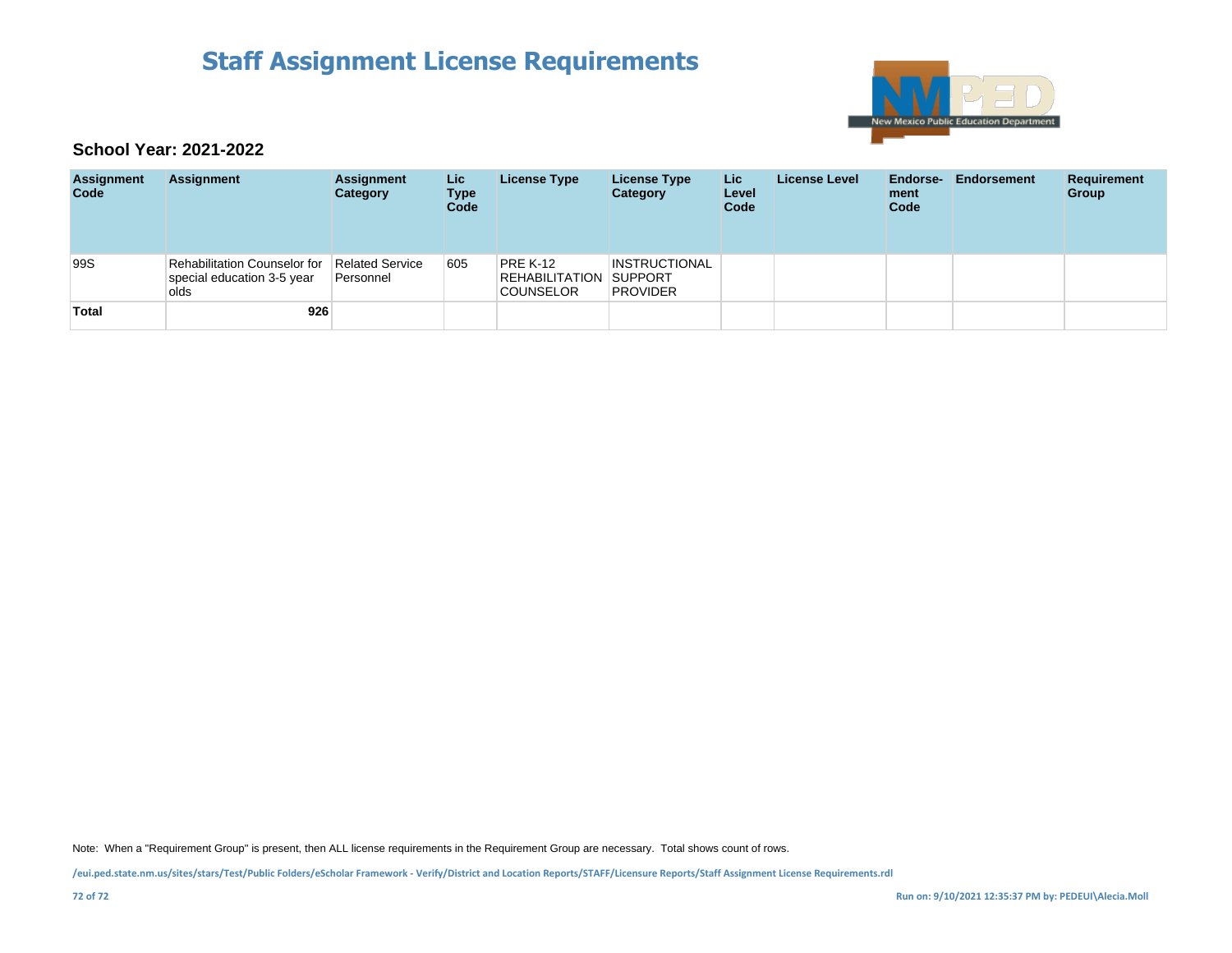# Staff Assignment License Requirements

**School Year: 2021-2022**

| Assignment Code | Assignment | Assignment Category | Lic Type Code | License Type | License Type Category | Lic Level Code | License Level | Endorse-ment Code | Endorsement | Requirement Group |
|---|---|---|---|---|---|---|---|---|---|---|
| 99S | Rehabilitation Counselor for special education 3-5 year olds | Related Service Personnel | 605 | PRE K-12 REHABILITATION COUNSELOR | INSTRUCTIONAL SUPPORT PROVIDER | | | | | |
| **Total** | **926** | | | | | | | | | |

Note: When a "Requirement Group" is present, then ALL license requirements in the Requirement Group are necessary. Total shows count of rows.

/eui.ped.state.nm.us/sites/stars/Test/Public Folders/eScholar Framework - Verify/District and Location Reports/STAFF/Licensure Reports/Staff Assignment License Requirements.rdl

Run on: 9/10/2021 12:35:37 PM by: PEDEUI\Alecia.Moll